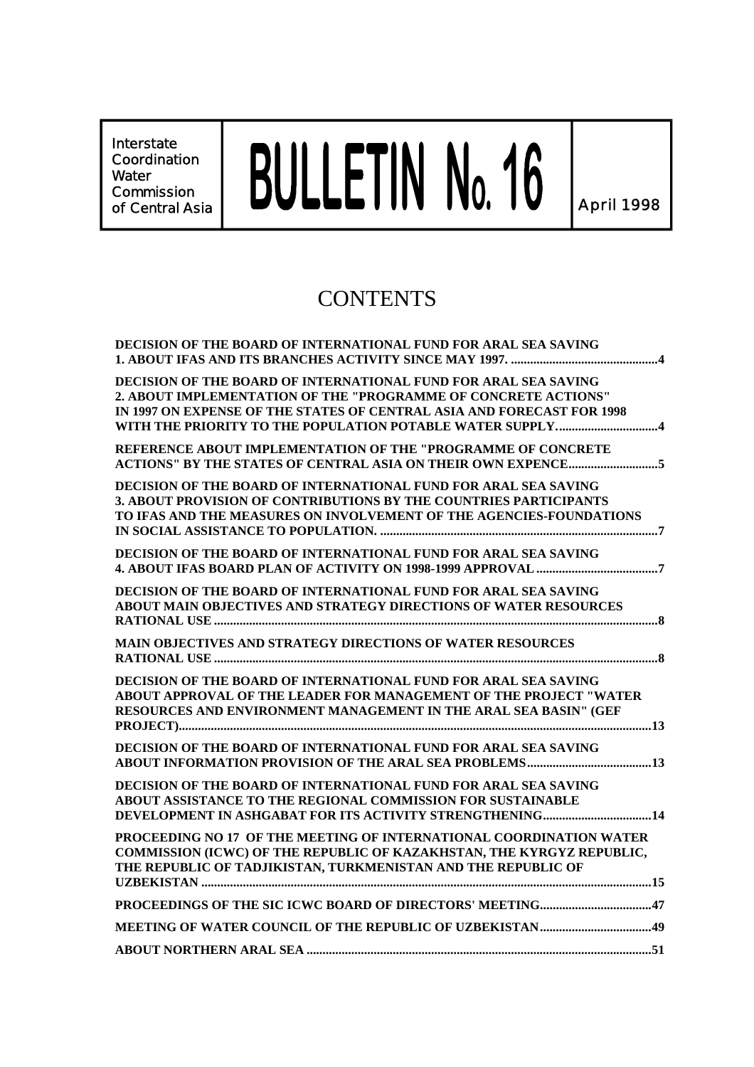Interstate Coordination Water Commission of Central Asia

# BULLETIN No. 16

April 1998

## CONTENTS

**DECISION OF THE BOARD OF INTERNATIONAL FUND FOR ARAL SEA SAVING 1. ABOUT IFAS AND ITS BRANCHES ACTIVITY SINCE MAY 1997. ....4**

**DECISION OF THE BOARD OF INTERNATIONAL FUND FOR ARAL SEA SAVING 2. ABOUT IMPLEMENTATION OF THE "PROGRAMME OF CONCRETE ACTIONS" IN 1997 ON EXPENSE OF THE STATES OF CENTRAL ASIA AND FORECAST FOR 1998 WITH THE PRIORITY TO THE POPULATION POTABLE WATER SUPPLY....4**

**REFERENCE ABOUT IMPLEMENTATION OF THE "PROGRAMME OF CONCRETE ACTIONS" BY THE STATES OF CENTRAL ASIA ON THEIR OWN EXPENCE....5**

**DECISION OF THE BOARD OF INTERNATIONAL FUND FOR ARAL SEA SAVING 3. ABOUT PROVISION OF CONTRIBUTIONS BY THE COUNTRIES PARTICIPANTS TO IFAS AND THE MEASURES ON INVOLVEMENT OF THE AGENCIES-FOUNDATIONS IN SOCIAL ASSISTANCE TO POPULATION. ....7**

**DECISION OF THE BOARD OF INTERNATIONAL FUND FOR ARAL SEA SAVING 4. ABOUT IFAS BOARD PLAN OF ACTIVITY ON 1998-1999 APPROVAL....7**

**DECISION OF THE BOARD OF INTERNATIONAL FUND FOR ARAL SEA SAVING ABOUT MAIN OBJECTIVES AND STRATEGY DIRECTIONS OF WATER RESOURCES RATIONAL USE....8**

**MAIN OBJECTIVES AND STRATEGY DIRECTIONS OF WATER RESOURCES RATIONAL USE....8**

**DECISION OF THE BOARD OF INTERNATIONAL FUND FOR ARAL SEA SAVING ABOUT APPROVAL OF THE LEADER FOR MANAGEMENT OF THE PROJECT "WATER RESOURCES AND ENVIRONMENT MANAGEMENT IN THE ARAL SEA BASIN" (GEF PROJECT)....13**

**DECISION OF THE BOARD OF INTERNATIONAL FUND FOR ARAL SEA SAVING ABOUT INFORMATION PROVISION OF THE ARAL SEA PROBLEMS....13**

**DECISION OF THE BOARD OF INTERNATIONAL FUND FOR ARAL SEA SAVING ABOUT ASSISTANCE TO THE REGIONAL COMMISSION FOR SUSTAINABLE DEVELOPMENT IN ASHGABAT FOR ITS ACTIVITY STRENGTHENING....14**

**PROCEEDING NO 17 OF THE MEETING OF INTERNATIONAL COORDINATION WATER COMMISSION (ICWC) OF THE REPUBLIC OF KAZAKHSTAN, THE KYRGYZ REPUBLIC, THE REPUBLIC OF TADJIKISTAN, TURKMENISTAN AND THE REPUBLIC OF UZBEKISTAN....15**

**PROCEEDINGS OF THE SIC ICWC BOARD OF DIRECTORS' MEETING....47**

**MEETING OF WATER COUNCIL OF THE REPUBLIC OF UZBEKISTAN....49**

**ABOUT NORTHERN ARAL SEA....51**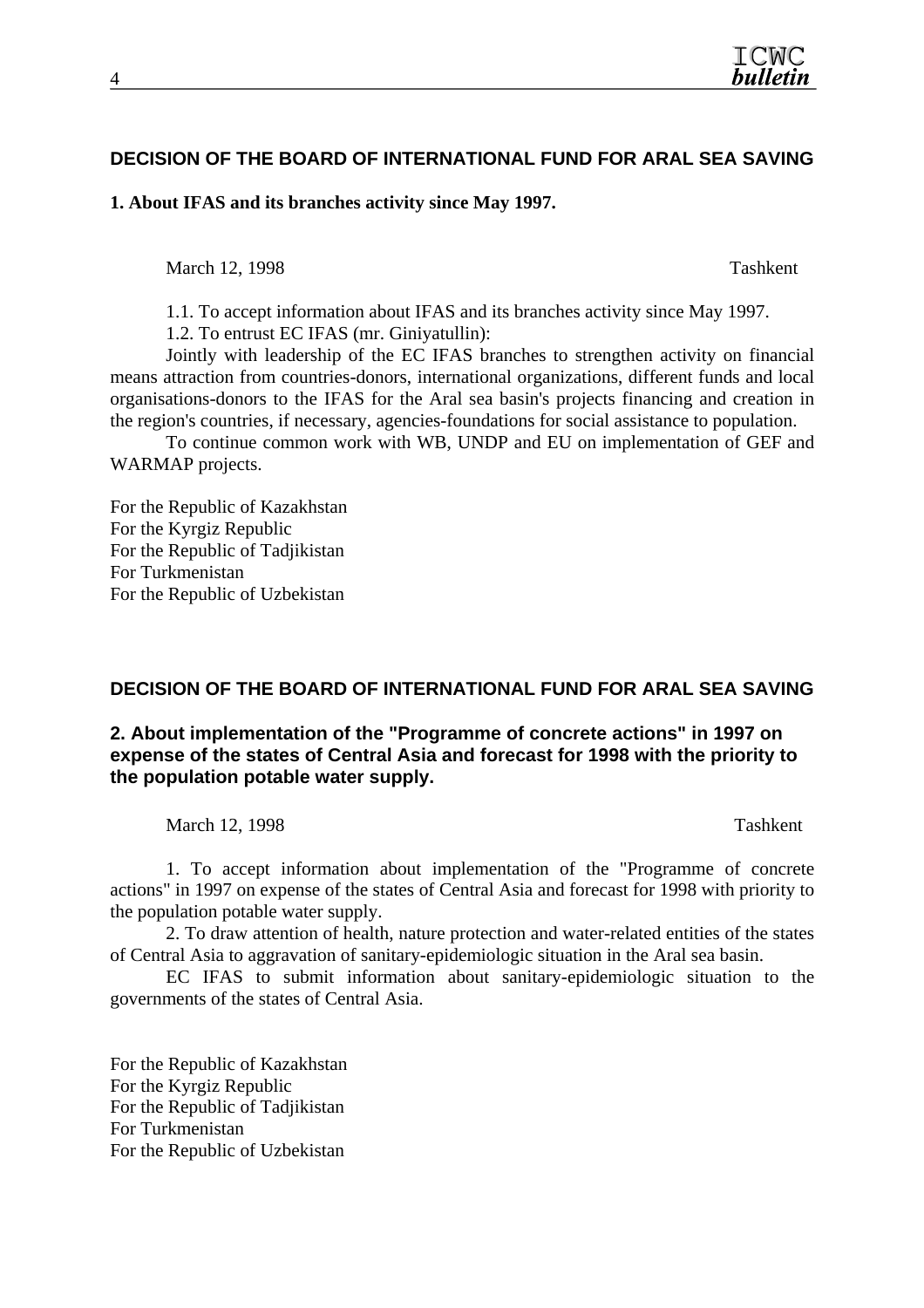## DECISION OF THE BOARD OF INTERNATIONAL FUND FOR ARAL SEA SAVING

**1. About IFAS and its branches activity since May 1997.**

March 12, 1998 Tashkent

1.1. To accept information about IFAS and its branches activity since May 1997.

1.2. To entrust EC IFAS (mr. Giniyatullin):

Jointly with leadership of the EC IFAS branches to strengthen activity on financial means attraction from countries-donors, international organizations, different funds and local organisations-donors to the IFAS for the Aral sea basin's projects financing and creation in the region's countries, if necessary, agencies-foundations for social assistance to population.

To continue common work with WB, UNDP and EU on implementation of GEF and WARMAP projects.

For the Republic of Kazakhstan
For the Kyrgiz Republic
For the Republic of Tadjikistan
For Turkmenistan
For the Republic of Uzbekistan

## DECISION OF THE BOARD OF INTERNATIONAL FUND FOR ARAL SEA SAVING

**2. About implementation of the "Programme of concrete actions" in 1997 on expense of the states of Central Asia and forecast for 1998 with the priority to the population potable water supply.**

March 12, 1998 Tashkent

1. To accept information about implementation of the "Programme of concrete actions" in 1997 on expense of the states of Central Asia and forecast for 1998 with priority to the population potable water supply.

2. To draw attention of health, nature protection and water-related entities of the states of Central Asia to aggravation of sanitary-epidemiologic situation in the Aral sea basin.

EC IFAS to submit information about sanitary-epidemiologic situation to the governments of the states of Central Asia.

For the Republic of Kazakhstan
For the Kyrgiz Republic
For the Republic of Tadjikistan
For Turkmenistan
For the Republic of Uzbekistan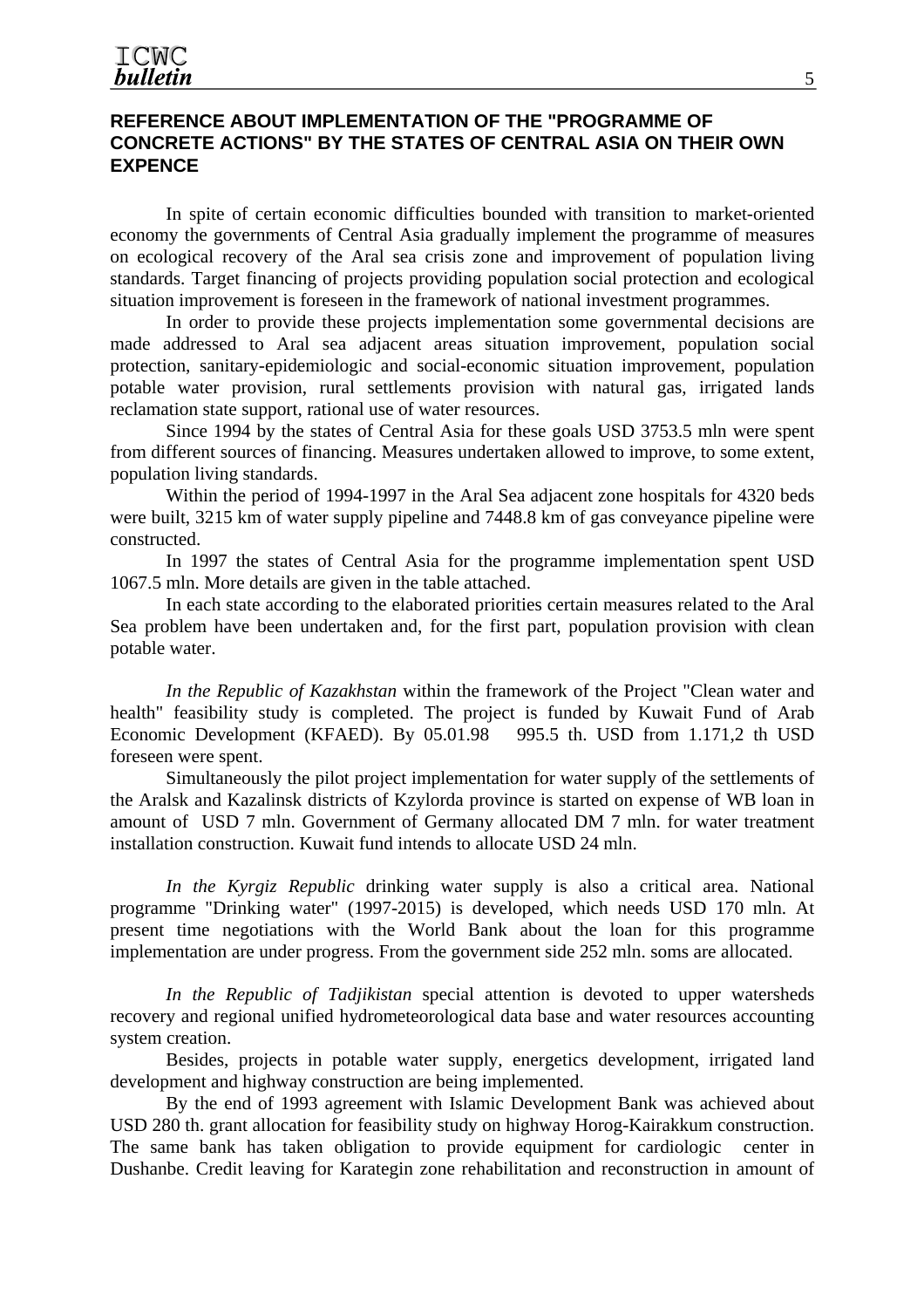## REFERENCE ABOUT IMPLEMENTATION OF THE "PROGRAMME OF CONCRETE ACTIONS" BY THE STATES OF CENTRAL ASIA ON THEIR OWN EXPENCE

In spite of certain economic difficulties bounded with transition to market-oriented economy the governments of Central Asia gradually implement the programme of measures on ecological recovery of the Aral sea crisis zone and improvement of population living standards. Target financing of projects providing population social protection and ecological situation improvement is foreseen in the framework of national investment programmes.

In order to provide these projects implementation some governmental decisions are made addressed to Aral sea adjacent areas situation improvement, population social protection, sanitary-epidemiologic and social-economic situation improvement, population potable water provision, rural settlements provision with natural gas, irrigated lands reclamation state support, rational use of water resources.

Since 1994 by the states of Central Asia for these goals USD 3753.5 mln were spent from different sources of financing. Measures undertaken allowed to improve, to some extent, population living standards.

Within the period of 1994-1997 in the Aral Sea adjacent zone hospitals for 4320 beds were built, 3215 km of water supply pipeline and 7448.8 km of gas conveyance pipeline were constructed.

In 1997 the states of Central Asia for the programme implementation spent USD 1067.5 mln. More details are given in the table attached.

In each state according to the elaborated priorities certain measures related to the Aral Sea problem have been undertaken and, for the first part, population provision with clean potable water.

*In the Republic of Kazakhstan* within the framework of the Project "Clean water and health" feasibility study is completed. The project is funded by Kuwait Fund of Arab Economic Development (KFAED). By 05.01.98 995.5 th. USD from 1.171,2 th USD foreseen were spent.

Simultaneously the pilot project implementation for water supply of the settlements of the Aralsk and Kazalinsk districts of Kzylorda province is started on expense of WB loan in amount of USD 7 mln. Government of Germany allocated DM 7 mln. for water treatment installation construction. Kuwait fund intends to allocate USD 24 mln.

*In the Kyrgiz Republic* drinking water supply is also a critical area. National programme "Drinking water" (1997-2015) is developed, which needs USD 170 mln. At present time negotiations with the World Bank about the loan for this programme implementation are under progress. From the government side 252 mln. soms are allocated.

*In the Republic of Tadjikistan* special attention is devoted to upper watersheds recovery and regional unified hydrometeorological data base and water resources accounting system creation.

Besides, projects in potable water supply, energetics development, irrigated land development and highway construction are being implemented.

By the end of 1993 agreement with Islamic Development Bank was achieved about USD 280 th. grant allocation for feasibility study on highway Horog-Kairakkum construction. The same bank has taken obligation to provide equipment for cardiologic center in Dushanbe. Credit leaving for Karategin zone rehabilitation and reconstruction in amount of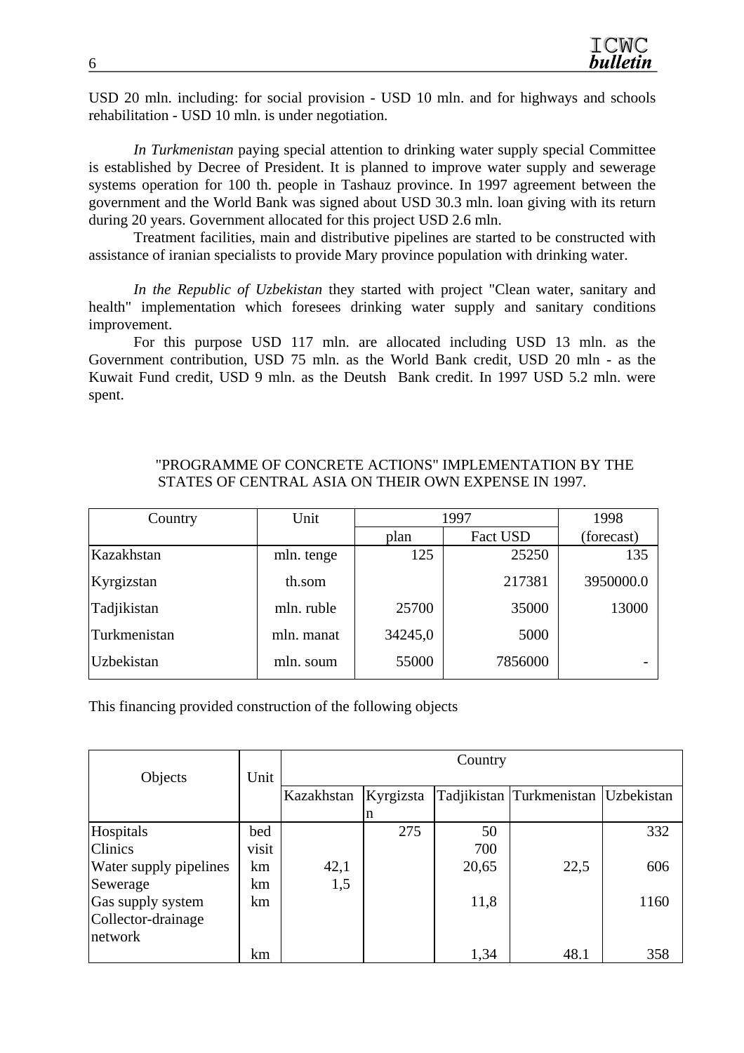USD 20 mln. including: for social provision - USD 10 mln. and for highways and schools rehabilitation - USD 10 mln. is under negotiation.

*In Turkmenistan* paying special attention to drinking water supply special Committee is established by Decree of President. It is planned to improve water supply and sewerage systems operation for 100 th. people in Tashauz province. In 1997 agreement between the government and the World Bank was signed about USD 30.3 mln. loan giving with its return during 20 years. Government allocated for this project USD 2.6 mln.

Treatment facilities, main and distributive pipelines are started to be constructed with assistance of iranian specialists to provide Mary province population with drinking water.

*In the Republic of Uzbekistan* they started with project "Clean water, sanitary and health" implementation which foresees drinking water supply and sanitary conditions improvement.

For this purpose USD 117 mln. are allocated including USD 13 mln. as the Government contribution, USD 75 mln. as the World Bank credit, USD 20 mln - as the Kuwait Fund credit, USD 9 mln. as the Deutsh Bank credit. In 1997 USD 5.2 mln. were spent.

"PROGRAMME OF CONCRETE ACTIONS" IMPLEMENTATION BY THE STATES OF CENTRAL ASIA ON THEIR OWN EXPENSE IN 1997.

| Country | Unit | 1997 | | 1998 |
|---|---|---|---|---|
| | | plan | Fact USD | (forecast) |
| Kazakhstan | mln. tenge | 125 | 25250 | 135 |
| Kyrgizstan | th.som | | 217381 | 3950000.0 |
| Tadjikistan | mln. ruble | 25700 | 35000 | 13000 |
| Turkmenistan | mln. manat | 34245,0 | 5000 | |
| Uzbekistan | mln. soum | 55000 | 7856000 | - |

This financing provided construction of the following objects

| Objects | Unit | Country | | | | |
|---|---|---|---|---|---|---|
| | | Kazakhstan | Kyrgizstan | Tadjikistan | Turkmenistan | Uzbekistan |
| Hospitals | bed | | 275 | 50 | | 332 |
| Clinics | visit | | | 700 | | |
| Water supply pipelines | km | 42,1 | | 20,65 | 22,5 | 606 |
| Sewerage | km | 1,5 | | | | |
| Gas supply system | km | | | 11,8 | | 1160 |
| Collector-drainage network | km | | | 1,34 | 48.1 | 358 |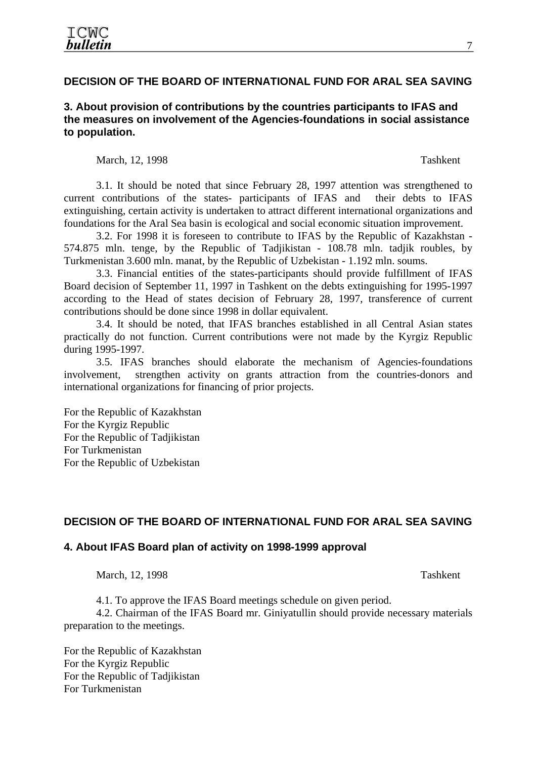## DECISION OF THE BOARD OF INTERNATIONAL FUND FOR ARAL SEA SAVING

### 3. About provision of contributions by the countries participants to IFAS and the measures on involvement of the Agencies-foundations in social assistance to population.

March, 12, 1998 Tashkent

3.1. It should be noted that since February 28, 1997 attention was strengthened to current contributions of the states- participants of IFAS and their debts to IFAS extinguishing, certain activity is undertaken to attract different international organizations and foundations for the Aral Sea basin is ecological and social economic situation improvement.

3.2. For 1998 it is foreseen to contribute to IFAS by the Republic of Kazakhstan - 574.875 mln. tenge, by the Republic of Tadjikistan - 108.78 mln. tadjik roubles, by Turkmenistan 3.600 mln. manat, by the Republic of Uzbekistan - 1.192 mln. soums.

3.3. Financial entities of the states-participants should provide fulfillment of IFAS Board decision of September 11, 1997 in Tashkent on the debts extinguishing for 1995-1997 according to the Head of states decision of February 28, 1997, transference of current contributions should be done since 1998 in dollar equivalent.

3.4. It should be noted, that IFAS branches established in all Central Asian states practically do not function. Current contributions were not made by the Kyrgiz Republic during 1995-1997.

3.5. IFAS branches should elaborate the mechanism of Agencies-foundations involvement, strengthen activity on grants attraction from the countries-donors and international organizations for financing of prior projects.

For the Republic of Kazakhstan
For the Kyrgiz Republic
For the Republic of Tadjikistan
For Turkmenistan
For the Republic of Uzbekistan

## DECISION OF THE BOARD OF INTERNATIONAL FUND FOR ARAL SEA SAVING

### 4. About IFAS Board plan of activity on 1998-1999 approval

March, 12, 1998 Tashkent

4.1. To approve the IFAS Board meetings schedule on given period.

4.2. Chairman of the IFAS Board mr. Giniyatullin should provide necessary materials preparation to the meetings.

For the Republic of Kazakhstan
For the Kyrgiz Republic
For the Republic of Tadjikistan
For Turkmenistan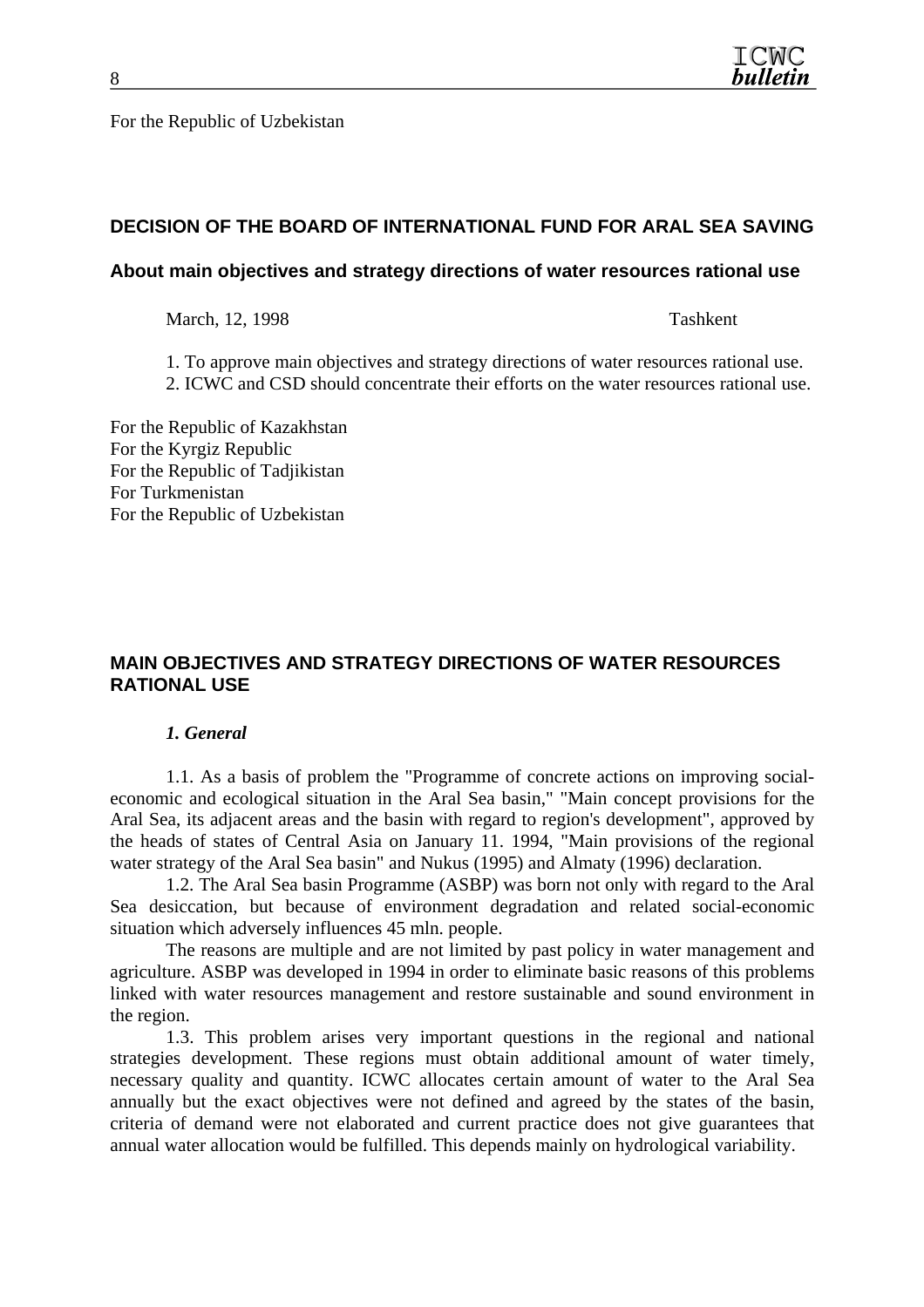For the Republic of Uzbekistan

## DECISION OF THE BOARD OF INTERNATIONAL FUND FOR ARAL SEA SAVING

### About main objectives and strategy directions of water resources rational use

March, 12, 1998 Tashkent

1. To approve main objectives and strategy directions of water resources rational use.
2. ICWC and CSD should concentrate their efforts on the water resources rational use.

For the Republic of Kazakhstan
For the Kyrgiz Republic
For the Republic of Tadjikistan
For Turkmenistan
For the Republic of Uzbekistan

## MAIN OBJECTIVES AND STRATEGY DIRECTIONS OF WATER RESOURCES RATIONAL USE

### *1. General*

1.1. As a basis of problem the "Programme of concrete actions on improving social-economic and ecological situation in the Aral Sea basin," "Main concept provisions for the Aral Sea, its adjacent areas and the basin with regard to region's development", approved by the heads of states of Central Asia on January 11. 1994, "Main provisions of the regional water strategy of the Aral Sea basin" and Nukus (1995) and Almaty (1996) declaration.

1.2. The Aral Sea basin Programme (ASBP) was born not only with regard to the Aral Sea desiccation, but because of environment degradation and related social-economic situation which adversely influences 45 mln. people.

The reasons are multiple and are not limited by past policy in water management and agriculture. ASBP was developed in 1994 in order to eliminate basic reasons of this problems linked with water resources management and restore sustainable and sound environment in the region.

1.3. This problem arises very important questions in the regional and national strategies development. These regions must obtain additional amount of water timely, necessary quality and quantity. ICWC allocates certain amount of water to the Aral Sea annually but the exact objectives were not defined and agreed by the states of the basin, criteria of demand were not elaborated and current practice does not give guarantees that annual water allocation would be fulfilled. This depends mainly on hydrological variability.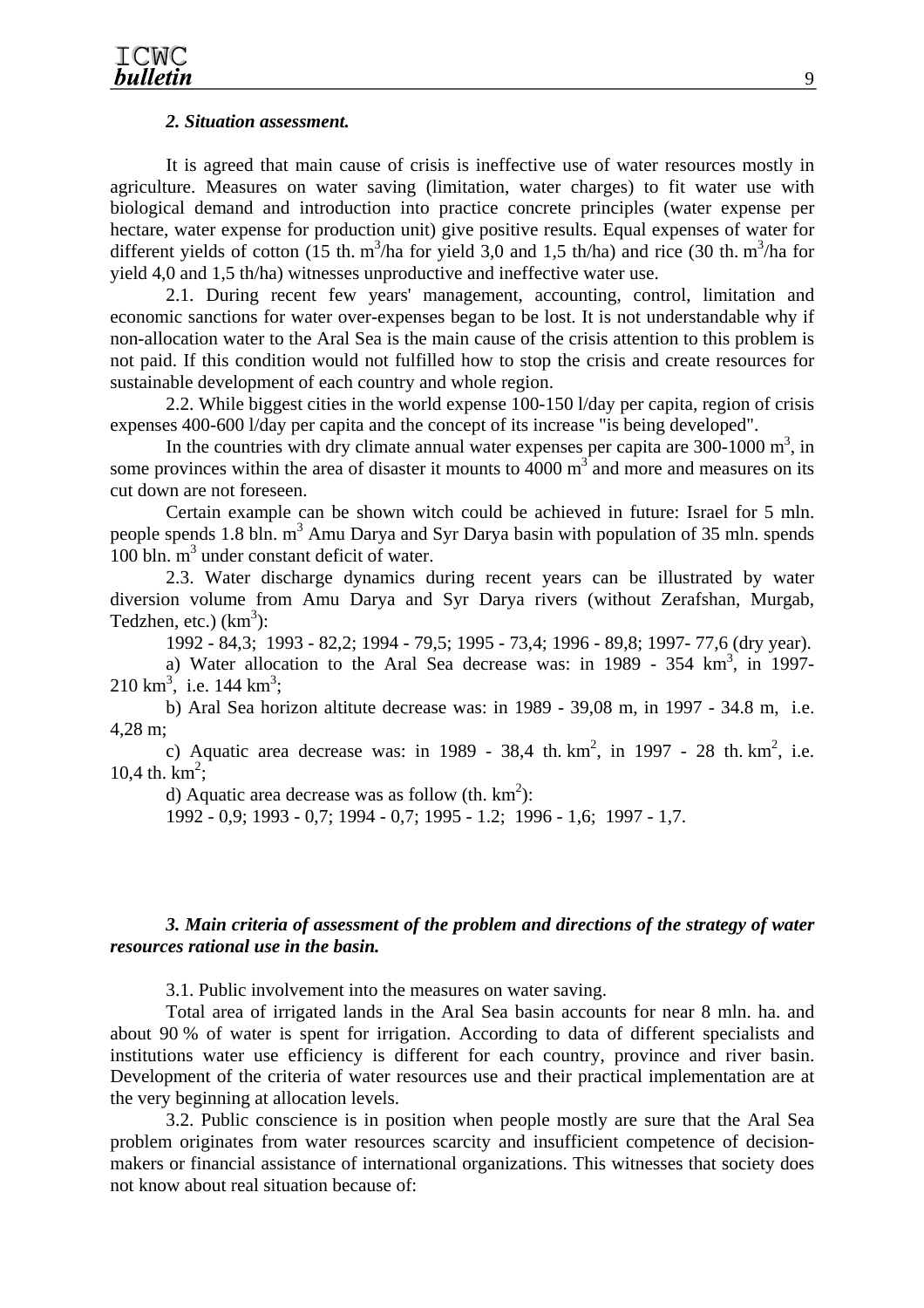### *2. Situation assessment.*

It is agreed that main cause of crisis is ineffective use of water resources mostly in agriculture. Measures on water saving (limitation, water charges) to fit water use with biological demand and introduction into practice concrete principles (water expense per hectare, water expense for production unit) give positive results. Equal expenses of water for different yields of cotton (15 th. $m^3$/ha for yield 3,0 and 1,5 th/ha) and rice (30 th. $m^3$/ha for yield 4,0 and 1,5 th/ha) witnesses unproductive and ineffective water use.

2.1. During recent few years' management, accounting, control, limitation and economic sanctions for water over-expenses began to be lost. It is not understandable why if non-allocation water to the Aral Sea is the main cause of the crisis attention to this problem is not paid. If this condition would not fulfilled how to stop the crisis and create resources for sustainable development of each country and whole region.

2.2. While biggest cities in the world expense 100-150 l/day per capita, region of crisis expenses 400-600 l/day per capita and the concept of its increase "is being developed".

In the countries with dry climate annual water expenses per capita are 300-1000 $m^3$, in some provinces within the area of disaster it mounts to 4000 $m^3$ and more and measures on its cut down are not foreseen.

Certain example can be shown witch could be achieved in future: Israel for 5 mln. people spends 1.8 bln. $m^3$ Amu Darya and Syr Darya basin with population of 35 mln. spends 100 bln. $m^3$ under constant deficit of water.

2.3. Water discharge dynamics during recent years can be illustrated by water diversion volume from Amu Darya and Syr Darya rivers (without Zerafshan, Murgab, Tedzhen, etc.) ($km^3$):

1992 - 84,3; 1993 - 82,2; 1994 - 79,5; 1995 - 73,4; 1996 - 89,8; 1997- 77,6 (dry year).

a) Water allocation to the Aral Sea decrease was: in 1989 - 354 $km^3$, in 1997- 210 $km^3$, i.e. 144 $km^3$;

b) Aral Sea horizon altitute decrease was: in 1989 - 39,08 m, in 1997 - 34.8 m, i.e. 4,28 m;

c) Aquatic area decrease was: in 1989 - 38,4 th. $km^2$, in 1997 - 28 th. $km^2$, i.e. 10,4 th. $km^2$;

d) Aquatic area decrease was as follow (th. $km^2$):

1992 - 0,9; 1993 - 0,7; 1994 - 0,7; 1995 - 1.2; 1996 - 1,6; 1997 - 1,7.

### *3. Main criteria of assessment of the problem and directions of the strategy of water resources rational use in the basin.*

3.1. Public involvement into the measures on water saving.

Total area of irrigated lands in the Aral Sea basin accounts for near 8 mln. ha. and about 90 % of water is spent for irrigation. According to data of different specialists and institutions water use efficiency is different for each country, province and river basin. Development of the criteria of water resources use and their practical implementation are at the very beginning at allocation levels.

3.2. Public conscience is in position when people mostly are sure that the Aral Sea problem originates from water resources scarcity and insufficient competence of decision-makers or financial assistance of international organizations. This witnesses that society does not know about real situation because of: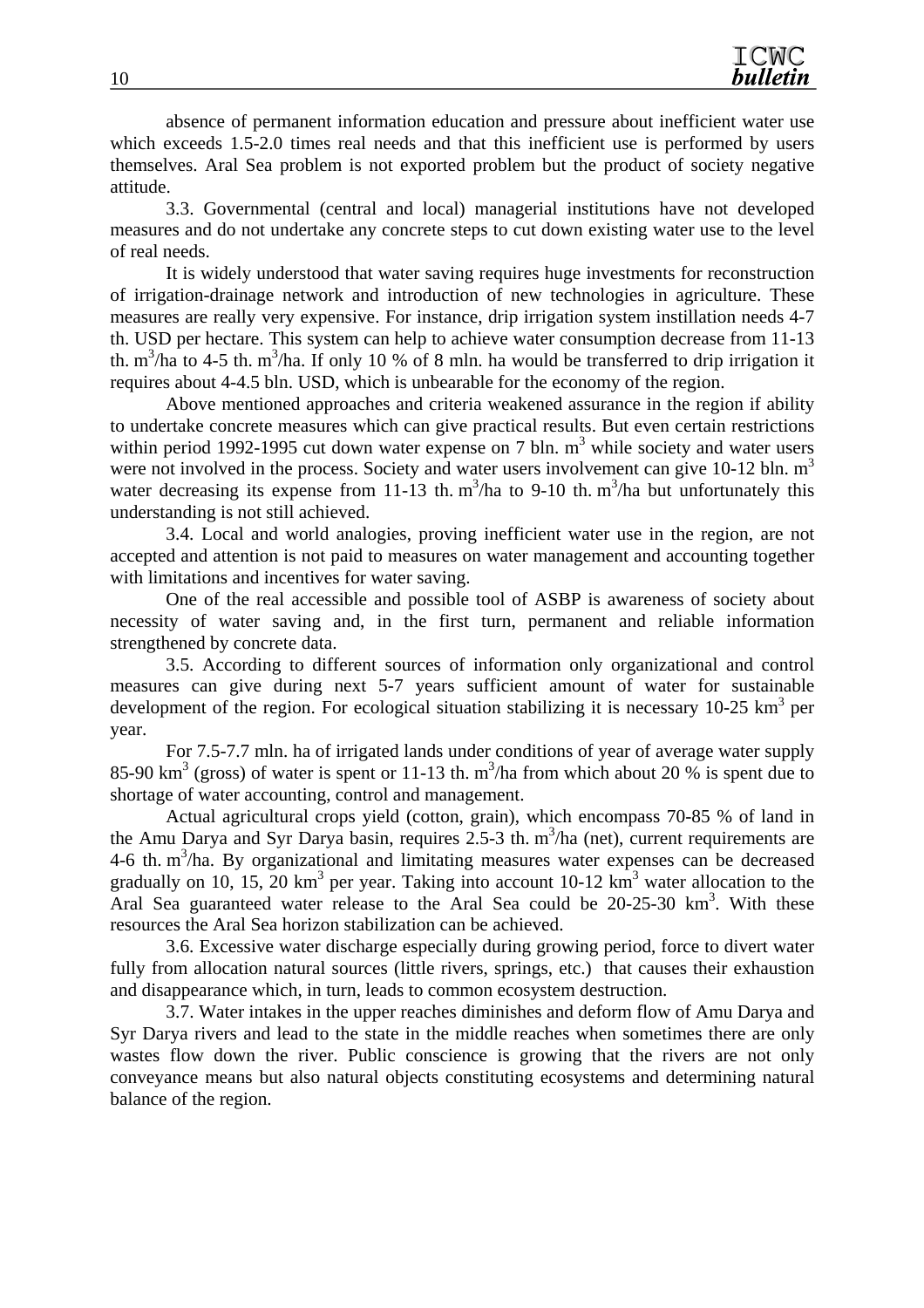absence of permanent information education and pressure about inefficient water use which exceeds 1.5-2.0 times real needs and that this inefficient use is performed by users themselves. Aral Sea problem is not exported problem but the product of society negative attitude.

3.3. Governmental (central and local) managerial institutions have not developed measures and do not undertake any concrete steps to cut down existing water use to the level of real needs.

It is widely understood that water saving requires huge investments for reconstruction of irrigation-drainage network and introduction of new technologies in agriculture. These measures are really very expensive. For instance, drip irrigation system instillation needs 4-7 th. USD per hectare. This system can help to achieve water consumption decrease from 11-13 th. $m^3$/ha to 4-5 th. $m^3$/ha. If only 10 % of 8 mln. ha would be transferred to drip irrigation it requires about 4-4.5 bln. USD, which is unbearable for the economy of the region.

Above mentioned approaches and criteria weakened assurance in the region if ability to undertake concrete measures which can give practical results. But even certain restrictions within period 1992-1995 cut down water expense on 7 bln. $m^3$ while society and water users were not involved in the process. Society and water users involvement can give 10-12 bln. $m^3$ water decreasing its expense from 11-13 th. $m^3$/ha to 9-10 th. $m^3$/ha but unfortunately this understanding is not still achieved.

3.4. Local and world analogies, proving inefficient water use in the region, are not accepted and attention is not paid to measures on water management and accounting together with limitations and incentives for water saving.

One of the real accessible and possible tool of ASBP is awareness of society about necessity of water saving and, in the first turn, permanent and reliable information strengthened by concrete data.

3.5. According to different sources of information only organizational and control measures can give during next 5-7 years sufficient amount of water for sustainable development of the region. For ecological situation stabilizing it is necessary 10-25 $km^3$ per year.

For 7.5-7.7 mln. ha of irrigated lands under conditions of year of average water supply 85-90 $km^3$ (gross) of water is spent or 11-13 th. $m^3$/ha from which about 20 % is spent due to shortage of water accounting, control and management.

Actual agricultural crops yield (cotton, grain), which encompass 70-85 % of land in the Amu Darya and Syr Darya basin, requires 2.5-3 th. $m^3$/ha (net), current requirements are 4-6 th. $m^3$/ha. By organizational and limitating measures water expenses can be decreased gradually on 10, 15, 20 $km^3$ per year. Taking into account 10-12 $km^3$ water allocation to the Aral Sea guaranteed water release to the Aral Sea could be 20-25-30 $km^3$. With these resources the Aral Sea horizon stabilization can be achieved.

3.6. Excessive water discharge especially during growing period, force to divert water fully from allocation natural sources (little rivers, springs, etc.) that causes their exhaustion and disappearance which, in turn, leads to common ecosystem destruction.

3.7. Water intakes in the upper reaches diminishes and deform flow of Amu Darya and Syr Darya rivers and lead to the state in the middle reaches when sometimes there are only wastes flow down the river. Public conscience is growing that the rivers are not only conveyance means but also natural objects constituting ecosystems and determining natural balance of the region.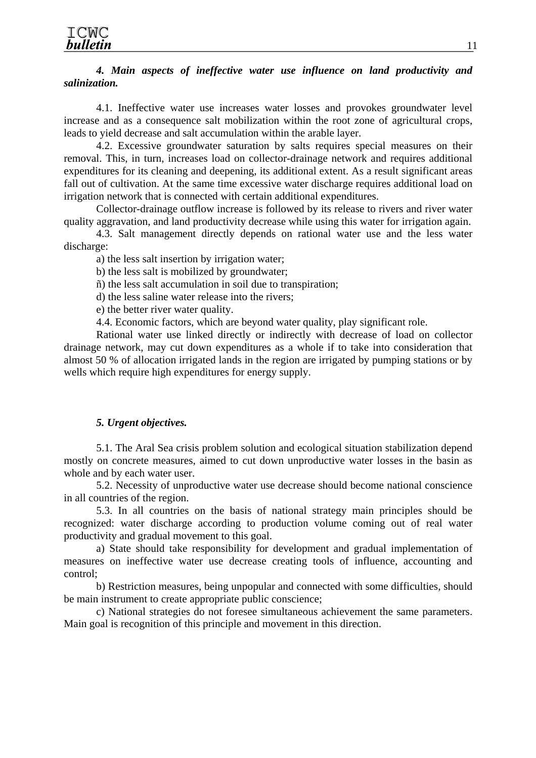### *4. Main aspects of ineffective water use influence on land productivity and salinization.*

4.1. Ineffective water use increases water losses and provokes groundwater level increase and as a consequence salt mobilization within the root zone of agricultural crops, leads to yield decrease and salt accumulation within the arable layer.

4.2. Excessive groundwater saturation by salts requires special measures on their removal. This, in turn, increases load on collector-drainage network and requires additional expenditures for its cleaning and deepening, its additional extent. As a result significant areas fall out of cultivation. At the same time excessive water discharge requires additional load on irrigation network that is connected with certain additional expenditures.

Collector-drainage outflow increase is followed by its release to rivers and river water quality aggravation, and land productivity decrease while using this water for irrigation again.

4.3. Salt management directly depends on rational water use and the less water discharge:

a) the less salt insertion by irrigation water;

b) the less salt is mobilized by groundwater;

ñ) the less salt accumulation in soil due to transpiration;

d) the less saline water release into the rivers;

e) the better river water quality.

4.4. Economic factors, which are beyond water quality, play significant role.

Rational water use linked directly or indirectly with decrease of load on collector drainage network, may cut down expenditures as a whole if to take into consideration that almost 50 % of allocation irrigated lands in the region are irrigated by pumping stations or by wells which require high expenditures for energy supply.

### *5. Urgent objectives.*

5.1. The Aral Sea crisis problem solution and ecological situation stabilization depend mostly on concrete measures, aimed to cut down unproductive water losses in the basin as whole and by each water user.

5.2. Necessity of unproductive water use decrease should become national conscience in all countries of the region.

5.3. In all countries on the basis of national strategy main principles should be recognized: water discharge according to production volume coming out of real water productivity and gradual movement to this goal.

a) State should take responsibility for development and gradual implementation of measures on ineffective water use decrease creating tools of influence, accounting and control;

b) Restriction measures, being unpopular and connected with some difficulties, should be main instrument to create appropriate public conscience;

c) National strategies do not foresee simultaneous achievement the same parameters. Main goal is recognition of this principle and movement in this direction.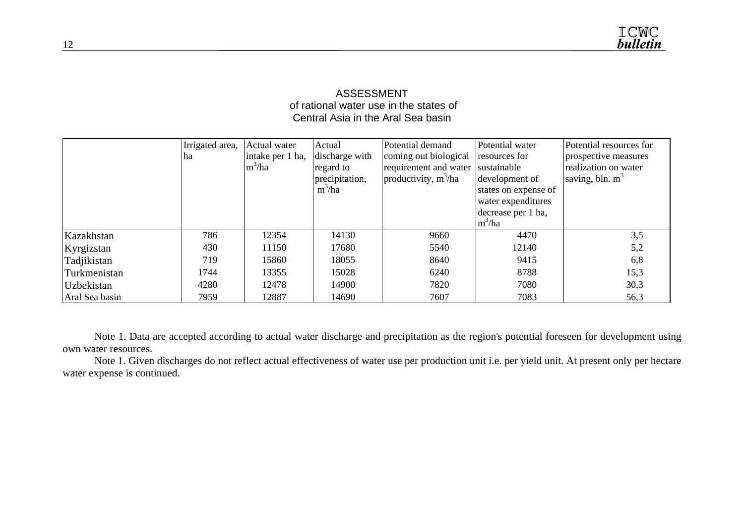## ASSESSMENT
## of rational water use in the states of Central Asia in the Aral Sea basin

| | Irrigated area, ha | Actual water intake per 1 ha, $m^3$/ha | Actual discharge with regard to precipitation, $m^3$/ha | Potential demand coming out biological requirement and water productivity, $m^3$/ha | Potential water resources for sustainable development of states on expense of water expenditures decrease per 1 ha, $m^3$/ha | Potential resources for prospective measures realization on water saving, bln. $m^3$ |
|---|---|---|---|---|---|---|
| Kazakhstan | 786 | 12354 | 14130 | 9660 | 4470 | 3,5 |
| Kyrgizstan | 430 | 11150 | 17680 | 5540 | 12140 | 5,2 |
| Tadjikistan | 719 | 15860 | 18055 | 8640 | 9415 | 6,8 |
| Turkmenistan | 1744 | 13355 | 15028 | 6240 | 8788 | 15,3 |
| Uzbekistan | 4280 | 12478 | 14900 | 7820 | 7080 | 30,3 |
| Aral Sea basin | 7959 | 12887 | 14690 | 7607 | 7083 | 56,3 |

Note 1. Data are accepted according to actual water discharge and precipitation as the region's potential foreseen for development using own water resources.

Note 1. Given discharges do not reflect actual effectiveness of water use per production unit i.e. per yield unit. At present only per hectare water expense is continued.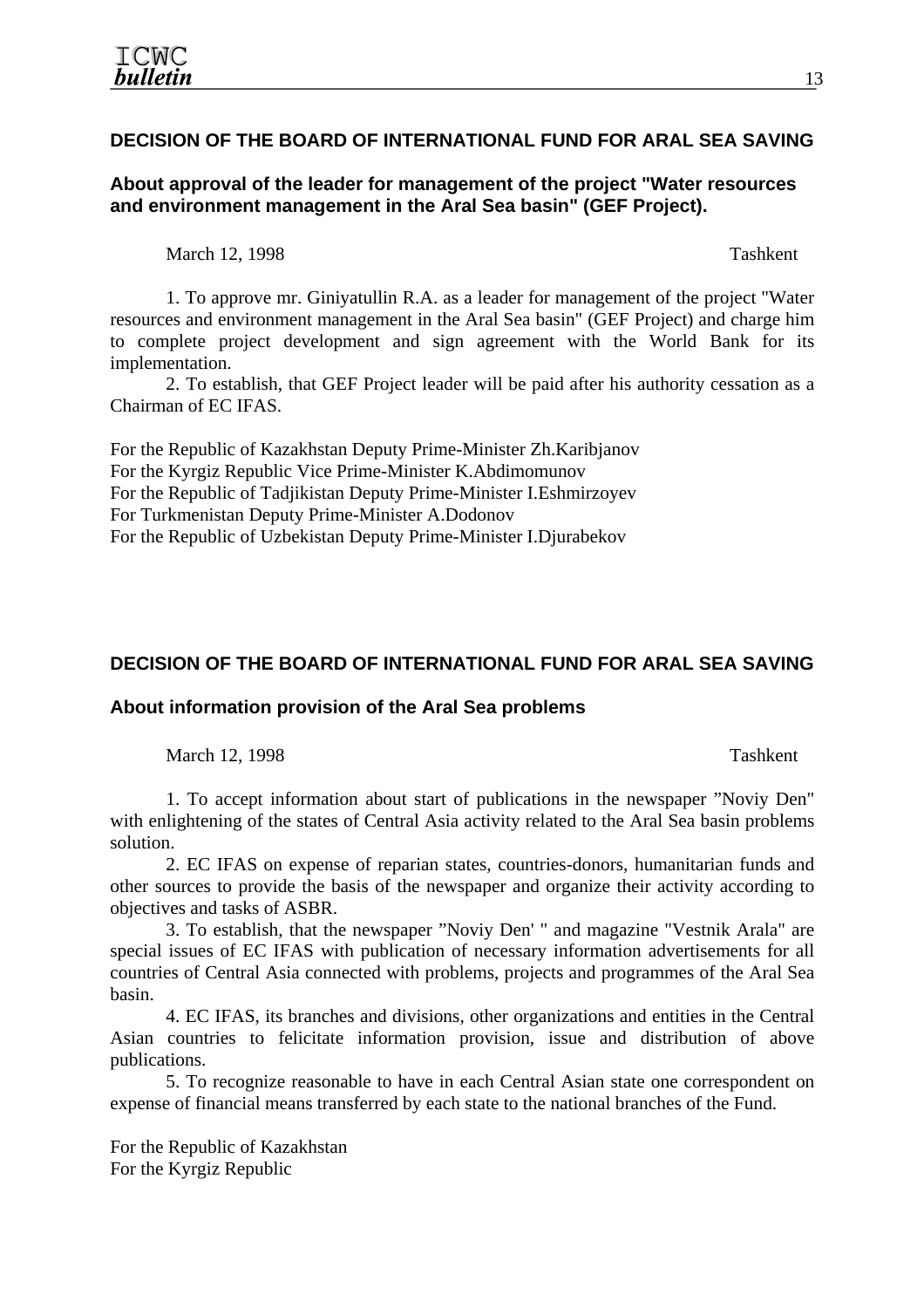## DECISION OF THE BOARD OF INTERNATIONAL FUND FOR ARAL SEA SAVING

### About approval of the leader for management of the project "Water resources and environment management in the Aral Sea basin" (GEF Project).

March 12, 1998 Tashkent

1. To approve mr. Giniyatullin R.A. as a leader for management of the project "Water resources and environment management in the Aral Sea basin" (GEF Project) and charge him to complete project development and sign agreement with the World Bank for its implementation.

2. To establish, that GEF Project leader will be paid after his authority cessation as a Chairman of EC IFAS.

For the Republic of Kazakhstan Deputy Prime-Minister Zh.Karibjanov
For the Kyrgiz Republic Vice Prime-Minister K.Abdimomunov
For the Republic of Tadjikistan Deputy Prime-Minister I.Eshmirzoyev
For Turkmenistan Deputy Prime-Minister A.Dodonov
For the Republic of Uzbekistan Deputy Prime-Minister I.Djurabekov

## DECISION OF THE BOARD OF INTERNATIONAL FUND FOR ARAL SEA SAVING

### About information provision of the Aral Sea problems

March 12, 1998 Tashkent

1. To accept information about start of publications in the newspaper "Noviy Den" with enlightening of the states of Central Asia activity related to the Aral Sea basin problems solution.

2. EC IFAS on expense of reparian states, countries-donors, humanitarian funds and other sources to provide the basis of the newspaper and organize their activity according to objectives and tasks of ASBR.

3. To establish, that the newspaper "Noviy Den' " and magazine "Vestnik Arala" are special issues of EC IFAS with publication of necessary information advertisements for all countries of Central Asia connected with problems, projects and programmes of the Aral Sea basin.

4. EC IFAS, its branches and divisions, other organizations and entities in the Central Asian countries to felicitate information provision, issue and distribution of above publications.

5. To recognize reasonable to have in each Central Asian state one correspondent on expense of financial means transferred by each state to the national branches of the Fund.

For the Republic of Kazakhstan
For the Kyrgiz Republic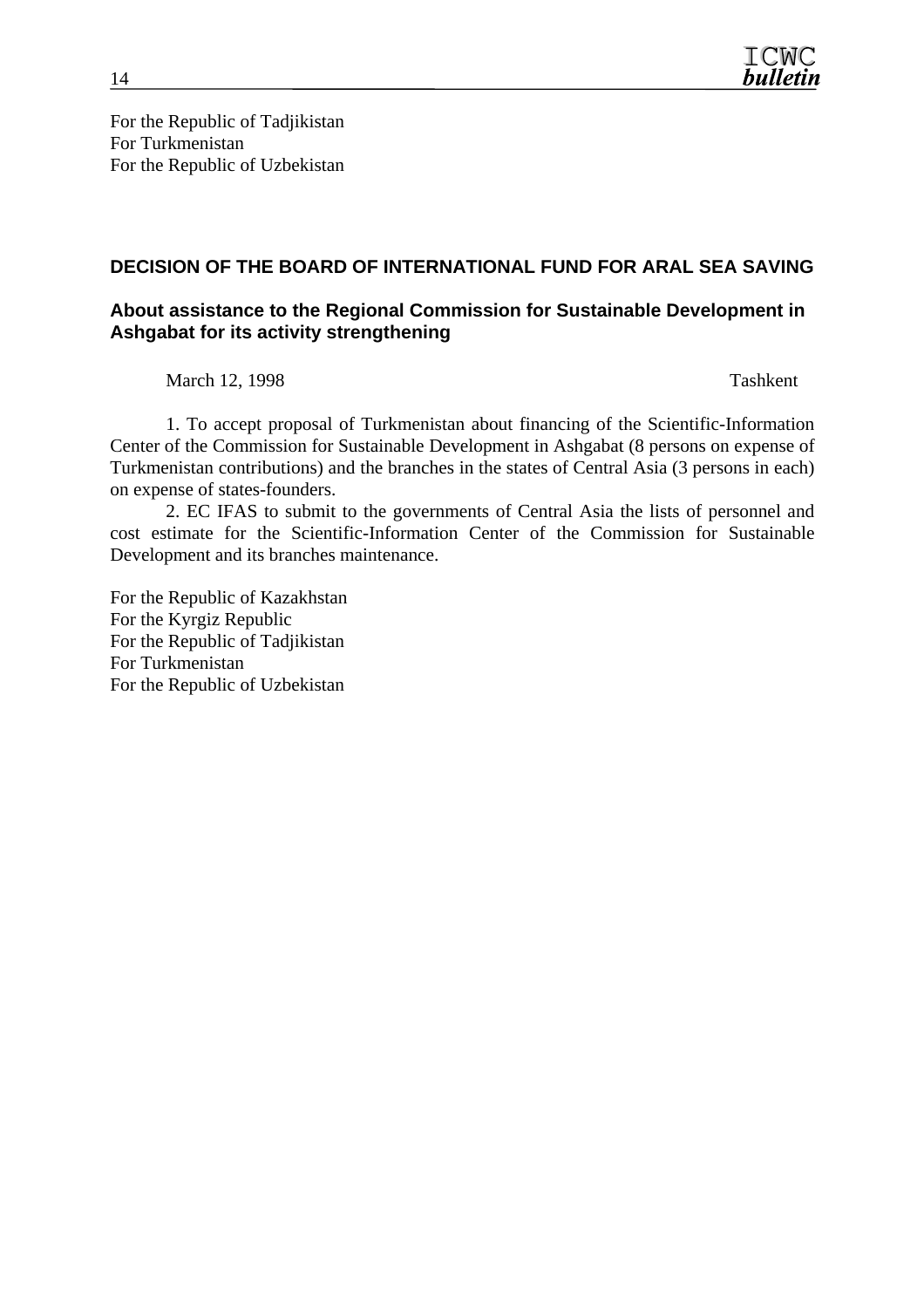For the Republic of Tadjikistan
For Turkmenistan
For the Republic of Uzbekistan

## DECISION OF THE BOARD OF INTERNATIONAL FUND FOR ARAL SEA SAVING

### About assistance to the Regional Commission for Sustainable Development in Ashgabat for its activity strengthening

March 12, 1998 Tashkent

1. To accept proposal of Turkmenistan about financing of the Scientific-Information Center of the Commission for Sustainable Development in Ashgabat (8 persons on expense of Turkmenistan contributions) and the branches in the states of Central Asia (3 persons in each) on expense of states-founders.

2. EC IFAS to submit to the governments of Central Asia the lists of personnel and cost estimate for the Scientific-Information Center of the Commission for Sustainable Development and its branches maintenance.

For the Republic of Kazakhstan
For the Kyrgiz Republic
For the Republic of Tadjikistan
For Turkmenistan
For the Republic of Uzbekistan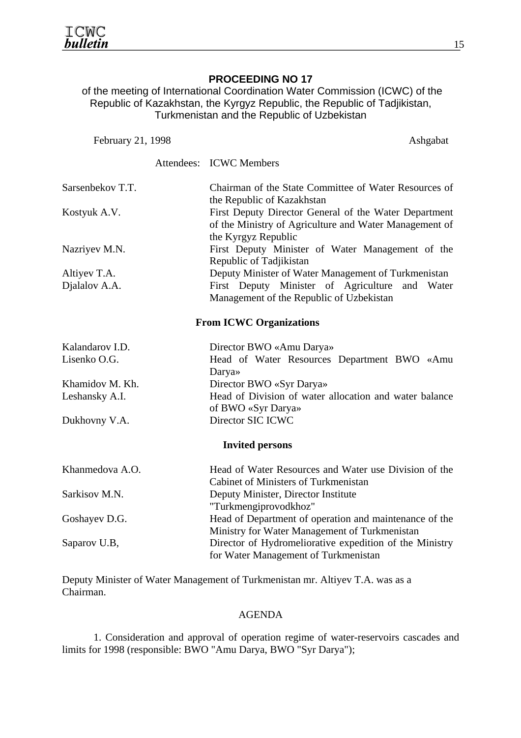## PROCEEDING NO 17

of the meeting of International Coordination Water Commission (ICWC) of the Republic of Kazakhstan, the Kyrgyz Republic, the Republic of Tadjikistan, Turkmenistan and the Republic of Uzbekistan

February 21, 1998 Ashgabat

Attendees: ICWC Members

| | |
|---|---|
| Sarsenbekov T.T. | Chairman of the State Committee of Water Resources of the Republic of Kazakhstan |
| Kostyuk A.V. | First Deputy Director General of the Water Department of the Ministry of Agriculture and Water Management of the Kyrgyz Republic |
| Nazriyev M.N. | First Deputy Minister of Water Management of the Republic of Tadjikistan |
| Altiyev T.A. | Deputy Minister of Water Management of Turkmenistan |
| Djalalov A.A. | First Deputy Minister of Agriculture and Water Management of the Republic of Uzbekistan |

**From ICWC Organizations**

| | |
|---|---|
| Kalandarov I.D. | Director BWO «Amu Darya» |
| Lisenko O.G. | Head of Water Resources Department BWO «Amu Darya» |
| Khamidov M. Kh. | Director BWO «Syr Darya» |
| Leshansky A.I. | Head of Division of water allocation and water balance of BWO «Syr Darya» |
| Dukhovny V.A. | Director SIC ICWC |

**Invited persons**

| | |
|---|---|
| Khanmedova A.O. | Head of Water Resources and Water use Division of the Cabinet of Ministers of Turkmenistan |
| Sarkisov M.N. | Deputy Minister, Director Institute "Turkmengiprovodkhoz" |
| Goshayev D.G. | Head of Department of operation and maintenance of the Ministry for Water Management of Turkmenistan |
| Saparov U.B, | Director of Hydromeliorative expedition of the Ministry for Water Management of Turkmenistan |

Deputy Minister of Water Management of Turkmenistan mr. Altiyev T.A. was as a Chairman.

AGENDA

1. Consideration and approval of operation regime of water-reservoirs cascades and limits for 1998 (responsible: BWO "Amu Darya, BWO "Syr Darya");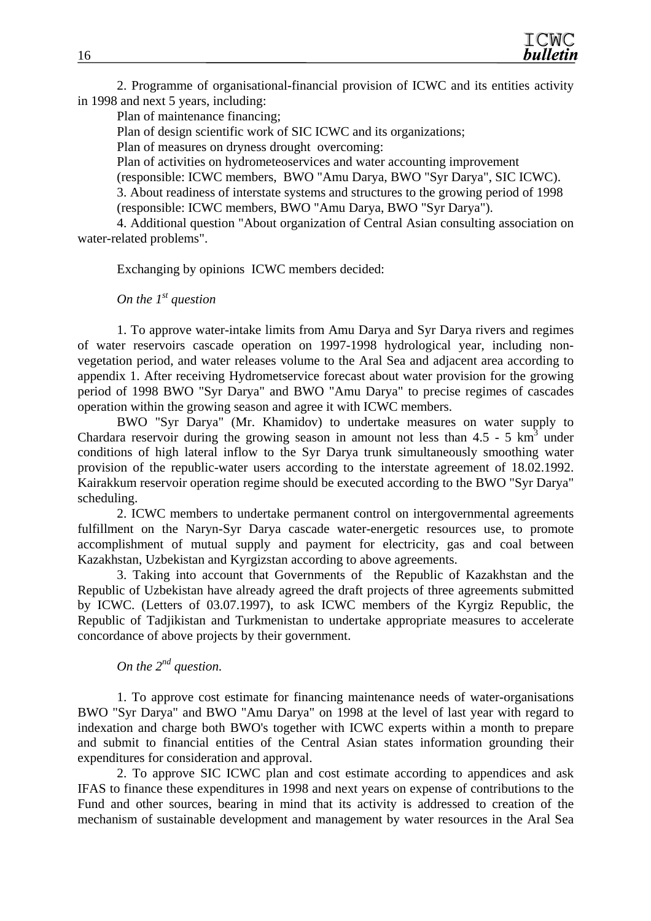2. Programme of organisational-financial provision of ICWC and its entities activity in 1998 and next 5 years, including:

Plan of maintenance financing;

Plan of design scientific work of SIC ICWC and its organizations;

Plan of measures on dryness drought overcoming:

Plan of activities on hydrometeoservices and water accounting improvement (responsible: ICWC members, BWO "Amu Darya, BWO "Syr Darya", SIC ICWC).

3. About readiness of interstate systems and structures to the growing period of 1998 (responsible: ICWC members, BWO "Amu Darya, BWO "Syr Darya").

4. Additional question "About organization of Central Asian consulting association on water-related problems".

Exchanging by opinions ICWC members decided:

*On the 1st question*

1. To approve water-intake limits from Amu Darya and Syr Darya rivers and regimes of water reservoirs cascade operation on 1997-1998 hydrological year, including non-vegetation period, and water releases volume to the Aral Sea and adjacent area according to appendix 1. After receiving Hydrometservice forecast about water provision for the growing period of 1998 BWO "Syr Darya" and BWO "Amu Darya" to precise regimes of cascades operation within the growing season and agree it with ICWC members.

BWO "Syr Darya" (Mr. Khamidov) to undertake measures on water supply to Chardara reservoir during the growing season in amount not less than 4.5 - 5 km$^3$ under conditions of high lateral inflow to the Syr Darya trunk simultaneously smoothing water provision of the republic-water users according to the interstate agreement of 18.02.1992. Kairakkum reservoir operation regime should be executed according to the BWO "Syr Darya" scheduling.

2. ICWC members to undertake permanent control on intergovernmental agreements fulfillment on the Naryn-Syr Darya cascade water-energetic resources use, to promote accomplishment of mutual supply and payment for electricity, gas and coal between Kazakhstan, Uzbekistan and Kyrgizstan according to above agreements.

3. Taking into account that Governments of the Republic of Kazakhstan and the Republic of Uzbekistan have already agreed the draft projects of three agreements submitted by ICWC. (Letters of 03.07.1997), to ask ICWC members of the Kyrgiz Republic, the Republic of Tadjikistan and Turkmenistan to undertake appropriate measures to accelerate concordance of above projects by their government.

*On the 2nd question.*

1. To approve cost estimate for financing maintenance needs of water-organisations BWO "Syr Darya" and BWO "Amu Darya" on 1998 at the level of last year with regard to indexation and charge both BWO's together with ICWC experts within a month to prepare and submit to financial entities of the Central Asian states information grounding their expenditures for consideration and approval.

2. To approve SIC ICWC plan and cost estimate according to appendices and ask IFAS to finance these expenditures in 1998 and next years on expense of contributions to the Fund and other sources, bearing in mind that its activity is addressed to creation of the mechanism of sustainable development and management by water resources in the Aral Sea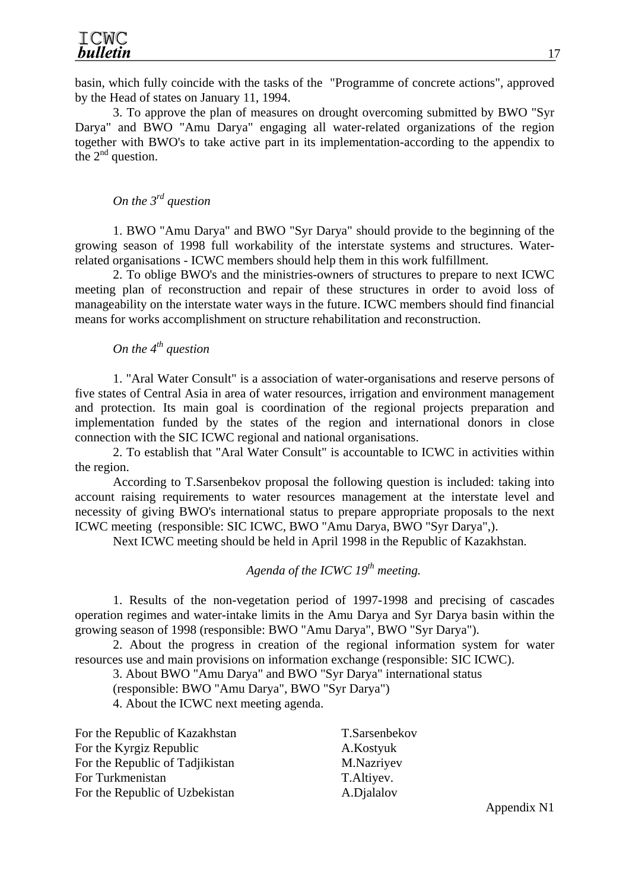basin, which fully coincide with the tasks of the "Programme of concrete actions", approved by the Head of states on January 11, 1994.

3. To approve the plan of measures on drought overcoming submitted by BWO "Syr Darya" and BWO "Amu Darya" engaging all water-related organizations of the region together with BWO's to take active part in its implementation-according to the appendix to the 2nd question.

*On the 3rd question*

1. BWO "Amu Darya" and BWO "Syr Darya" should provide to the beginning of the growing season of 1998 full workability of the interstate systems and structures. Water-related organisations - ICWC members should help them in this work fulfillment.

2. To oblige BWO's and the ministries-owners of structures to prepare to next ICWC meeting plan of reconstruction and repair of these structures in order to avoid loss of manageability on the interstate water ways in the future. ICWC members should find financial means for works accomplishment on structure rehabilitation and reconstruction.

*On the 4th question*

1. "Aral Water Consult" is a association of water-organisations and reserve persons of five states of Central Asia in area of water resources, irrigation and environment management and protection. Its main goal is coordination of the regional projects preparation and implementation funded by the states of the region and international donors in close connection with the SIC ICWC regional and national organisations.

2. To establish that "Aral Water Consult" is accountable to ICWC in activities within the region.

According to T.Sarsenbekov proposal the following question is included: taking into account raising requirements to water resources management at the interstate level and necessity of giving BWO's international status to prepare appropriate proposals to the next ICWC meeting (responsible: SIC ICWC, BWO "Amu Darya, BWO "Syr Darya",).

Next ICWC meeting should be held in April 1998 in the Republic of Kazakhstan.

*Agenda of the ICWC 19th meeting.*

1. Results of the non-vegetation period of 1997-1998 and precising of cascades operation regimes and water-intake limits in the Amu Darya and Syr Darya basin within the growing season of 1998 (responsible: BWO "Amu Darya", BWO "Syr Darya").

2. About the progress in creation of the regional information system for water resources use and main provisions on information exchange (responsible: SIC ICWC).

3. About BWO "Amu Darya" and BWO "Syr Darya" international status (responsible: BWO "Amu Darya", BWO "Syr Darya")

4. About the ICWC next meeting agenda.

| | |
|---|---|
| For the Republic of Kazakhstan | T.Sarsenbekov |
| For the Kyrgiz Republic | A.Kostyuk |
| For the Republic of Tadjikistan | M.Nazriyev |
| For Turkmenistan | T.Altiyev. |
| For the Republic of Uzbekistan | A.Djalalov |

Appendix N1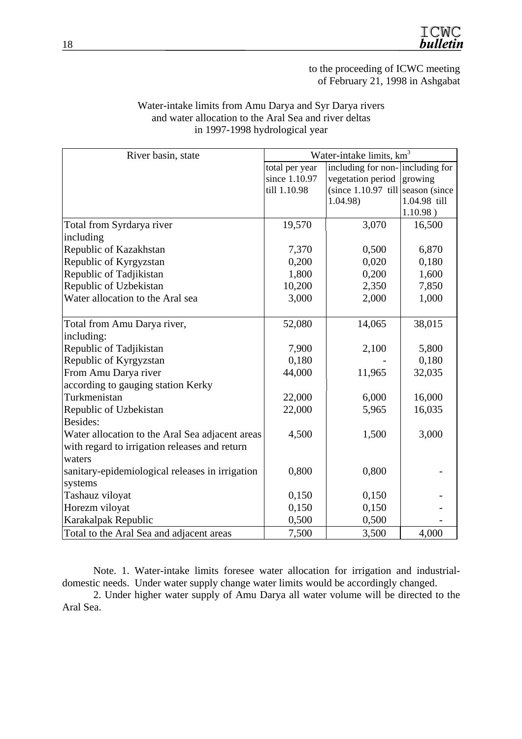to the proceeding of ICWC meeting
of February 21, 1998 in Ashgabat

Water-intake limits from Amu Darya and Syr Darya rivers
and water allocation to the Aral Sea and river deltas
in 1997-1998 hydrological year

| River basin, state | Water-intake limits, $km^3$ | | |
|---|---|---|---|
| | total per year since 1.10.97 till 1.10.98 | including for non-vegetation period (since 1.10.97 till 1.04.98) | including for growing season (since 1.04.98 till 1.10.98 ) |
| Total from Syrdarya river | 19,570 | 3,070 | 16,500 |
| including | | | |
| Republic of Kazakhstan | 7,370 | 0,500 | 6,870 |
| Republic of Kyrgyzstan | 0,200 | 0,020 | 0,180 |
| Republic of Tadjikistan | 1,800 | 0,200 | 1,600 |
| Republic of Uzbekistan | 10,200 | 2,350 | 7,850 |
| Water allocation to the Aral sea | 3,000 | 2,000 | 1,000 |
| Total from Amu Darya river, | 52,080 | 14,065 | 38,015 |
| including: | | | |
| Republic of Tadjikistan | 7,900 | 2,100 | 5,800 |
| Republic of Kyrgyzstan | 0,180 | - | 0,180 |
| From Amu Darya river according to gauging station Kerky | 44,000 | 11,965 | 32,035 |
| Turkmenistan | 22,000 | 6,000 | 16,000 |
| Republic of Uzbekistan | 22,000 | 5,965 | 16,035 |
| Besides: | | | |
| Water allocation to the Aral Sea adjacent areas with regard to irrigation releases and return waters | 4,500 | 1,500 | 3,000 |
| sanitary-epidemiological releases in irrigation systems | 0,800 | 0,800 | - |
| Tashauz viloyat | 0,150 | 0,150 | - |
| Horezm viloyat | 0,150 | 0,150 | - |
| Karakalpak Republic | 0,500 | 0,500 | - |
| Total to the Aral Sea and adjacent areas | 7,500 | 3,500 | 4,000 |

Note. 1. Water-intake limits foresee water allocation for irrigation and industrial-domestic needs. Under water supply change water limits would be accordingly changed.

2. Under higher water supply of Amu Darya all water volume will be directed to the Aral Sea.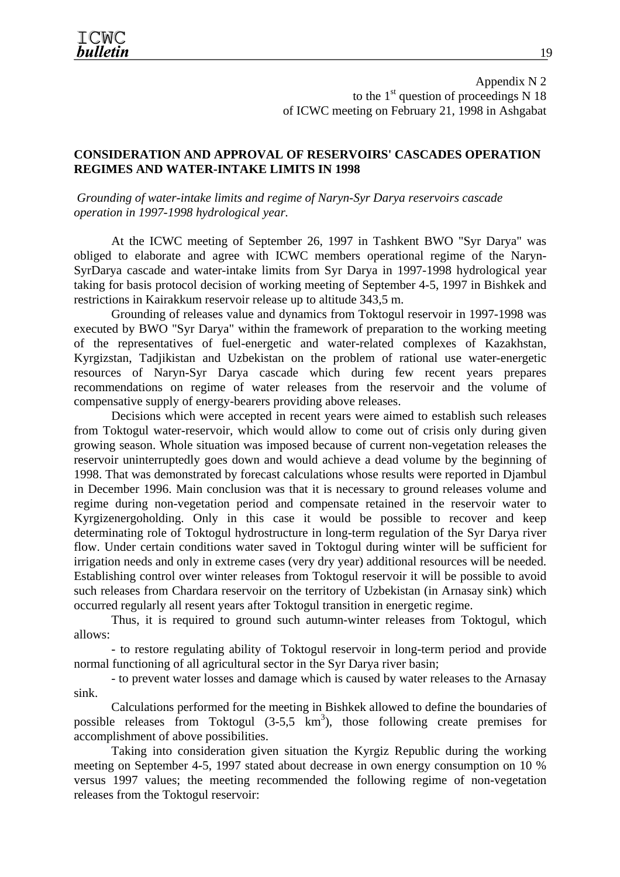Appendix N 2
to the 1st question of proceedings N 18
of ICWC meeting on February 21, 1998 in Ashgabat

## CONSIDERATION AND APPROVAL OF RESERVOIRS' CASCADES OPERATION REGIMES AND WATER-INTAKE LIMITS IN 1998

*Grounding of water-intake limits and regime of Naryn-Syr Darya reservoirs cascade operation in 1997-1998 hydrological year.*

At the ICWC meeting of September 26, 1997 in Tashkent BWO "Syr Darya" was obliged to elaborate and agree with ICWC members operational regime of the Naryn-SyrDarya cascade and water-intake limits from Syr Darya in 1997-1998 hydrological year taking for basis protocol decision of working meeting of September 4-5, 1997 in Bishkek and restrictions in Kairakkum reservoir release up to altitude 343,5 m.

Grounding of releases value and dynamics from Toktogul reservoir in 1997-1998 was executed by BWO "Syr Darya" within the framework of preparation to the working meeting of the representatives of fuel-energetic and water-related complexes of Kazakhstan, Kyrgizstan, Tadjikistan and Uzbekistan on the problem of rational use water-energetic resources of Naryn-Syr Darya cascade which during few recent years prepares recommendations on regime of water releases from the reservoir and the volume of compensative supply of energy-bearers providing above releases.

Decisions which were accepted in recent years were aimed to establish such releases from Toktogul water-reservoir, which would allow to come out of crisis only during given growing season. Whole situation was imposed because of current non-vegetation releases the reservoir uninterruptedly goes down and would achieve a dead volume by the beginning of 1998. That was demonstrated by forecast calculations whose results were reported in Djambul in December 1996. Main conclusion was that it is necessary to ground releases volume and regime during non-vegetation period and compensate retained in the reservoir water to Kyrgizenergoholding. Only in this case it would be possible to recover and keep determinating role of Toktogul hydrostructure in long-term regulation of the Syr Darya river flow. Under certain conditions water saved in Toktogul during winter will be sufficient for irrigation needs and only in extreme cases (very dry year) additional resources will be needed. Establishing control over winter releases from Toktogul reservoir it will be possible to avoid such releases from Chardara reservoir on the territory of Uzbekistan (in Arnasay sink) which occurred regularly all resent years after Toktogul transition in energetic regime.

Thus, it is required to ground such autumn-winter releases from Toktogul, which allows:

- to restore regulating ability of Toktogul reservoir in long-term period and provide normal functioning of all agricultural sector in the Syr Darya river basin;
- to prevent water losses and damage which is caused by water releases to the Arnasay sink.

Calculations performed for the meeting in Bishkek allowed to define the boundaries of possible releases from Toktogul (3-5,5 km$^3$), those following create premises for accomplishment of above possibilities.

Taking into consideration given situation the Kyrgiz Republic during the working meeting on September 4-5, 1997 stated about decrease in own energy consumption on 10 % versus 1997 values; the meeting recommended the following regime of non-vegetation releases from the Toktogul reservoir: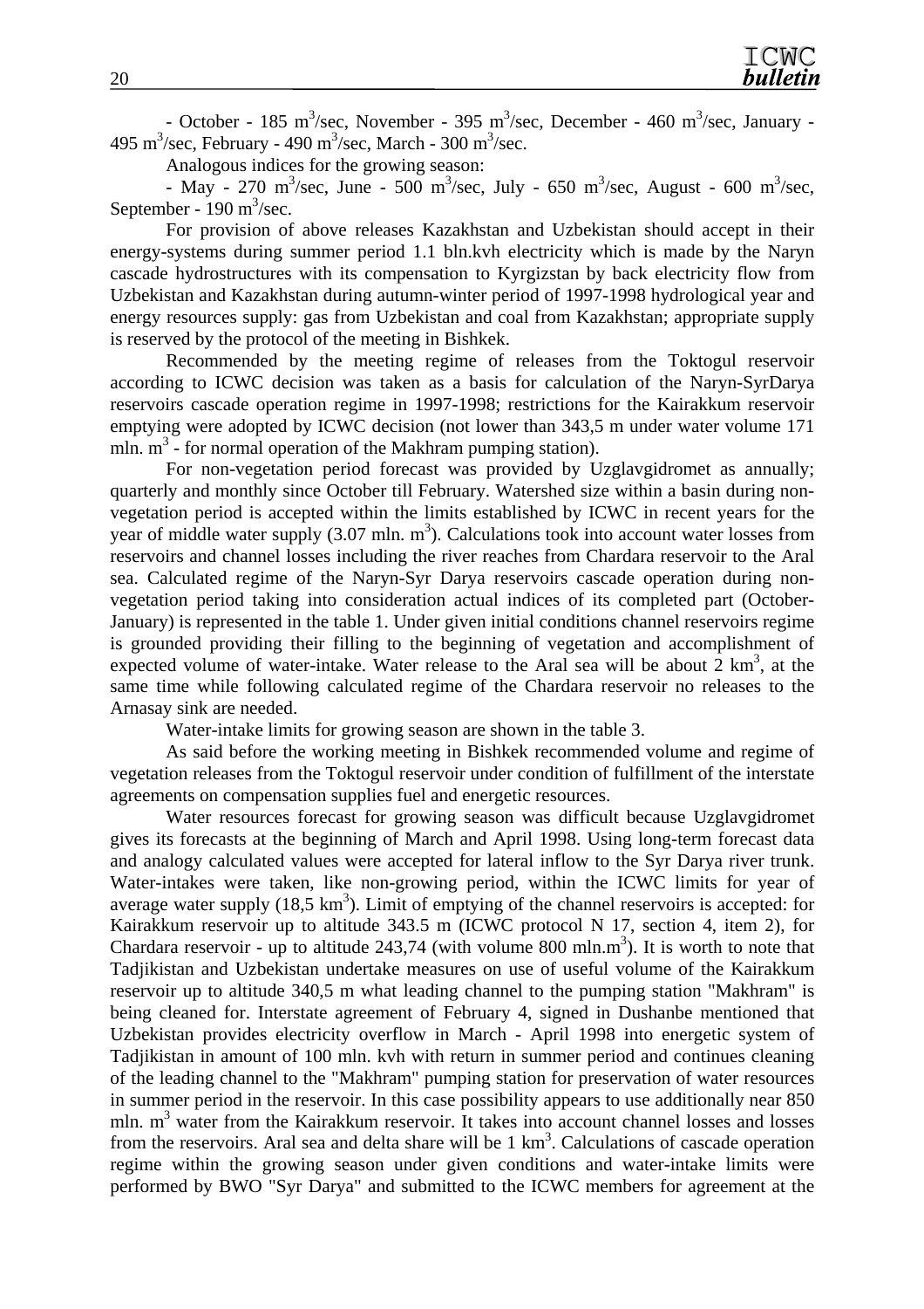- October - 185 $m^3$/sec, November - 395 $m^3$/sec, December - 460 $m^3$/sec, January - 495 $m^3$/sec, February - 490 $m^3$/sec, March - 300 $m^3$/sec.

Analogous indices for the growing season:

- May - 270 $m^3$/sec, June - 500 $m^3$/sec, July - 650 $m^3$/sec, August - 600 $m^3$/sec, September - 190 $m^3$/sec.

For provision of above releases Kazakhstan and Uzbekistan should accept in their energy-systems during summer period 1.1 bln.kvh electricity which is made by the Naryn cascade hydrostructures with its compensation to Kyrgizstan by back electricity flow from Uzbekistan and Kazakhstan during autumn-winter period of 1997-1998 hydrological year and energy resources supply: gas from Uzbekistan and coal from Kazakhstan; appropriate supply is reserved by the protocol of the meeting in Bishkek.

Recommended by the meeting regime of releases from the Toktogul reservoir according to ICWC decision was taken as a basis for calculation of the Naryn-SyrDarya reservoirs cascade operation regime in 1997-1998; restrictions for the Kairakkum reservoir emptying were adopted by ICWC decision (not lower than 343,5 m under water volume 171 mln. $m^3$ - for normal operation of the Makhram pumping station).

For non-vegetation period forecast was provided by Uzglavgidromet as annually; quarterly and monthly since October till February. Watershed size within a basin during non-vegetation period is accepted within the limits established by ICWC in recent years for the year of middle water supply (3.07 mln. $m^3$). Calculations took into account water losses from reservoirs and channel losses including the river reaches from Chardara reservoir to the Aral sea. Calculated regime of the Naryn-Syr Darya reservoirs cascade operation during non-vegetation period taking into consideration actual indices of its completed part (October-January) is represented in the table 1. Under given initial conditions channel reservoirs regime is grounded providing their filling to the beginning of vegetation and accomplishment of expected volume of water-intake. Water release to the Aral sea will be about 2 $km^3$, at the same time while following calculated regime of the Chardara reservoir no releases to the Arnasay sink are needed.

Water-intake limits for growing season are shown in the table 3.

As said before the working meeting in Bishkek recommended volume and regime of vegetation releases from the Toktogul reservoir under condition of fulfillment of the interstate agreements on compensation supplies fuel and energetic resources.

Water resources forecast for growing season was difficult because Uzglavgidromet gives its forecasts at the beginning of March and April 1998. Using long-term forecast data and analogy calculated values were accepted for lateral inflow to the Syr Darya river trunk. Water-intakes were taken, like non-growing period, within the ICWC limits for year of average water supply (18,5 $km^3$). Limit of emptying of the channel reservoirs is accepted: for Kairakkum reservoir up to altitude 343.5 m (ICWC protocol N 17, section 4, item 2), for Chardara reservoir - up to altitude 243,74 (with volume 800 mln.$m^3$). It is worth to note that Tadjikistan and Uzbekistan undertake measures on use of useful volume of the Kairakkum reservoir up to altitude 340,5 m what leading channel to the pumping station "Makhram" is being cleaned for. Interstate agreement of February 4, signed in Dushanbe mentioned that Uzbekistan provides electricity overflow in March - April 1998 into energetic system of Tadjikistan in amount of 100 mln. kvh with return in summer period and continues cleaning of the leading channel to the "Makhram" pumping station for preservation of water resources in summer period in the reservoir. In this case possibility appears to use additionally near 850 mln. $m^3$ water from the Kairakkum reservoir. It takes into account channel losses and losses from the reservoirs. Aral sea and delta share will be 1 $km^3$. Calculations of cascade operation regime within the growing season under given conditions and water-intake limits were performed by BWO "Syr Darya" and submitted to the ICWC members for agreement at the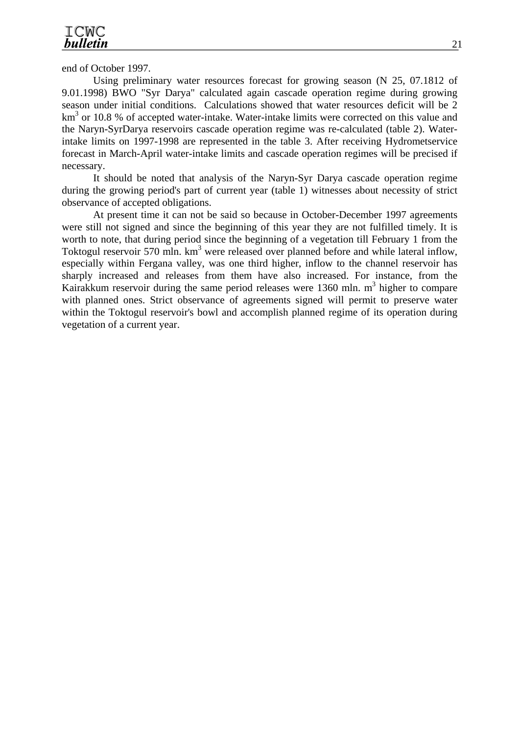end of October 1997.

Using preliminary water resources forecast for growing season (N 25, 07.1812 of 9.01.1998) BWO "Syr Darya" calculated again cascade operation regime during growing season under initial conditions. Calculations showed that water resources deficit will be 2 $km^3$ or 10.8 % of accepted water-intake. Water-intake limits were corrected on this value and the Naryn-SyrDarya reservoirs cascade operation regime was re-calculated (table 2). Water-intake limits on 1997-1998 are represented in the table 3. After receiving Hydrometservice forecast in March-April water-intake limits and cascade operation regimes will be precised if necessary.

It should be noted that analysis of the Naryn-Syr Darya cascade operation regime during the growing period's part of current year (table 1) witnesses about necessity of strict observance of accepted obligations.

At present time it can not be said so because in October-December 1997 agreements were still not signed and since the beginning of this year they are not fulfilled timely. It is worth to note, that during period since the beginning of a vegetation till February 1 from the Toktogul reservoir 570 mln. $km^3$ were released over planned before and while lateral inflow, especially within Fergana valley, was one third higher, inflow to the channel reservoir has sharply increased and releases from them have also increased. For instance, from the Kairakkum reservoir during the same period releases were 1360 mln. $m^3$ higher to compare with planned ones. Strict observance of agreements signed will permit to preserve water within the Toktogul reservoir's bowl and accomplish planned regime of its operation during vegetation of a current year.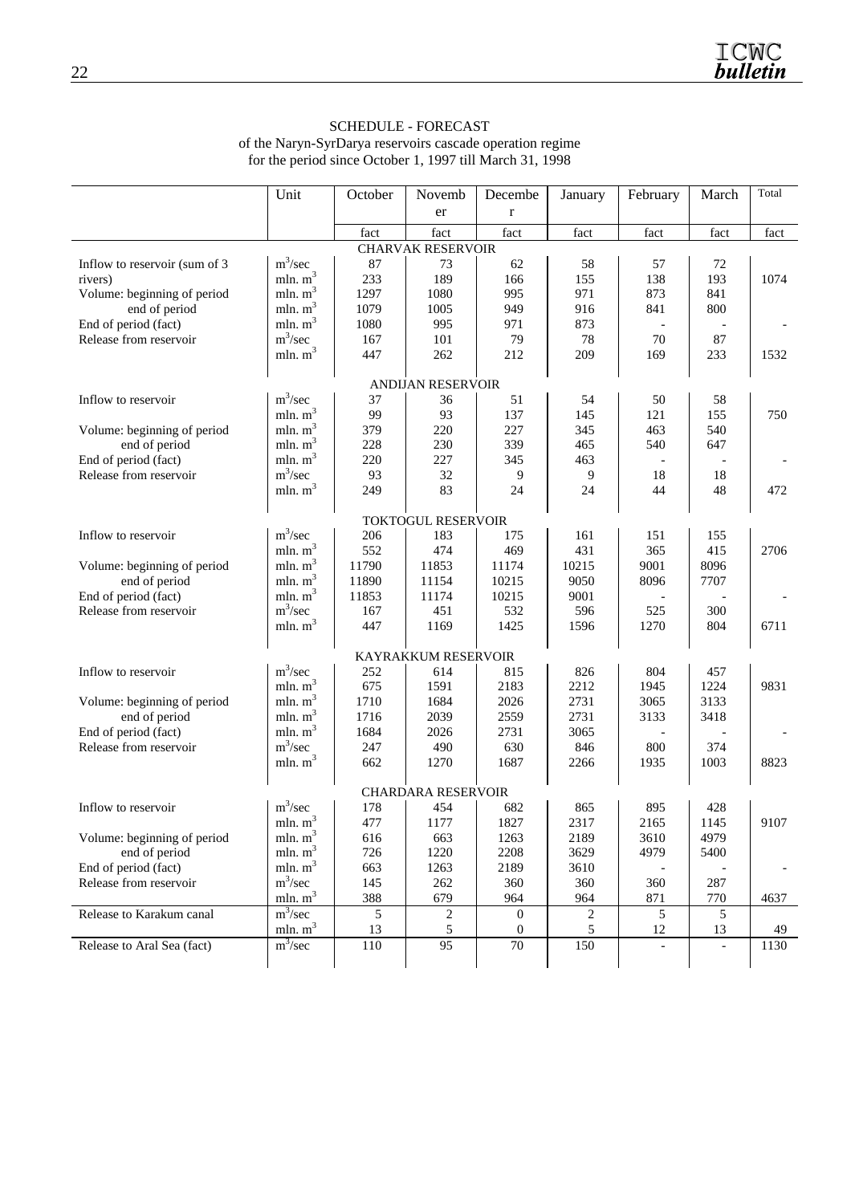SCHEDULE - FORECAST
of the Naryn-SyrDarya reservoirs cascade operation regime
for the period since October 1, 1997 till March 31, 1998

| | Unit | October | November | December | January | February | March | Total |
|---|---|---|---|---|---|---|---|---|
| | | fact | fact | fact | fact | fact | fact | fact |
| **CHARVAK RESERVOIR** | | | | | | | | |
| Inflow to reservoir (sum of 3 rivers) | $m^3/sec$ | 87 | 73 | 62 | 58 | 57 | 72 | |
| | mln. $m^3$ | 233 | 189 | 166 | 155 | 138 | 193 | 1074 |
| Volume: beginning of period | mln. $m^3$ | 1297 | 1080 | 995 | 971 | 873 | 841 | |
| end of period | mln. $m^3$ | 1079 | 1005 | 949 | 916 | 841 | 800 | |
| End of period (fact) | mln. $m^3$ | 1080 | 995 | 971 | 873 | - | - | - |
| Release from reservoir | $m^3/sec$ | 167 | 101 | 79 | 78 | 70 | 87 | |
| | mln. $m^3$ | 447 | 262 | 212 | 209 | 169 | 233 | 1532 |
| **ANDIJAN RESERVOIR** | | | | | | | | |
| Inflow to reservoir | $m^3/sec$ | 37 | 36 | 51 | 54 | 50 | 58 | |
| | mln. $m^3$ | 99 | 93 | 137 | 145 | 121 | 155 | 750 |
| Volume: beginning of period | mln. $m^3$ | 379 | 220 | 227 | 345 | 463 | 540 | |
| end of period | mln. $m^3$ | 228 | 230 | 339 | 465 | 540 | 647 | |
| End of period (fact) | mln. $m^3$ | 220 | 227 | 345 | 463 | - | - | - |
| Release from reservoir | $m^3/sec$ | 93 | 32 | 9 | 9 | 18 | 18 | |
| | mln. $m^3$ | 249 | 83 | 24 | 24 | 44 | 48 | 472 |
| **TOKTOGUL RESERVOIR** | | | | | | | | |
| Inflow to reservoir | $m^3/sec$ | 206 | 183 | 175 | 161 | 151 | 155 | |
| | mln. $m^3$ | 552 | 474 | 469 | 431 | 365 | 415 | 2706 |
| Volume: beginning of period | mln. $m^3$ | 11790 | 11853 | 11174 | 10215 | 9001 | 8096 | |
| end of period | mln. $m^3$ | 11890 | 11154 | 10215 | 9050 | 8096 | 7707 | |
| End of period (fact) | mln. $m^3$ | 11853 | 11174 | 10215 | 9001 | - | - | - |
| Release from reservoir | $m^3/sec$ | 167 | 451 | 532 | 596 | 525 | 300 | |
| | mln. $m^3$ | 447 | 1169 | 1425 | 1596 | 1270 | 804 | 6711 |
| **KAYRAKKUM RESERVOIR** | | | | | | | | |
| Inflow to reservoir | $m^3/sec$ | 252 | 614 | 815 | 826 | 804 | 457 | |
| | mln. $m^3$ | 675 | 1591 | 2183 | 2212 | 1945 | 1224 | 9831 |
| Volume: beginning of period | mln. $m^3$ | 1710 | 1684 | 2026 | 2731 | 3065 | 3133 | |
| end of period | mln. $m^3$ | 1716 | 2039 | 2559 | 2731 | 3133 | 3418 | |
| End of period (fact) | mln. $m^3$ | 1684 | 2026 | 2731 | 3065 | - | - | - |
| Release from reservoir | $m^3/sec$ | 247 | 490 | 630 | 846 | 800 | 374 | |
| | mln. $m^3$ | 662 | 1270 | 1687 | 2266 | 1935 | 1003 | 8823 |
| **CHARDARA RESERVOIR** | | | | | | | | |
| Inflow to reservoir | $m^3/sec$ | 178 | 454 | 682 | 865 | 895 | 428 | |
| | mln. $m^3$ | 477 | 1177 | 1827 | 2317 | 2165 | 1145 | 9107 |
| Volume: beginning of period | mln. $m^3$ | 616 | 663 | 1263 | 2189 | 3610 | 4979 | |
| end of period | mln. $m^3$ | 726 | 1220 | 2208 | 3629 | 4979 | 5400 | |
| End of period (fact) | mln. $m^3$ | 663 | 1263 | 2189 | 3610 | - | - | - |
| Release from reservoir | $m^3/sec$ | 145 | 262 | 360 | 360 | 360 | 287 | |
| | mln. $m^3$ | 388 | 679 | 964 | 964 | 871 | 770 | 4637 |
| Release to Karakum canal | $m^3/sec$ | 5 | 2 | 0 | 2 | 5 | 5 | |
| | mln. $m^3$ | 13 | 5 | 0 | 5 | 12 | 13 | 49 |
| Release to Aral Sea (fact) | $m^3/sec$ | 110 | 95 | 70 | 150 | - | - | 1130 |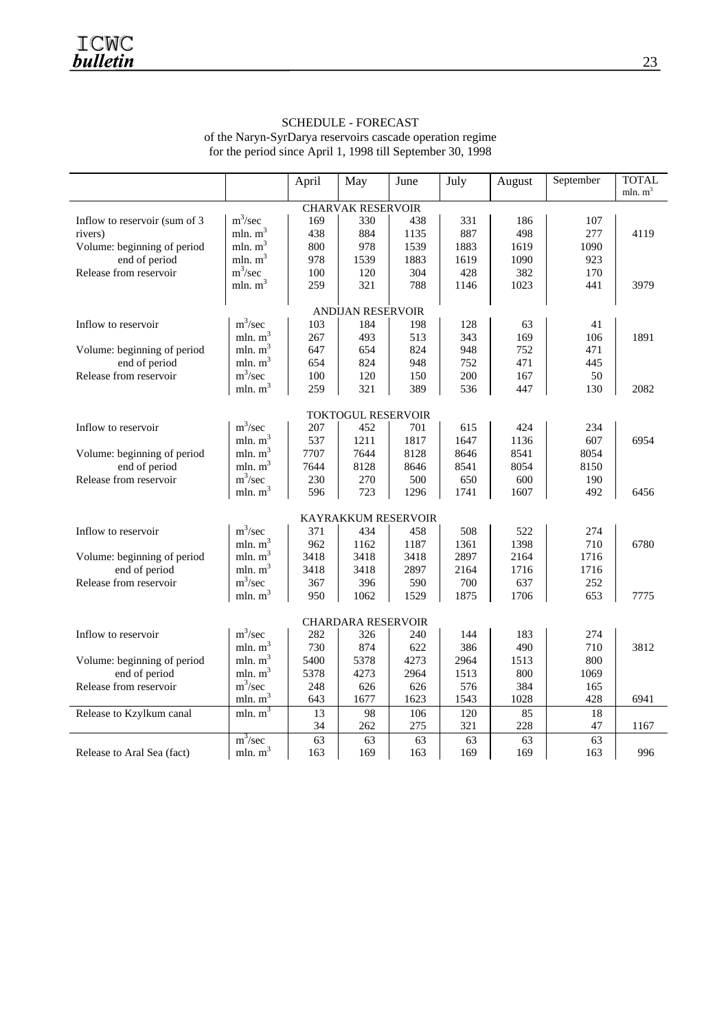SCHEDULE - FORECAST
of the Naryn-SyrDarya reservoirs cascade operation regime
for the period since April 1, 1998 till September 30, 1998

| | | April | May | June | July | August | September | TOTAL mln. $m^3$ |
|---|---|---|---|---|---|---|---|---|
| **CHARVAK RESERVOIR** | | | | | | | | |
| Inflow to reservoir (sum of 3 rivers) | $m^3$/sec | 169 | 330 | 438 | 331 | 186 | 107 | |
| | mln. $m^3$ | 438 | 884 | 1135 | 887 | 498 | 277 | 4119 |
| Volume: beginning of period | mln. $m^3$ | 800 | 978 | 1539 | 1883 | 1619 | 1090 | |
| end of period | mln. $m^3$ | 978 | 1539 | 1883 | 1619 | 1090 | 923 | |
| Release from reservoir | $m^3$/sec | 100 | 120 | 304 | 428 | 382 | 170 | |
| | mln. $m^3$ | 259 | 321 | 788 | 1146 | 1023 | 441 | 3979 |
| **ANDIJAN RESERVOIR** | | | | | | | | |
| Inflow to reservoir | $m^3$/sec | 103 | 184 | 198 | 128 | 63 | 41 | |
| | mln. $m^3$ | 267 | 493 | 513 | 343 | 169 | 106 | 1891 |
| Volume: beginning of period | mln. $m^3$ | 647 | 654 | 824 | 948 | 752 | 471 | |
| end of period | mln. $m^3$ | 654 | 824 | 948 | 752 | 471 | 445 | |
| Release from reservoir | $m^3$/sec | 100 | 120 | 150 | 200 | 167 | 50 | |
| | mln. $m^3$ | 259 | 321 | 389 | 536 | 447 | 130 | 2082 |
| **TOKTOGUL RESERVOIR** | | | | | | | | |
| Inflow to reservoir | $m^3$/sec | 207 | 452 | 701 | 615 | 424 | 234 | |
| | mln. $m^3$ | 537 | 1211 | 1817 | 1647 | 1136 | 607 | 6954 |
| Volume: beginning of period | mln. $m^3$ | 7707 | 7644 | 8128 | 8646 | 8541 | 8054 | |
| end of period | mln. $m^3$ | 7644 | 8128 | 8646 | 8541 | 8054 | 8150 | |
| Release from reservoir | $m^3$/sec | 230 | 270 | 500 | 650 | 600 | 190 | |
| | mln. $m^3$ | 596 | 723 | 1296 | 1741 | 1607 | 492 | 6456 |
| **KAYRAKKUM RESERVOIR** | | | | | | | | |
| Inflow to reservoir | $m^3$/sec | 371 | 434 | 458 | 508 | 522 | 274 | |
| | mln. $m^3$ | 962 | 1162 | 1187 | 1361 | 1398 | 710 | 6780 |
| Volume: beginning of period | mln. $m^3$ | 3418 | 3418 | 3418 | 2897 | 2164 | 1716 | |
| end of period | mln. $m^3$ | 3418 | 3418 | 2897 | 2164 | 1716 | 1716 | |
| Release from reservoir | $m^3$/sec | 367 | 396 | 590 | 700 | 637 | 252 | |
| | mln. $m^3$ | 950 | 1062 | 1529 | 1875 | 1706 | 653 | 7775 |
| **CHARDARA RESERVOIR** | | | | | | | | |
| Inflow to reservoir | $m^3$/sec | 282 | 326 | 240 | 144 | 183 | 274 | |
| | mln. $m^3$ | 730 | 874 | 622 | 386 | 490 | 710 | 3812 |
| Volume: beginning of period | mln. $m^3$ | 5400 | 5378 | 4273 | 2964 | 1513 | 800 | |
| end of period | mln. $m^3$ | 5378 | 4273 | 2964 | 1513 | 800 | 1069 | |
| Release from reservoir | $m^3$/sec | 248 | 626 | 626 | 576 | 384 | 165 | |
| | mln. $m^3$ | 643 | 1677 | 1623 | 1543 | 1028 | 428 | 6941 |
| Release to Kzylkum canal | mln. $m^3$ | 13 | 98 | 106 | 120 | 85 | 18 | |
| | | 34 | 262 | 275 | 321 | 228 | 47 | 1167 |
| | $m^3$/sec | 63 | 63 | 63 | 63 | 63 | 63 | |
| Release to Aral Sea (fact) | mln. $m^3$ | 163 | 169 | 163 | 169 | 169 | 163 | 996 |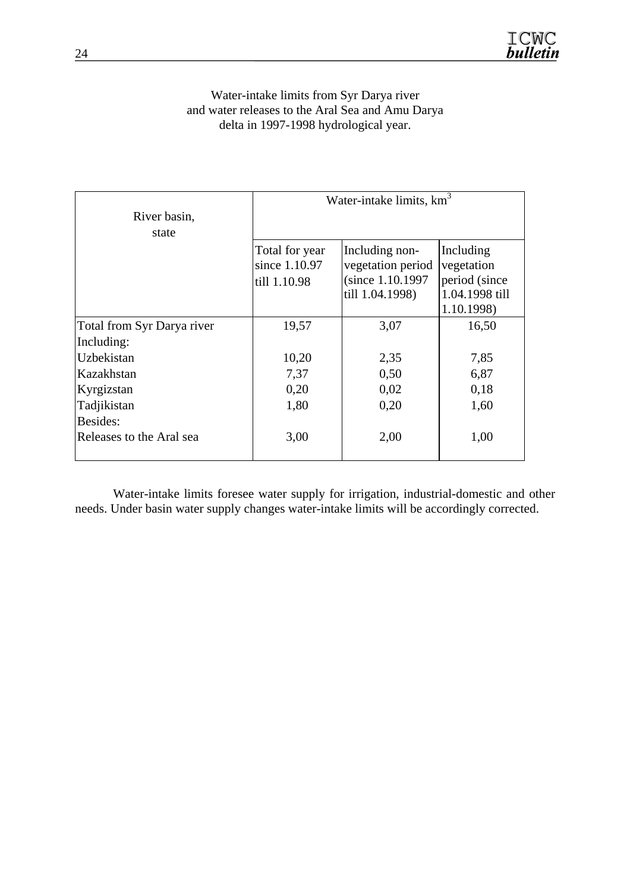Water-intake limits from Syr Darya river
and water releases to the Aral Sea and Amu Darya
delta in 1997-1998 hydrological year.

| River basin, state | Water-intake limits, $km^3$ | | |
|---|---|---|---|
| | Total for year since 1.10.97 till 1.10.98 | Including non-vegetation period (since 1.10.1997 till 1.04.1998) | Including vegetation period (since 1.04.1998 till 1.10.1998) |
| Total from Syr Darya river | 19,57 | 3,07 | 16,50 |
| Including: | | | |
| Uzbekistan | 10,20 | 2,35 | 7,85 |
| Kazakhstan | 7,37 | 0,50 | 6,87 |
| Kyrgizstan | 0,20 | 0,02 | 0,18 |
| Tadjikistan | 1,80 | 0,20 | 1,60 |
| Besides: | | | |
| Releases to the Aral sea | 3,00 | 2,00 | 1,00 |

Water-intake limits foresee water supply for irrigation, industrial-domestic and other needs. Under basin water supply changes water-intake limits will be accordingly corrected.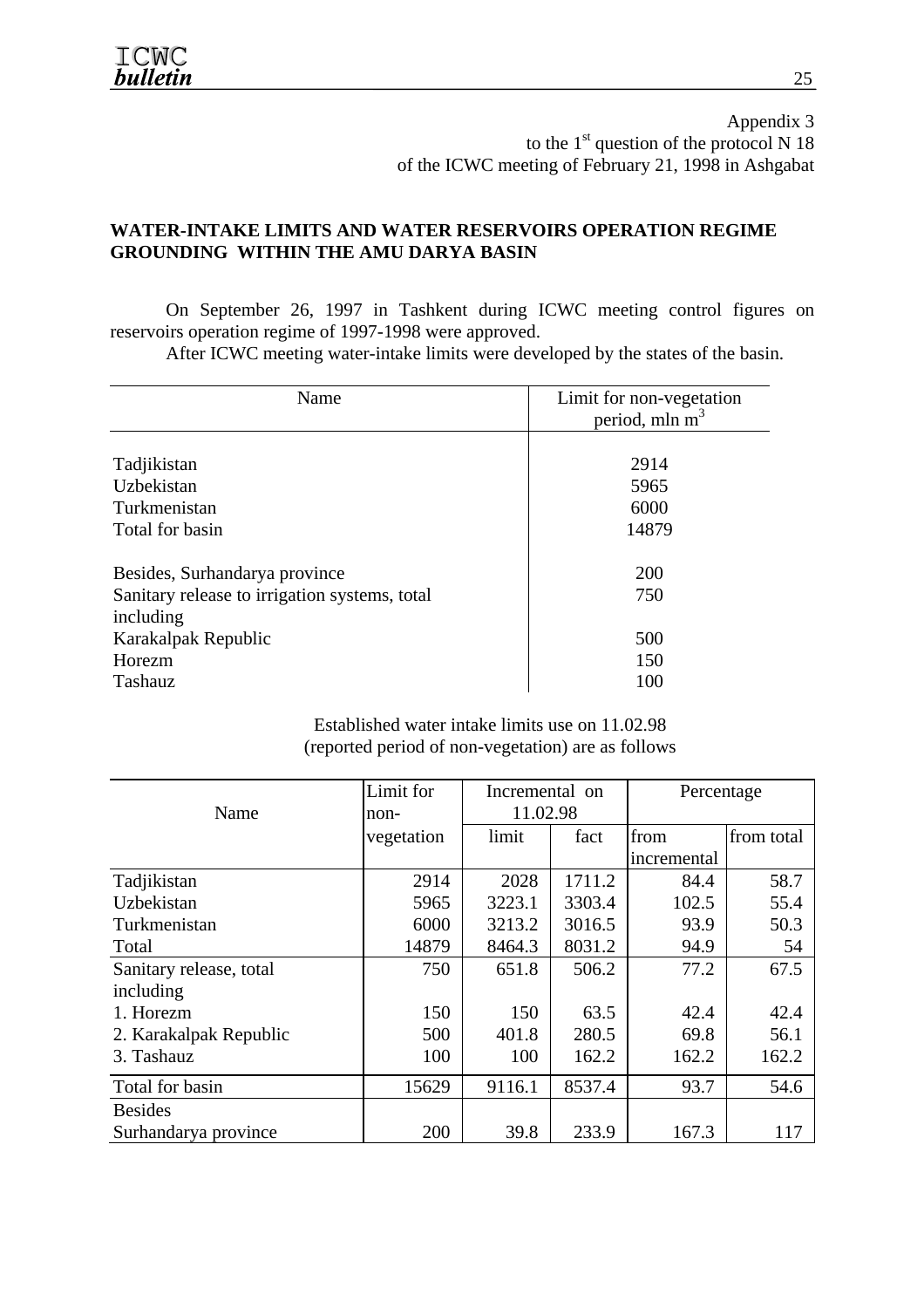Appendix 3
to the 1st question of the protocol N 18
of the ICWC meeting of February 21, 1998 in Ashgabat

**WATER-INTAKE LIMITS AND WATER RESERVOIRS OPERATION REGIME GROUNDING WITHIN THE AMU DARYA BASIN**

On September 26, 1997 in Tashkent during ICWC meeting control figures on reservoirs operation regime of 1997-1998 were approved.

After ICWC meeting water-intake limits were developed by the states of the basin.

| Name | Limit for non-vegetation period, mln $m^3$ |
|---|---|
| Tadjikistan | 2914 |
| Uzbekistan | 5965 |
| Turkmenistan | 6000 |
| Total for basin | 14879 |
| Besides, Surhandarya province | 200 |
| Sanitary release to irrigation systems, total including | 750 |
| Karakalpak Republic | 500 |
| Horezm | 150 |
| Tashauz | 100 |

Established water intake limits use on 11.02.98
(reported period of non-vegetation) are as follows

| Name | Limit for non-vegetation | Incremental on 11.02.98 | | Percentage | |
|---|---|---|---|---|---|
| | | limit | fact | from incremental | from total |
| Tadjikistan | 2914 | 2028 | 1711.2 | 84.4 | 58.7 |
| Uzbekistan | 5965 | 3223.1 | 3303.4 | 102.5 | 55.4 |
| Turkmenistan | 6000 | 3213.2 | 3016.5 | 93.9 | 50.3 |
| Total | 14879 | 8464.3 | 8031.2 | 94.9 | 54 |
| Sanitary release, total including | 750 | 651.8 | 506.2 | 77.2 | 67.5 |
| 1. Horezm | 150 | 150 | 63.5 | 42.4 | 42.4 |
| 2. Karakalpak Republic | 500 | 401.8 | 280.5 | 69.8 | 56.1 |
| 3. Tashauz | 100 | 100 | 162.2 | 162.2 | 162.2 |
| Total for basin | 15629 | 9116.1 | 8537.4 | 93.7 | 54.6 |
| Besides Surhandarya province | 200 | 39.8 | 233.9 | 167.3 | 117 |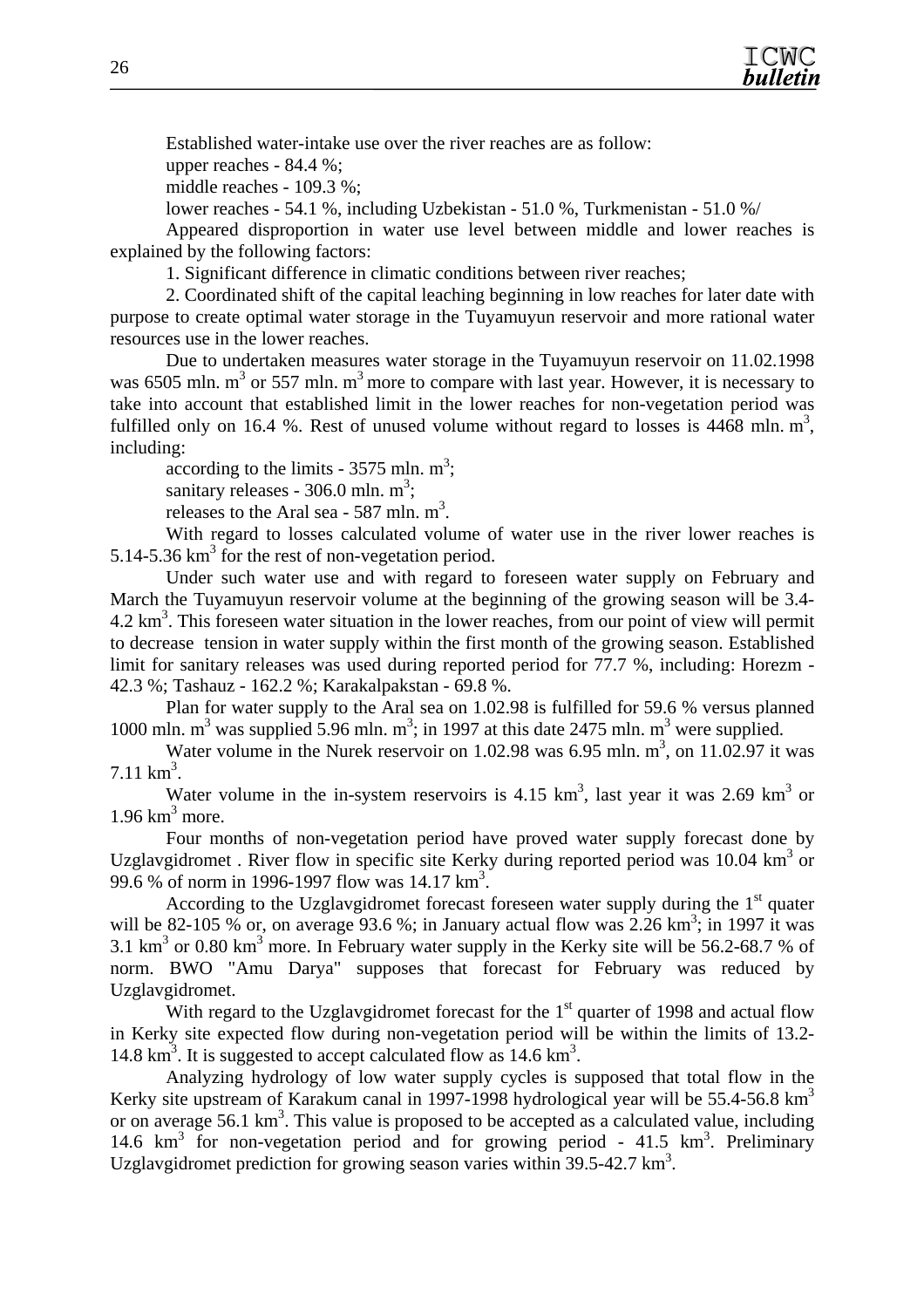Established water-intake use over the river reaches are as follow:

upper reaches - 84.4 %;

middle reaches - 109.3 %;

lower reaches - 54.1 %, including Uzbekistan - 51.0 %, Turkmenistan - 51.0 %/

Appeared disproportion in water use level between middle and lower reaches is explained by the following factors:

1. Significant difference in climatic conditions between river reaches;

2. Coordinated shift of the capital leaching beginning in low reaches for later date with purpose to create optimal water storage in the Tuyamuyun reservoir and more rational water resources use in the lower reaches.

Due to undertaken measures water storage in the Tuyamuyun reservoir on 11.02.1998 was 6505 mln. m$^3$ or 557 mln. m$^3$ more to compare with last year. However, it is necessary to take into account that established limit in the lower reaches for non-vegetation period was fulfilled only on 16.4 %. Rest of unused volume without regard to losses is 4468 mln. m$^3$, including:

according to the limits - 3575 mln. m$^3$;

sanitary releases - 306.0 mln. m$^3$;

releases to the Aral sea - 587 mln. m$^3$.

With regard to losses calculated volume of water use in the river lower reaches is 5.14-5.36 km$^3$ for the rest of non-vegetation period.

Under such water use and with regard to foreseen water supply on February and March the Tuyamuyun reservoir volume at the beginning of the growing season will be 3.4-4.2 km$^3$. This foreseen water situation in the lower reaches, from our point of view will permit to decrease tension in water supply within the first month of the growing season. Established limit for sanitary releases was used during reported period for 77.7 %, including: Horezm - 42.3 %; Tashauz - 162.2 %; Karakalpakstan - 69.8 %.

Plan for water supply to the Aral sea on 1.02.98 is fulfilled for 59.6 % versus planned 1000 mln. m$^3$ was supplied 5.96 mln. m$^3$; in 1997 at this date 2475 mln. m$^3$ were supplied.

Water volume in the Nurek reservoir on 1.02.98 was 6.95 mln. m$^3$, on 11.02.97 it was 7.11 km$^3$.

Water volume in the in-system reservoirs is 4.15 km$^3$, last year it was 2.69 km$^3$ or 1.96 km$^3$ more.

Four months of non-vegetation period have proved water supply forecast done by Uzglavgidromet . River flow in specific site Kerky during reported period was 10.04 km$^3$ or 99.6 % of norm in 1996-1997 flow was 14.17 km$^3$.

According to the Uzglavgidromet forecast foreseen water supply during the 1$^{st}$ quater will be 82-105 % or, on average 93.6 %; in January actual flow was 2.26 km$^3$; in 1997 it was 3.1 km$^3$ or 0.80 km$^3$ more. In February water supply in the Kerky site will be 56.2-68.7 % of norm. BWO "Amu Darya" supposes that forecast for February was reduced by Uzglavgidromet.

With regard to the Uzglavgidromet forecast for the 1$^{st}$ quarter of 1998 and actual flow in Kerky site expected flow during non-vegetation period will be within the limits of 13.2-14.8 km$^3$. It is suggested to accept calculated flow as 14.6 km$^3$.

Analyzing hydrology of low water supply cycles is supposed that total flow in the Kerky site upstream of Karakum canal in 1997-1998 hydrological year will be 55.4-56.8 km$^3$ or on average 56.1 km$^3$. This value is proposed to be accepted as a calculated value, including 14.6 km$^3$ for non-vegetation period and for growing period - 41.5 km$^3$. Preliminary Uzglavgidromet prediction for growing season varies within 39.5-42.7 km$^3$.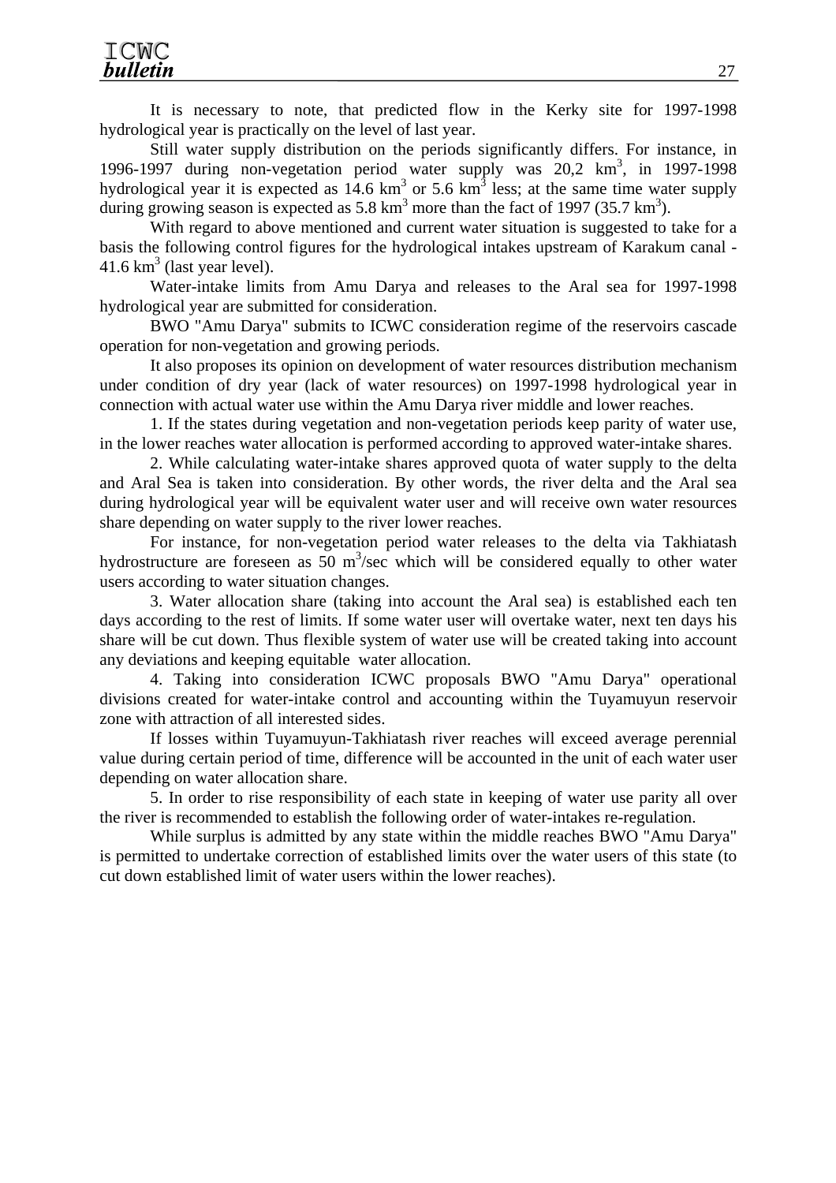It is necessary to note, that predicted flow in the Kerky site for 1997-1998 hydrological year is practically on the level of last year.

Still water supply distribution on the periods significantly differs. For instance, in 1996-1997 during non-vegetation period water supply was 20,2 $km^3$, in 1997-1998 hydrological year it is expected as 14.6 $km^3$ or 5.6 $km^3$ less; at the same time water supply during growing season is expected as 5.8 $km^3$ more than the fact of 1997 (35.7 $km^3$).

With regard to above mentioned and current water situation is suggested to take for a basis the following control figures for the hydrological intakes upstream of Karakum canal - 41.6 $km^3$ (last year level).

Water-intake limits from Amu Darya and releases to the Aral sea for 1997-1998 hydrological year are submitted for consideration.

BWO "Amu Darya" submits to ICWC consideration regime of the reservoirs cascade operation for non-vegetation and growing periods.

It also proposes its opinion on development of water resources distribution mechanism under condition of dry year (lack of water resources) on 1997-1998 hydrological year in connection with actual water use within the Amu Darya river middle and lower reaches.

1. If the states during vegetation and non-vegetation periods keep parity of water use, in the lower reaches water allocation is performed according to approved water-intake shares.

2. While calculating water-intake shares approved quota of water supply to the delta and Aral Sea is taken into consideration. By other words, the river delta and the Aral sea during hydrological year will be equivalent water user and will receive own water resources share depending on water supply to the river lower reaches.

For instance, for non-vegetation period water releases to the delta via Takhiatash hydrostructure are foreseen as 50 $m^3$/sec which will be considered equally to other water users according to water situation changes.

3. Water allocation share (taking into account the Aral sea) is established each ten days according to the rest of limits. If some water user will overtake water, next ten days his share will be cut down. Thus flexible system of water use will be created taking into account any deviations and keeping equitable water allocation.

4. Taking into consideration ICWC proposals BWO "Amu Darya" operational divisions created for water-intake control and accounting within the Tuyamuyun reservoir zone with attraction of all interested sides.

If losses within Tuyamuyun-Takhiatash river reaches will exceed average perennial value during certain period of time, difference will be accounted in the unit of each water user depending on water allocation share.

5. In order to rise responsibility of each state in keeping of water use parity all over the river is recommended to establish the following order of water-intakes re-regulation.

While surplus is admitted by any state within the middle reaches BWO "Amu Darya" is permitted to undertake correction of established limits over the water users of this state (to cut down established limit of water users within the lower reaches).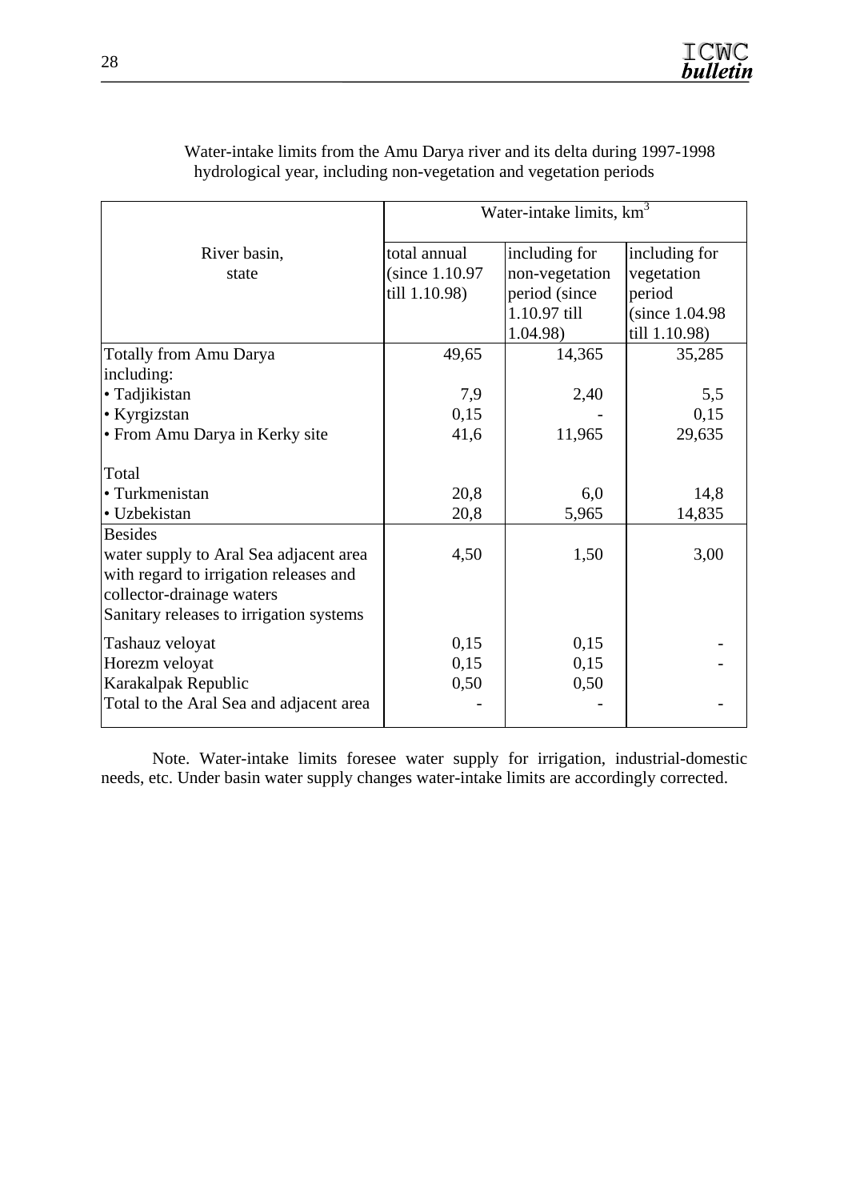Water-intake limits from the Amu Darya river and its delta during 1997-1998 hydrological year, including non-vegetation and vegetation periods

| River basin, state | Water-intake limits, $km^3$ | | |
|---|---|---|---|
| | total annual (since 1.10.97 till 1.10.98) | including for non-vegetation period (since 1.10.97 till 1.04.98) | including for vegetation period (since 1.04.98 till 1.10.98) |
| Totally from Amu Darya | 49,65 | 14,365 | 35,285 |
| including: | | | |
| • Tadjikistan | 7,9 | 2,40 | 5,5 |
| • Kyrgizstan | 0,15 | - | 0,15 |
| • From Amu Darya in Kerky site | 41,6 | 11,965 | 29,635 |
| Total | | | |
| • Turkmenistan | 20,8 | 6,0 | 14,8 |
| • Uzbekistan | 20,8 | 5,965 | 14,835 |
| Besides | | | |
| water supply to Aral Sea adjacent area with regard to irrigation releases and collector-drainage waters | 4,50 | 1,50 | 3,00 |
| Sanitary releases to irrigation systems | | | |
| Tashauz veloyat | 0,15 | 0,15 | - |
| Horezm veloyat | 0,15 | 0,15 | - |
| Karakalpak Republic | 0,50 | 0,50 | |
| Total to the Aral Sea and adjacent area | - | - | - |

Note. Water-intake limits foresee water supply for irrigation, industrial-domestic needs, etc. Under basin water supply changes water-intake limits are accordingly corrected.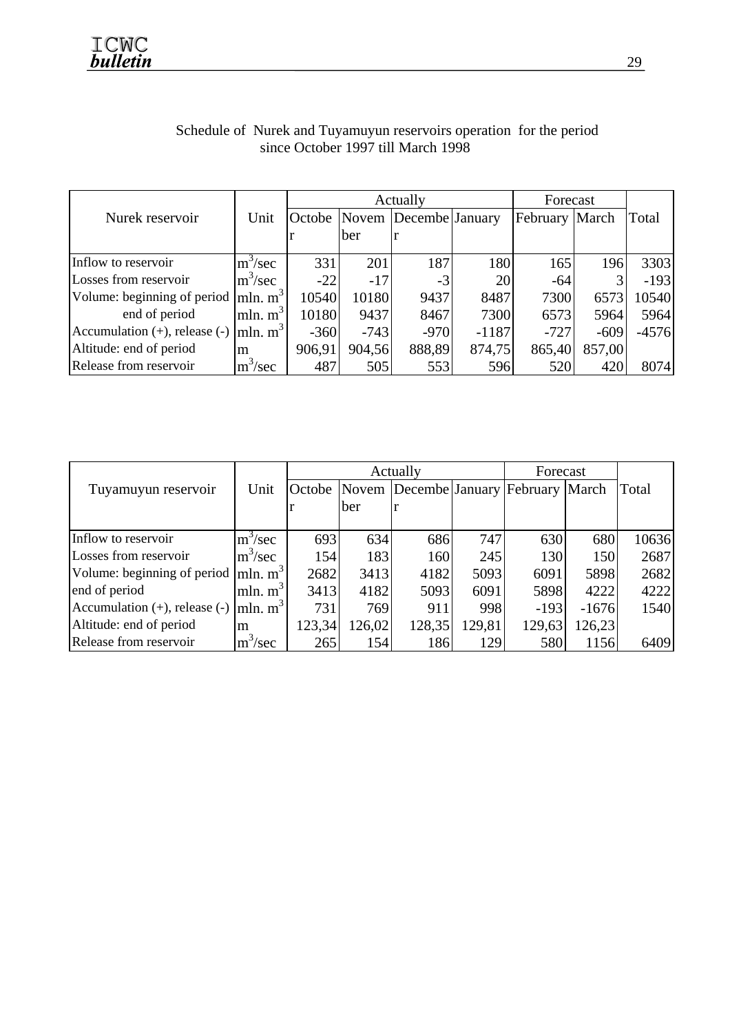Schedule of Nurek and Tuyamuyun reservoirs operation for the period since October 1997 till March 1998

| Nurek reservoir | Unit | Actually | | | | Forecast | | Total |
|---|---|---|---|---|---|---|---|---|
| | | October | November | December | January | February | March | |
| Inflow to reservoir | $m^3/sec$ | 331 | 201 | 187 | 180 | 165 | 196 | 3303 |
| Losses from reservoir | $m^3/sec$ | -22 | -17 | -3 | 20 | -64 | 3 | -193 |
| Volume: beginning of period | mln. $m^3$ | 10540 | 10180 | 9437 | 8487 | 7300 | 6573 | 10540 |
| end of period | mln. $m^3$ | 10180 | 9437 | 8467 | 7300 | 6573 | 5964 | 5964 |
| Accumulation (+), release (-) | mln. $m^3$ | -360 | -743 | -970 | -1187 | -727 | -609 | -4576 |
| Altitude: end of period | m | 906,91 | 904,56 | 888,89 | 874,75 | 865,40 | 857,00 | |
| Release from reservoir | $m^3/sec$ | 487 | 505 | 553 | 596 | 520 | 420 | 8074 |

| Tuyamuyun reservoir | Unit | Actually | | | | Forecast | | Total |
|---|---|---|---|---|---|---|---|---|
| | | October | November | December | January | February | March | |
| Inflow to reservoir | $m^3/sec$ | 693 | 634 | 686 | 747 | 630 | 680 | 10636 |
| Losses from reservoir | $m^3/sec$ | 154 | 183 | 160 | 245 | 130 | 150 | 2687 |
| Volume: beginning of period | mln. $m^3$ | 2682 | 3413 | 4182 | 5093 | 6091 | 5898 | 2682 |
| end of period | mln. $m^3$ | 3413 | 4182 | 5093 | 6091 | 5898 | 4222 | 4222 |
| Accumulation (+), release (-) | mln. $m^3$ | 731 | 769 | 911 | 998 | -193 | -1676 | 1540 |
| Altitude: end of period | m | 123,34 | 126,02 | 128,35 | 129,81 | 129,63 | 126,23 | |
| Release from reservoir | $m^3/sec$ | 265 | 154 | 186 | 129 | 580 | 1156 | 6409 |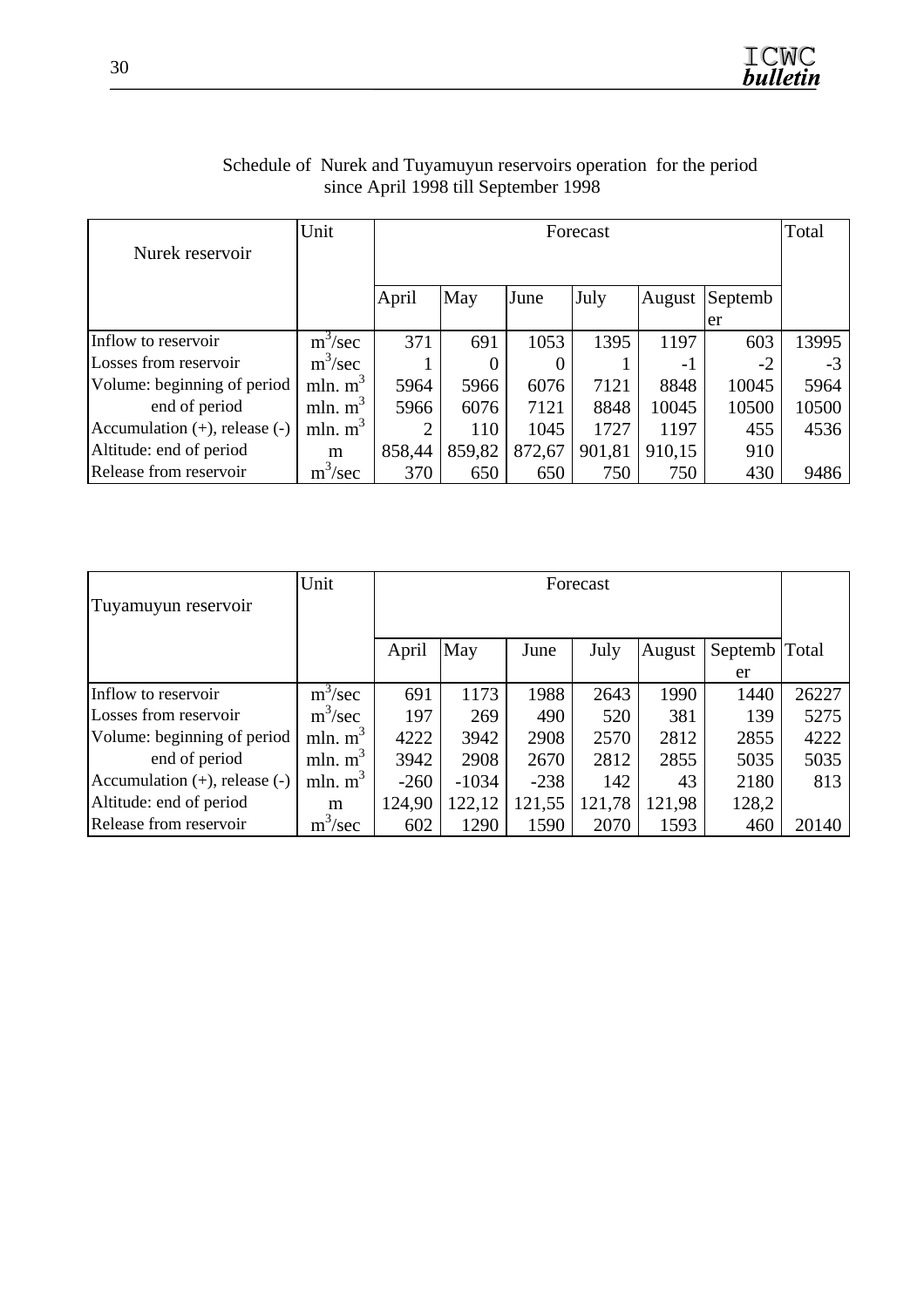Schedule of Nurek and Tuyamuyun reservoirs operation for the period since April 1998 till September 1998

| Nurek reservoir | Unit | Forecast | | | | | | Total |
|---|---|---|---|---|---|---|---|---|
| | | April | May | June | July | August | September | |
| Inflow to reservoir | $m^3$/sec | 371 | 691 | 1053 | 1395 | 1197 | 603 | 13995 |
| Losses from reservoir | $m^3$/sec | 1 | 0 | 0 | 1 | -1 | -2 | -3 |
| Volume: beginning of period | mln. $m^3$ | 5964 | 5966 | 6076 | 7121 | 8848 | 10045 | 5964 |
| end of period | mln. $m^3$ | 5966 | 6076 | 7121 | 8848 | 10045 | 10500 | 10500 |
| Accumulation (+), release (-) | mln. $m^3$ | 2 | 110 | 1045 | 1727 | 1197 | 455 | 4536 |
| Altitude: end of period | m | 858,44 | 859,82 | 872,67 | 901,81 | 910,15 | 910 | |
| Release from reservoir | $m^3$/sec | 370 | 650 | 650 | 750 | 750 | 430 | 9486 |

| Tuyamuyun reservoir | Unit | Forecast | | | | | | |
|---|---|---|---|---|---|---|---|---|
| | | April | May | June | July | August | September | Total |
| Inflow to reservoir | $m^3$/sec | 691 | 1173 | 1988 | 2643 | 1990 | 1440 | 26227 |
| Losses from reservoir | $m^3$/sec | 197 | 269 | 490 | 520 | 381 | 139 | 5275 |
| Volume: beginning of period | mln. $m^3$ | 4222 | 3942 | 2908 | 2570 | 2812 | 2855 | 4222 |
| end of period | mln. $m^3$ | 3942 | 2908 | 2670 | 2812 | 2855 | 5035 | 5035 |
| Accumulation (+), release (-) | mln. $m^3$ | -260 | -1034 | -238 | 142 | 43 | 2180 | 813 |
| Altitude: end of period | m | 124,90 | 122,12 | 121,55 | 121,78 | 121,98 | 128,2 | |
| Release from reservoir | $m^3$/sec | 602 | 1290 | 1590 | 2070 | 1593 | 460 | 20140 |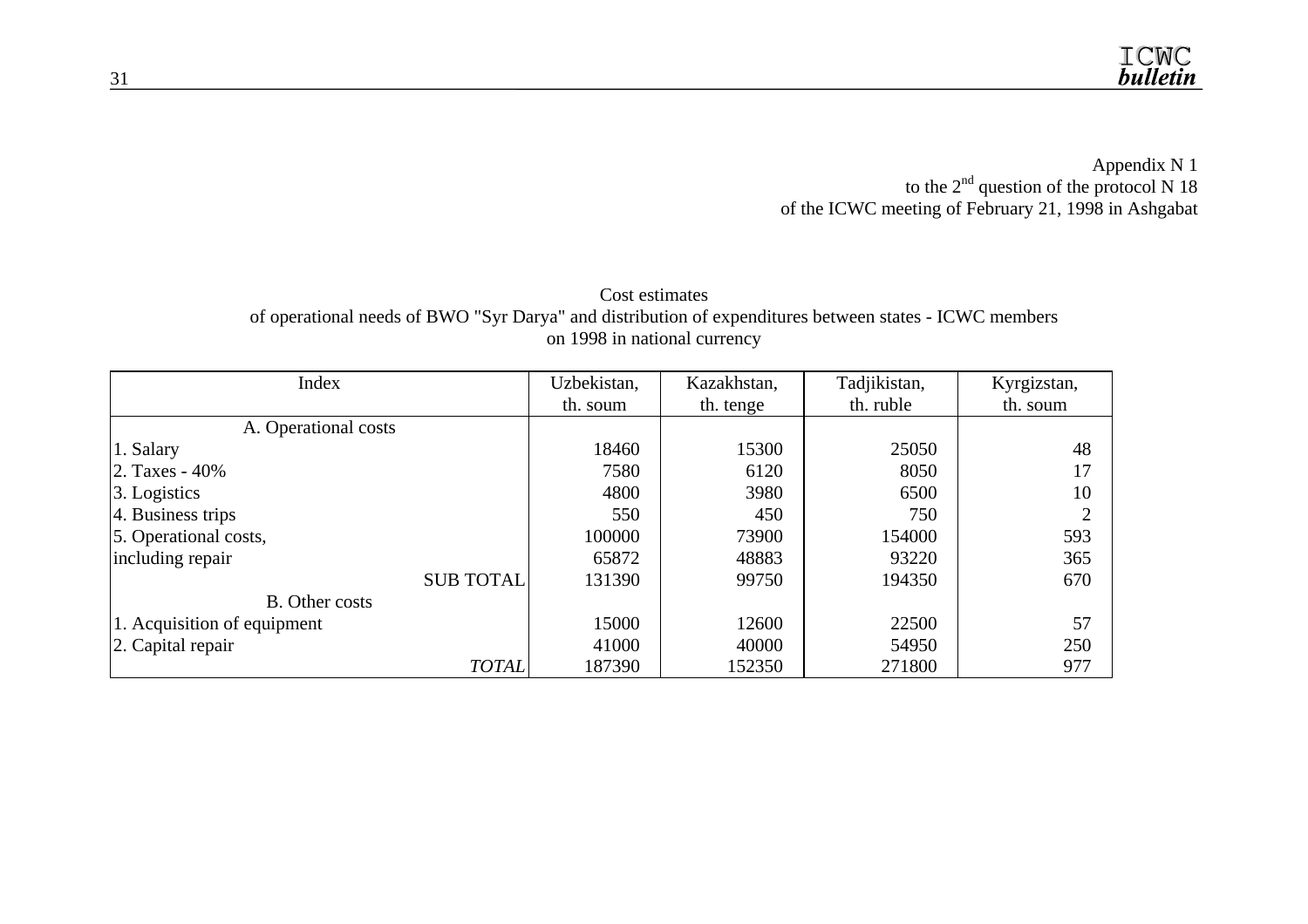Appendix N 1
to the 2nd question of the protocol N 18
of the ICWC meeting of February 21, 1998 in Ashgabat

Cost estimates
of operational needs of BWO "Syr Darya" and distribution of expenditures between states - ICWC members
on 1998 in national currency

| Index | Uzbekistan, th. soum | Kazakhstan, th. tenge | Tadjikistan, th. ruble | Kyrgizstan, th. soum |
|---|---|---|---|---|
| A. Operational costs | | | | |
| 1. Salary | 18460 | 15300 | 25050 | 48 |
| 2. Taxes - 40% | 7580 | 6120 | 8050 | 17 |
| 3. Logistics | 4800 | 3980 | 6500 | 10 |
| 4. Business trips | 550 | 450 | 750 | 2 |
| 5. Operational costs, | 100000 | 73900 | 154000 | 593 |
| including repair | 65872 | 48883 | 93220 | 365 |
| SUB TOTAL | 131390 | 99750 | 194350 | 670 |
| B. Other costs | | | | |
| 1. Acquisition of equipment | 15000 | 12600 | 22500 | 57 |
| 2. Capital repair | 41000 | 40000 | 54950 | 250 |
| *TOTAL* | 187390 | 152350 | 271800 | 977 |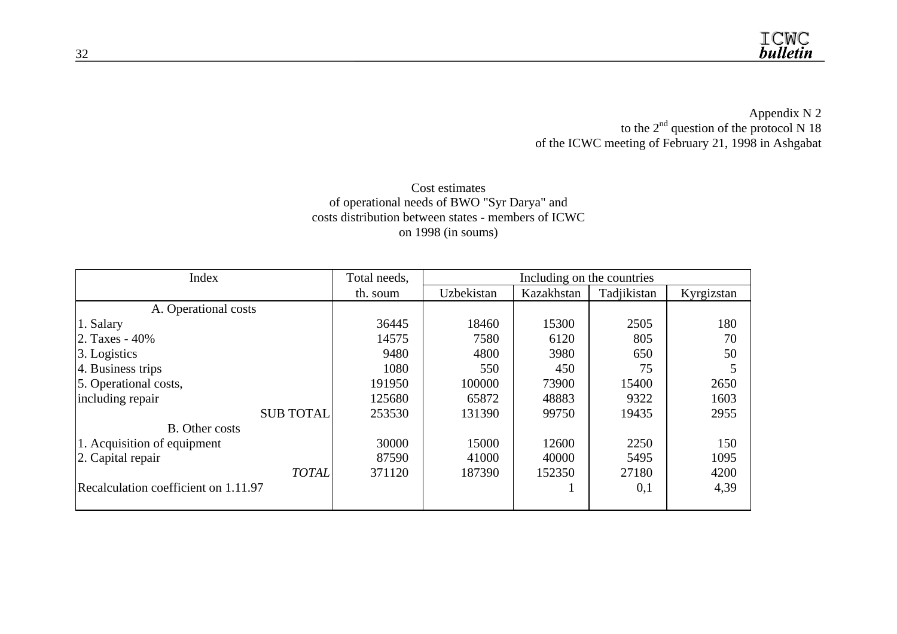Appendix N 2
to the 2nd question of the protocol N 18
of the ICWC meeting of February 21, 1998 in Ashgabat

Cost estimates
of operational needs of BWO "Syr Darya" and
costs distribution between states - members of ICWC
on 1998 (in soums)

| Index | Total needs, th. soum | Including on the countries | | | |
|---|---|---|---|---|---|
| | | Uzbekistan | Kazakhstan | Tadjikistan | Kyrgizstan |
| A. Operational costs | | | | | |
| 1. Salary | 36445 | 18460 | 15300 | 2505 | 180 |
| 2. Taxes - 40% | 14575 | 7580 | 6120 | 805 | 70 |
| 3. Logistics | 9480 | 4800 | 3980 | 650 | 50 |
| 4. Business trips | 1080 | 550 | 450 | 75 | 5 |
| 5. Operational costs, | 191950 | 100000 | 73900 | 15400 | 2650 |
| including repair | 125680 | 65872 | 48883 | 9322 | 1603 |
| SUB TOTAL | 253530 | 131390 | 99750 | 19435 | 2955 |
| B. Other costs | | | | | |
| 1. Acquisition of equipment | 30000 | 15000 | 12600 | 2250 | 150 |
| 2. Capital repair | 87590 | 41000 | 40000 | 5495 | 1095 |
| *TOTAL* | 371120 | 187390 | 152350 | 27180 | 4200 |
| Recalculation coefficient on 1.11.97 | | | 1 | 0,1 | 4,39 |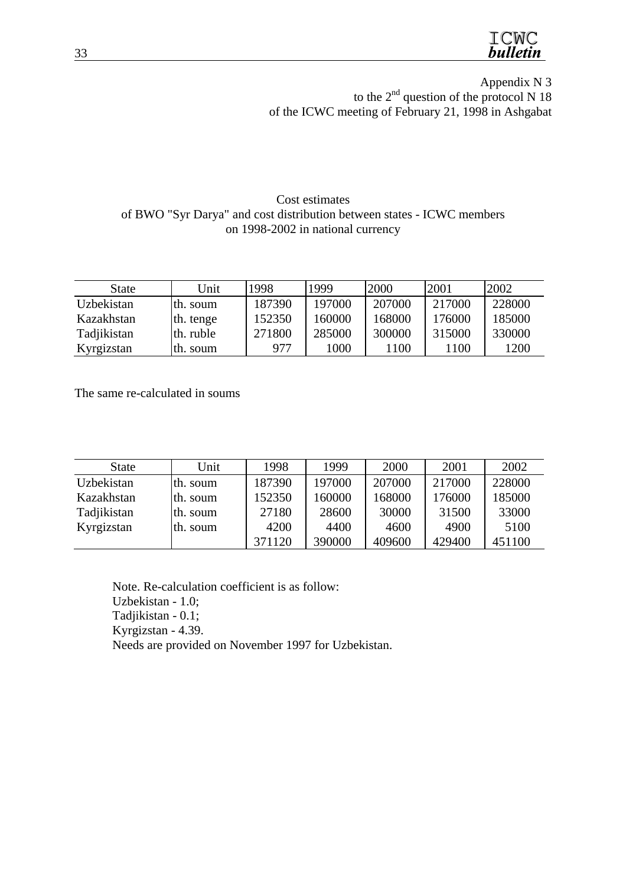Appendix N 3
to the 2nd question of the protocol N 18
of the ICWC meeting of February 21, 1998 in Ashgabat

Cost estimates
of BWO "Syr Darya" and cost distribution between states - ICWC members
on 1998-2002 in national currency

| State | Unit | 1998 | 1999 | 2000 | 2001 | 2002 |
|---|---|---|---|---|---|---|
| Uzbekistan | th. soum | 187390 | 197000 | 207000 | 217000 | 228000 |
| Kazakhstan | th. tenge | 152350 | 160000 | 168000 | 176000 | 185000 |
| Tadjikistan | th. ruble | 271800 | 285000 | 300000 | 315000 | 330000 |
| Kyrgizstan | th. soum | 977 | 1000 | 1100 | 1100 | 1200 |

The same re-calculated in soums

| State | Unit | 1998 | 1999 | 2000 | 2001 | 2002 |
|---|---|---|---|---|---|---|
| Uzbekistan | th. soum | 187390 | 197000 | 207000 | 217000 | 228000 |
| Kazakhstan | th. soum | 152350 | 160000 | 168000 | 176000 | 185000 |
| Tadjikistan | th. soum | 27180 | 28600 | 30000 | 31500 | 33000 |
| Kyrgizstan | th. soum | 4200 | 4400 | 4600 | 4900 | 5100 |
| | | 371120 | 390000 | 409600 | 429400 | 451100 |

Note. Re-calculation coefficient is as follow:
Uzbekistan - 1.0;
Tadjikistan - 0.1;
Kyrgizstan - 4.39.
Needs are provided on November 1997 for Uzbekistan.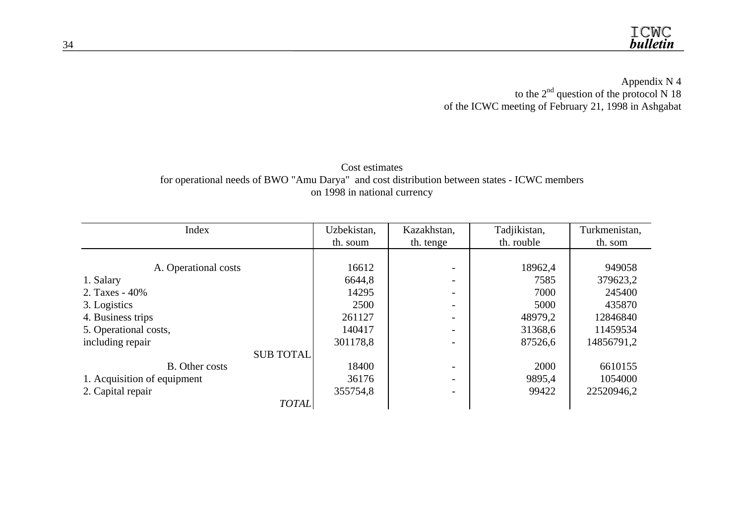Appendix N 4
to the 2nd question of the protocol N 18
of the ICWC meeting of February 21, 1998 in Ashgabat

Cost estimates
for operational needs of BWO "Amu Darya" and cost distribution between states - ICWC members
on 1998 in national currency

| Index | Uzbekistan, th. soum | Kazakhstan, th. tenge | Tadjikistan, th. rouble | Turkmenistan, th. som |
|---|---|---|---|---|
| A. Operational costs | 16612 | - | 18962,4 | 949058 |
| 1. Salary | 6644,8 | - | 7585 | 379623,2 |
| 2. Taxes - 40% | 14295 | - | 7000 | 245400 |
| 3. Logistics | 2500 | - | 5000 | 435870 |
| 4. Business trips | 261127 | - | 48979,2 | 12846840 |
| 5. Operational costs, | 140417 | - | 31368,6 | 11459534 |
| including repair | 301178,8 | - | 87526,6 | 14856791,2 |
| SUB TOTAL | | | | |
| B. Other costs | 18400 | - | 2000 | 6610155 |
| 1. Acquisition of equipment | 36176 | - | 9895,4 | 1054000 |
| 2. Capital repair | 355754,8 | - | 99422 | 22520946,2 |
| *TOTAL* | | | | |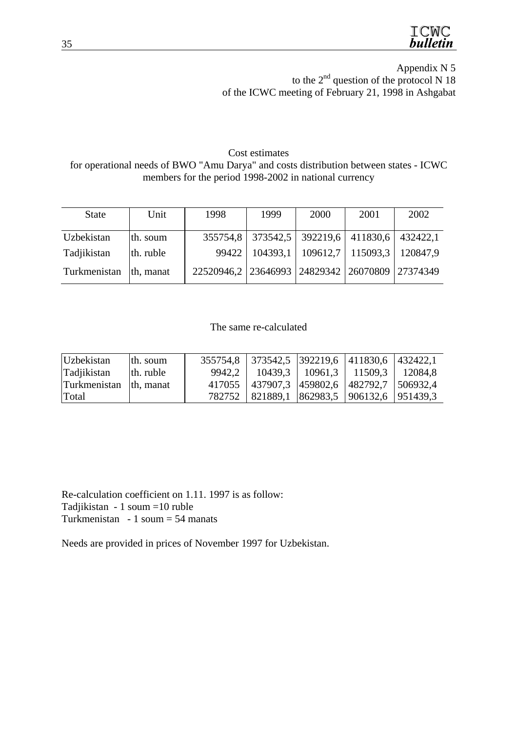Appendix N 5
to the 2nd question of the protocol N 18
of the ICWC meeting of February 21, 1998 in Ashgabat

Cost estimates
for operational needs of BWO "Amu Darya" and costs distribution between states - ICWC members for the period 1998-2002 in national currency

| State | Unit | 1998 | 1999 | 2000 | 2001 | 2002 |
|---|---|---|---|---|---|---|
| Uzbekistan | th. soum | 355754,8 | 373542,5 | 392219,6 | 411830,6 | 432422,1 |
| Tadjikistan | th. ruble | 99422 | 104393,1 | 109612,7 | 115093,3 | 120847,9 |
| Turkmenistan | th, manat | 22520946,2 | 23646993 | 24829342 | 26070809 | 27374349 |

The same re-calculated

| State | Unit | 1998 | 1999 | 2000 | 2001 | 2002 |
|---|---|---|---|---|---|---|
| Uzbekistan | th. soum | 355754,8 | 373542,5 | 392219,6 | 411830,6 | 432422,1 |
| Tadjikistan | th. ruble | 9942,2 | 10439,3 | 10961,3 | 11509,3 | 12084,8 |
| Turkmenistan | th, manat | 417055 | 437907,3 | 459802,6 | 482792,7 | 506932,4 |
| Total | | 782752 | 821889,1 | 862983,5 | 906132,6 | 951439,3 |

Re-calculation coefficient on 1.11. 1997 is as follow:
Tadjikistan - 1 soum =10 ruble
Turkmenistan - 1 soum = 54 manats

Needs are provided in prices of November 1997 for Uzbekistan.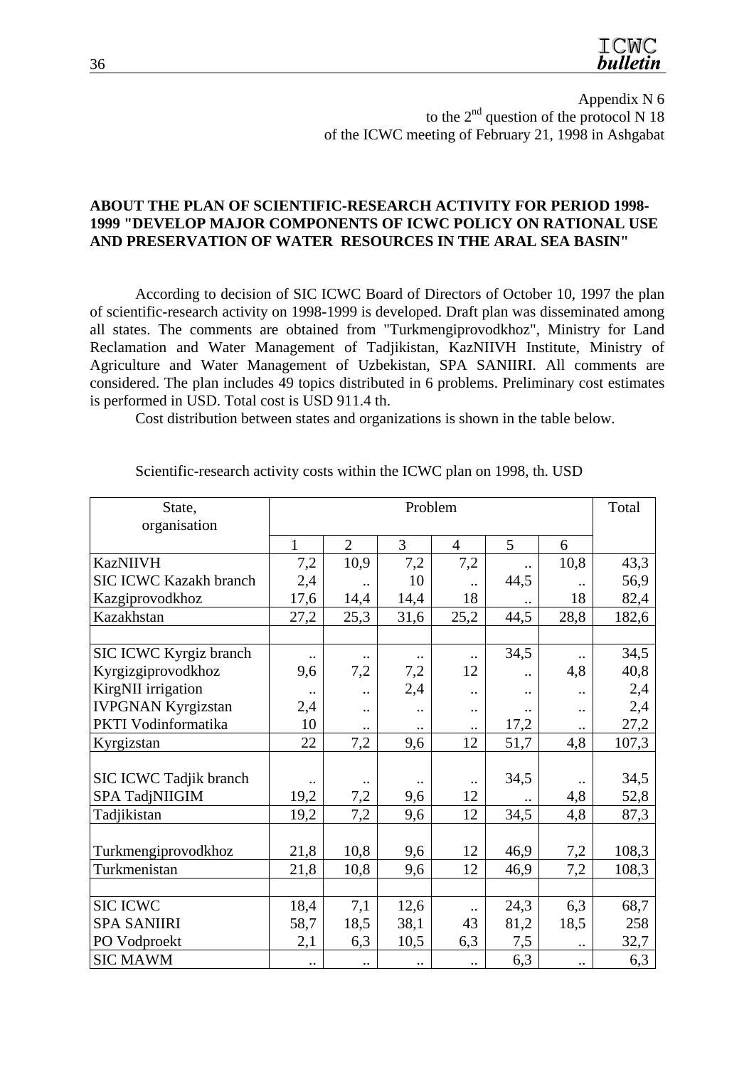Appendix N 6
to the 2nd question of the protocol N 18
of the ICWC meeting of February 21, 1998 in Ashgabat

**ABOUT THE PLAN OF SCIENTIFIC-RESEARCH ACTIVITY FOR PERIOD 1998-1999 "DEVELOP MAJOR COMPONENTS OF ICWC POLICY ON RATIONAL USE AND PRESERVATION OF WATER RESOURCES IN THE ARAL SEA BASIN"**

According to decision of SIC ICWC Board of Directors of October 10, 1997 the plan of scientific-research activity on 1998-1999 is developed. Draft plan was disseminated among all states. The comments are obtained from "Turkmengiprovodkhoz", Ministry for Land Reclamation and Water Management of Tadjikistan, KazNIIVH Institute, Ministry of Agriculture and Water Management of Uzbekistan, SPA SANIIRI. All comments are considered. The plan includes 49 topics distributed in 6 problems. Preliminary cost estimates is performed in USD. Total cost is USD 911.4 th.

Cost distribution between states and organizations is shown in the table below.

Scientific-research activity costs within the ICWC plan on 1998, th. USD

| State, organisation | Problem | | | | | | Total |
|---|---|---|---|---|---|---|---|
| | 1 | 2 | 3 | 4 | 5 | 6 | |
| KazNIIVH | 7,2 | 10,9 | 7,2 | 7,2 | .. | 10,8 | 43,3 |
| SIC ICWC Kazakh branch | 2,4 | .. | 10 | .. | 44,5 | .. | 56,9 |
| Kazgiprovodkhoz | 17,6 | 14,4 | 14,4 | 18 | .. | 18 | 82,4 |
| Kazakhstan | 27,2 | 25,3 | 31,6 | 25,2 | 44,5 | 28,8 | 182,6 |
| | | | | | | | |
| SIC ICWC Kyrgiz branch | .. | .. | .. | .. | 34,5 | .. | 34,5 |
| Kyrgizgiprovodkhoz | 9,6 | 7,2 | 7,2 | 12 | .. | 4,8 | 40,8 |
| KirgNII irrigation | .. | .. | 2,4 | .. | .. | .. | 2,4 |
| IVPGNAN Kyrgizstan | 2,4 | .. | .. | .. | .. | .. | 2,4 |
| PKTI Vodinformatika | 10 | .. | .. | .. | 17,2 | .. | 27,2 |
| Kyrgizstan | 22 | 7,2 | 9,6 | 12 | 51,7 | 4,8 | 107,3 |
| | | | | | | | |
| SIC ICWC Tadjik branch | .. | .. | .. | .. | 34,5 | .. | 34,5 |
| SPA TadjNIIGIM | 19,2 | 7,2 | 9,6 | 12 | .. | 4,8 | 52,8 |
| Tadjikistan | 19,2 | 7,2 | 9,6 | 12 | 34,5 | 4,8 | 87,3 |
| | | | | | | | |
| Turkmengiprovodkhoz | 21,8 | 10,8 | 9,6 | 12 | 46,9 | 7,2 | 108,3 |
| Turkmenistan | 21,8 | 10,8 | 9,6 | 12 | 46,9 | 7,2 | 108,3 |
| | | | | | | | |
| SIC ICWC | 18,4 | 7,1 | 12,6 | .. | 24,3 | 6,3 | 68,7 |
| SPA SANIIRI | 58,7 | 18,5 | 38,1 | 43 | 81,2 | 18,5 | 258 |
| PO Vodproekt | 2,1 | 6,3 | 10,5 | 6,3 | 7,5 | .. | 32,7 |
| SIC MAWM | .. | .. | .. | .. | 6,3 | .. | 6,3 |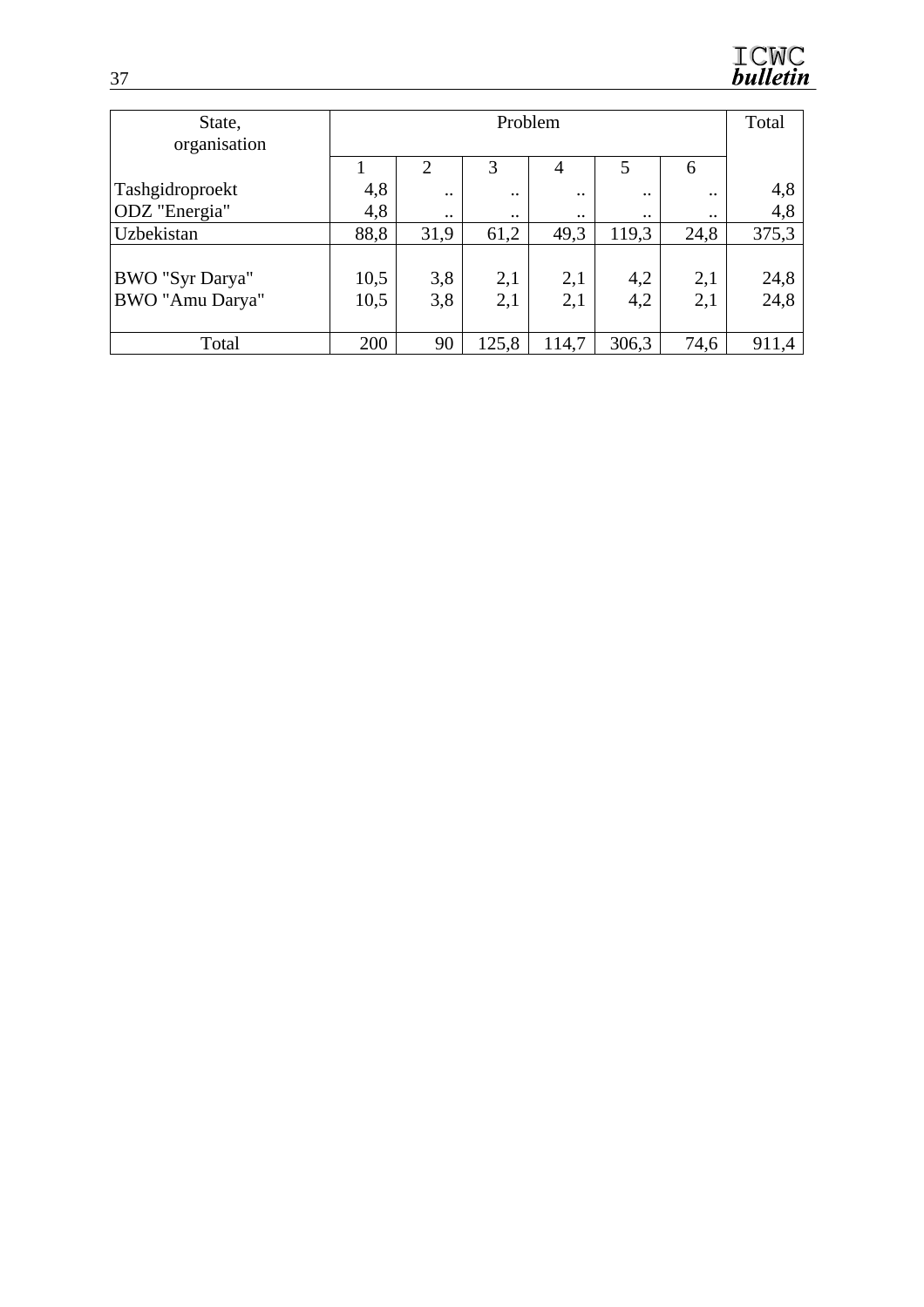| State, organisation | Problem | | | | | | Total |
|---|---|---|---|---|---|---|---|
| | 1 | 2 | 3 | 4 | 5 | 6 | |
| Tashgidroproekt | 4,8 | .. | .. | .. | .. | .. | 4,8 |
| ODZ "Energia" | 4,8 | .. | .. | .. | .. | .. | 4,8 |
| Uzbekistan | 88,8 | 31,9 | 61,2 | 49,3 | 119,3 | 24,8 | 375,3 |
| BWO "Syr Darya" | 10,5 | 3,8 | 2,1 | 2,1 | 4,2 | 2,1 | 24,8 |
| BWO "Amu Darya" | 10,5 | 3,8 | 2,1 | 2,1 | 4,2 | 2,1 | 24,8 |
| Total | 200 | 90 | 125,8 | 114,7 | 306,3 | 74,6 | 911,4 |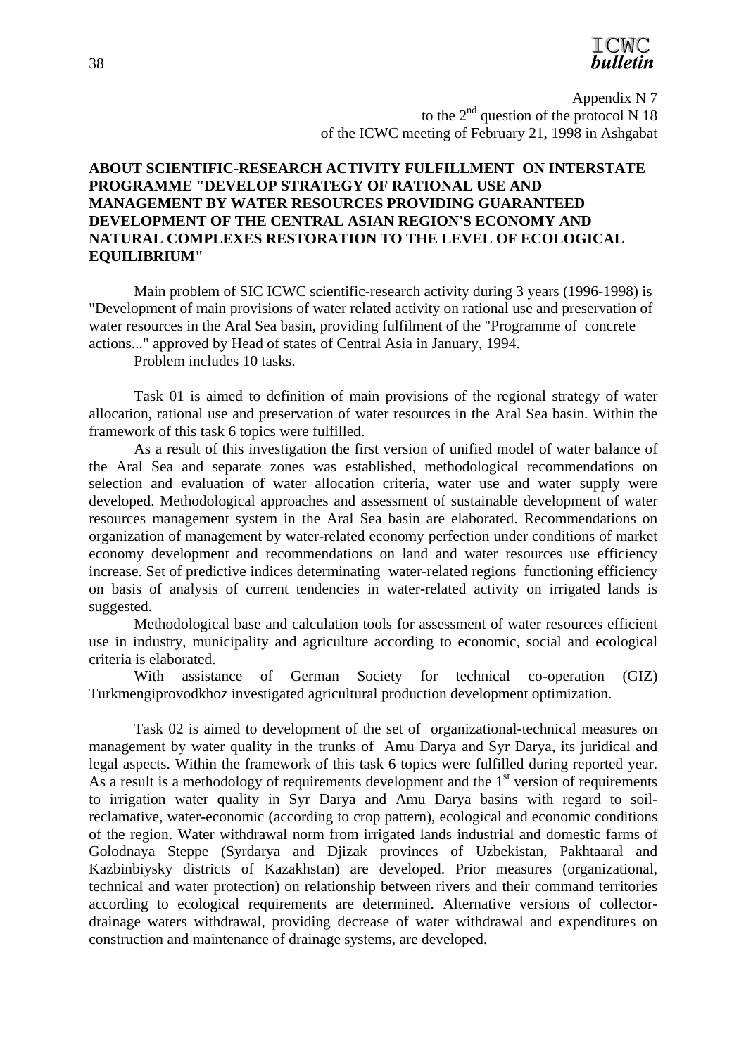Appendix N 7
to the 2nd question of the protocol N 18
of the ICWC meeting of February 21, 1998 in Ashgabat

**ABOUT SCIENTIFIC-RESEARCH ACTIVITY FULFILLMENT ON INTERSTATE PROGRAMME "DEVELOP STRATEGY OF RATIONAL USE AND MANAGEMENT BY WATER RESOURCES PROVIDING GUARANTEED DEVELOPMENT OF THE CENTRAL ASIAN REGION'S ECONOMY AND NATURAL COMPLEXES RESTORATION TO THE LEVEL OF ECOLOGICAL EQUILIBRIUM"**

Main problem of SIC ICWC scientific-research activity during 3 years (1996-1998) is "Development of main provisions of water related activity on rational use and preservation of water resources in the Aral Sea basin, providing fulfilment of the "Programme of concrete actions..." approved by Head of states of Central Asia in January, 1994.

Problem includes 10 tasks.

Task 01 is aimed to definition of main provisions of the regional strategy of water allocation, rational use and preservation of water resources in the Aral Sea basin. Within the framework of this task 6 topics were fulfilled.

As a result of this investigation the first version of unified model of water balance of the Aral Sea and separate zones was established, methodological recommendations on selection and evaluation of water allocation criteria, water use and water supply were developed. Methodological approaches and assessment of sustainable development of water resources management system in the Aral Sea basin are elaborated. Recommendations on organization of management by water-related economy perfection under conditions of market economy development and recommendations on land and water resources use efficiency increase. Set of predictive indices determinating water-related regions functioning efficiency on basis of analysis of current tendencies in water-related activity on irrigated lands is suggested.

Methodological base and calculation tools for assessment of water resources efficient use in industry, municipality and agriculture according to economic, social and ecological criteria is elaborated.

With assistance of German Society for technical co-operation (GIZ) Turkmengiprovodkhoz investigated agricultural production development optimization.

Task 02 is aimed to development of the set of organizational-technical measures on management by water quality in the trunks of Amu Darya and Syr Darya, its juridical and legal aspects. Within the framework of this task 6 topics were fulfilled during reported year. As a result is a methodology of requirements development and the 1st version of requirements to irrigation water quality in Syr Darya and Amu Darya basins with regard to soil-reclamative, water-economic (according to crop pattern), ecological and economic conditions of the region. Water withdrawal norm from irrigated lands industrial and domestic farms of Golodnaya Steppe (Syrdarya and Djizak provinces of Uzbekistan, Pakhtaaral and Kazbinbiysky districts of Kazakhstan) are developed. Prior measures (organizational, technical and water protection) on relationship between rivers and their command territories according to ecological requirements are determined. Alternative versions of collector-drainage waters withdrawal, providing decrease of water withdrawal and expenditures on construction and maintenance of drainage systems, are developed.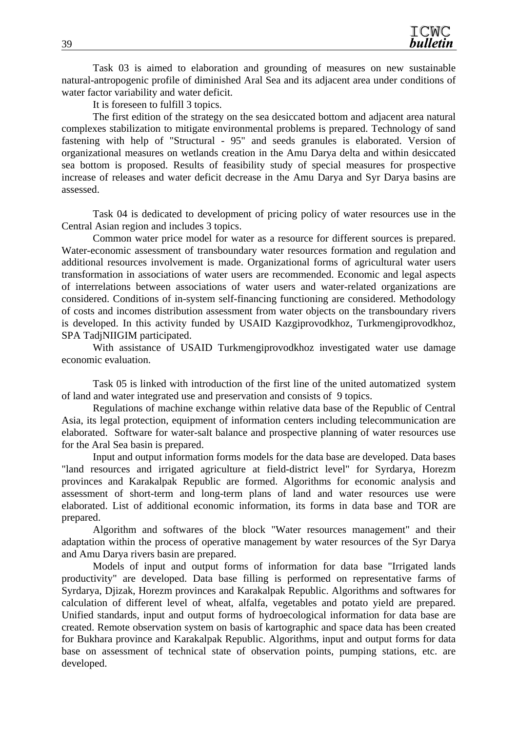Task 03 is aimed to elaboration and grounding of measures on new sustainable natural-antropogenic profile of diminished Aral Sea and its adjacent area under conditions of water factor variability and water deficit.

It is foreseen to fulfill 3 topics.

The first edition of the strategy on the sea desiccated bottom and adjacent area natural complexes stabilization to mitigate environmental problems is prepared. Technology of sand fastening with help of "Structural - 95" and seeds granules is elaborated. Version of organizational measures on wetlands creation in the Amu Darya delta and within desiccated sea bottom is proposed. Results of feasibility study of special measures for prospective increase of releases and water deficit decrease in the Amu Darya and Syr Darya basins are assessed.

Task 04 is dedicated to development of pricing policy of water resources use in the Central Asian region and includes 3 topics.

Common water price model for water as a resource for different sources is prepared. Water-economic assessment of transboundary water resources formation and regulation and additional resources involvement is made. Organizational forms of agricultural water users transformation in associations of water users are recommended. Economic and legal aspects of interrelations between associations of water users and water-related organizations are considered. Conditions of in-system self-financing functioning are considered. Methodology of costs and incomes distribution assessment from water objects on the transboundary rivers is developed. In this activity funded by USAID Kazgiprovodkhoz, Turkmengiprovodkhoz, SPA TadjNIIGIM participated.

With assistance of USAID Turkmengiprovodkhoz investigated water use damage economic evaluation.

Task 05 is linked with introduction of the first line of the united automatized system of land and water integrated use and preservation and consists of 9 topics.

Regulations of machine exchange within relative data base of the Republic of Central Asia, its legal protection, equipment of information centers including telecommunication are elaborated. Software for water-salt balance and prospective planning of water resources use for the Aral Sea basin is prepared.

Input and output information forms models for the data base are developed. Data bases "land resources and irrigated agriculture at field-district level" for Syrdarya, Horezm provinces and Karakalpak Republic are formed. Algorithms for economic analysis and assessment of short-term and long-term plans of land and water resources use were elaborated. List of additional economic information, its forms in data base and TOR are prepared.

Algorithm and softwares of the block "Water resources management" and their adaptation within the process of operative management by water resources of the Syr Darya and Amu Darya rivers basin are prepared.

Models of input and output forms of information for data base "Irrigated lands productivity" are developed. Data base filling is performed on representative farms of Syrdarya, Djizak, Horezm provinces and Karakalpak Republic. Algorithms and softwares for calculation of different level of wheat, alfalfa, vegetables and potato yield are prepared. Unified standards, input and output forms of hydroecological information for data base are created. Remote observation system on basis of kartographic and space data has been created for Bukhara province and Karakalpak Republic. Algorithms, input and output forms for data base on assessment of technical state of observation points, pumping stations, etc. are developed.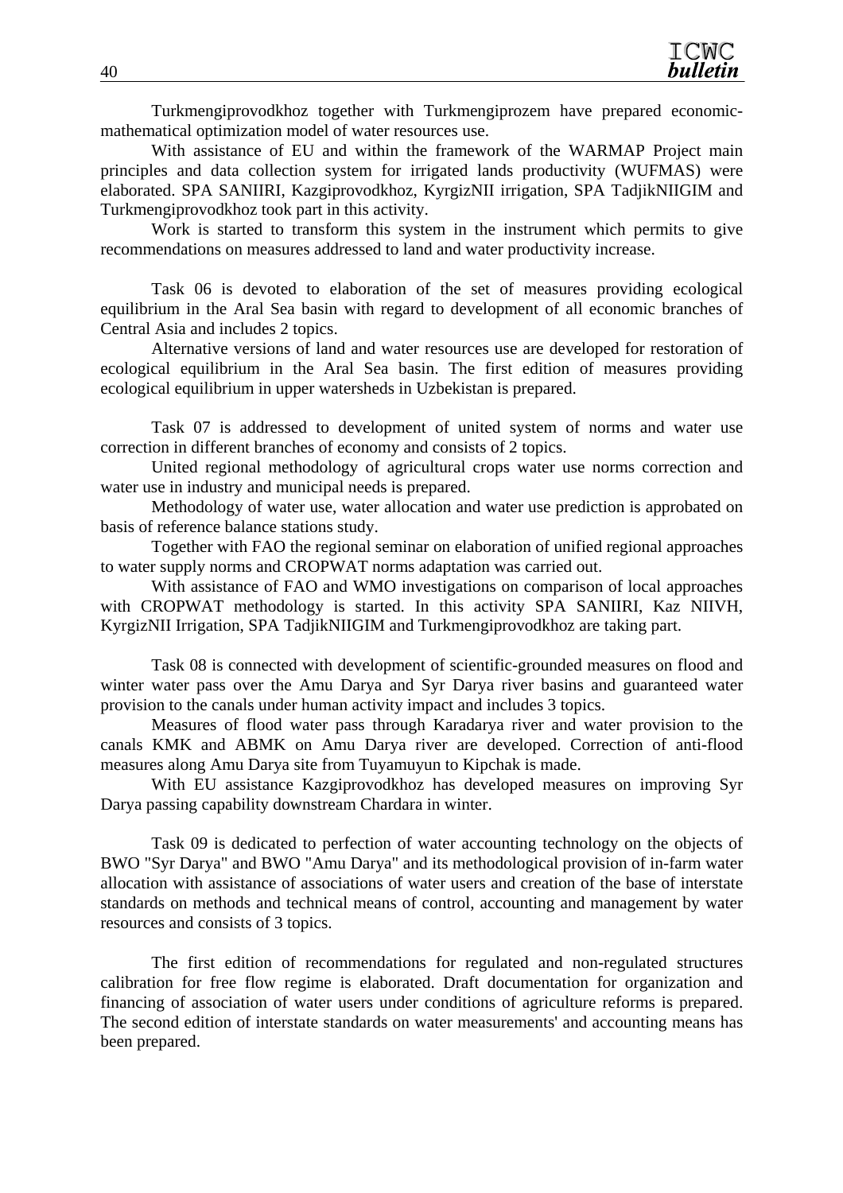Turkmengiprovodkhoz together with Turkmengiprozem have prepared economic-mathematical optimization model of water resources use.

With assistance of EU and within the framework of the WARMAP Project main principles and data collection system for irrigated lands productivity (WUFMAS) were elaborated. SPA SANIIRI, Kazgiprovodkhoz, KyrgizNII irrigation, SPA TadjikNIIGIM and Turkmengiprovodkhoz took part in this activity.

Work is started to transform this system in the instrument which permits to give recommendations on measures addressed to land and water productivity increase.

Task 06 is devoted to elaboration of the set of measures providing ecological equilibrium in the Aral Sea basin with regard to development of all economic branches of Central Asia and includes 2 topics.

Alternative versions of land and water resources use are developed for restoration of ecological equilibrium in the Aral Sea basin. The first edition of measures providing ecological equilibrium in upper watersheds in Uzbekistan is prepared.

Task 07 is addressed to development of united system of norms and water use correction in different branches of economy and consists of 2 topics.

United regional methodology of agricultural crops water use norms correction and water use in industry and municipal needs is prepared.

Methodology of water use, water allocation and water use prediction is approbated on basis of reference balance stations study.

Together with FAO the regional seminar on elaboration of unified regional approaches to water supply norms and CROPWAT norms adaptation was carried out.

With assistance of FAO and WMO investigations on comparison of local approaches with CROPWAT methodology is started. In this activity SPA SANIIRI, Kaz NIIVH, KyrgizNII Irrigation, SPA TadjikNIIGIM and Turkmengiprovodkhoz are taking part.

Task 08 is connected with development of scientific-grounded measures on flood and winter water pass over the Amu Darya and Syr Darya river basins and guaranteed water provision to the canals under human activity impact and includes 3 topics.

Measures of flood water pass through Karadarya river and water provision to the canals KMK and ABMK on Amu Darya river are developed. Correction of anti-flood measures along Amu Darya site from Tuyamuyun to Kipchak is made.

With EU assistance Kazgiprovodkhoz has developed measures on improving Syr Darya passing capability downstream Chardara in winter.

Task 09 is dedicated to perfection of water accounting technology on the objects of BWO "Syr Darya" and BWO "Amu Darya" and its methodological provision of in-farm water allocation with assistance of associations of water users and creation of the base of interstate standards on methods and technical means of control, accounting and management by water resources and consists of 3 topics.

The first edition of recommendations for regulated and non-regulated structures calibration for free flow regime is elaborated. Draft documentation for organization and financing of association of water users under conditions of agriculture reforms is prepared. The second edition of interstate standards on water measurements' and accounting means has been prepared.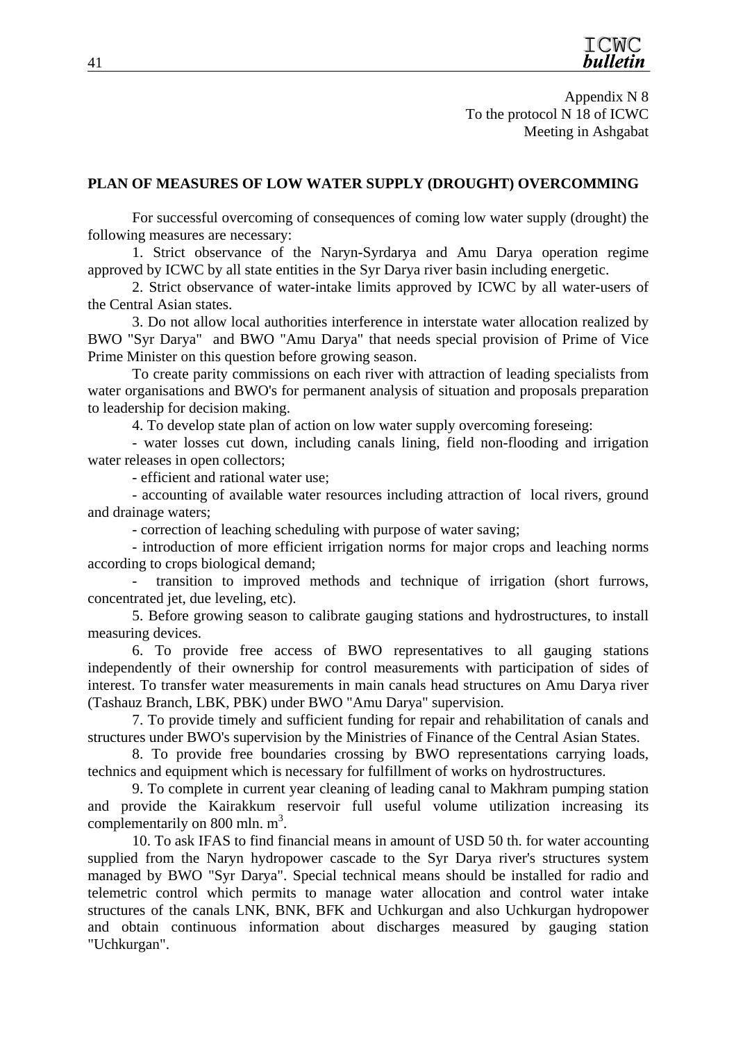Appendix N 8
To the protocol N 18 of ICWC
Meeting in Ashgabat

## PLAN OF MEASURES OF LOW WATER SUPPLY (DROUGHT) OVERCOMMING

For successful overcoming of consequences of coming low water supply (drought) the following measures are necessary:

1. Strict observance of the Naryn-Syrdarya and Amu Darya operation regime approved by ICWC by all state entities in the Syr Darya river basin including energetic.

2. Strict observance of water-intake limits approved by ICWC by all water-users of the Central Asian states.

3. Do not allow local authorities interference in interstate water allocation realized by BWO "Syr Darya" and BWO "Amu Darya" that needs special provision of Prime of Vice Prime Minister on this question before growing season.

To create parity commissions on each river with attraction of leading specialists from water organisations and BWO's for permanent analysis of situation and proposals preparation to leadership for decision making.

4. To develop state plan of action on low water supply overcoming foreseing:

- water losses cut down, including canals lining, field non-flooding and irrigation water releases in open collectors;
- efficient and rational water use;
- accounting of available water resources including attraction of local rivers, ground and drainage waters;
- correction of leaching scheduling with purpose of water saving;
- introduction of more efficient irrigation norms for major crops and leaching norms according to crops biological demand;
- transition to improved methods and technique of irrigation (short furrows, concentrated jet, due leveling, etc).

5. Before growing season to calibrate gauging stations and hydrostructures, to install measuring devices.

6. To provide free access of BWO representatives to all gauging stations independently of their ownership for control measurements with participation of sides of interest. To transfer water measurements in main canals head structures on Amu Darya river (Tashauz Branch, LBK, PBK) under BWO "Amu Darya" supervision.

7. To provide timely and sufficient funding for repair and rehabilitation of canals and structures under BWO's supervision by the Ministries of Finance of the Central Asian States.

8. To provide free boundaries crossing by BWO representations carrying loads, technics and equipment which is necessary for fulfillment of works on hydrostructures.

9. To complete in current year cleaning of leading canal to Makhram pumping station and provide the Kairakkum reservoir full useful volume utilization increasing its complementarily on 800 mln. $m^3$.

10. To ask IFAS to find financial means in amount of USD 50 th. for water accounting supplied from the Naryn hydropower cascade to the Syr Darya river's structures system managed by BWO "Syr Darya". Special technical means should be installed for radio and telemetric control which permits to manage water allocation and control water intake structures of the canals LNK, BNK, BFK and Uchkurgan and also Uchkurgan hydropower and obtain continuous information about discharges measured by gauging station "Uchkurgan".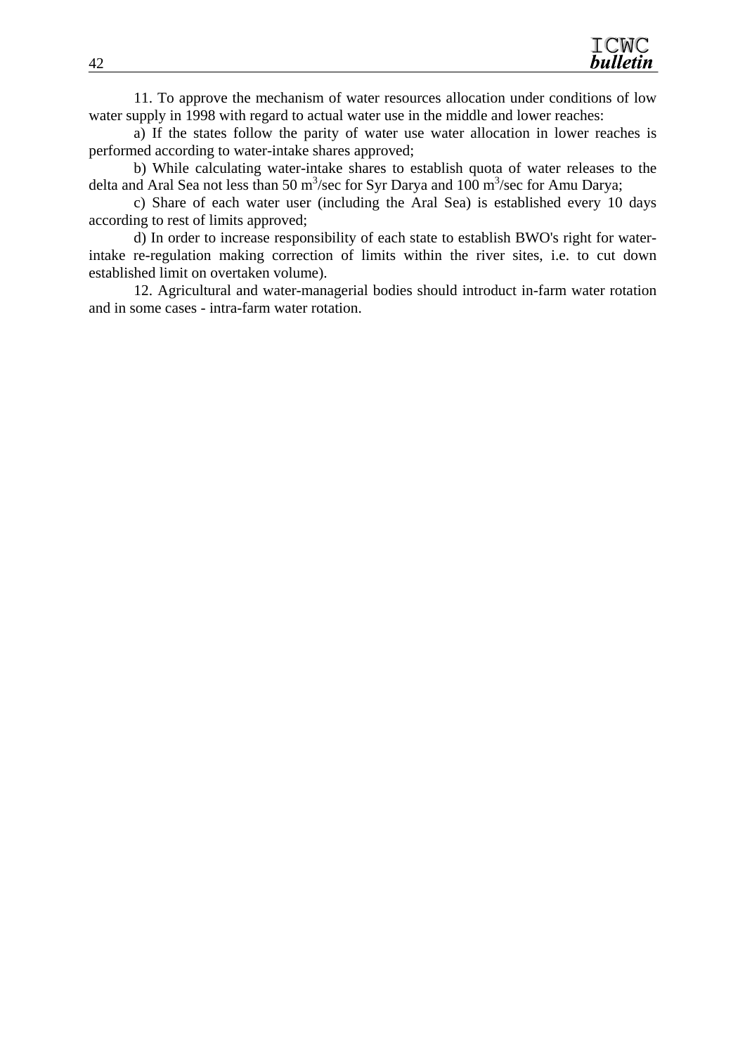11. To approve the mechanism of water resources allocation under conditions of low water supply in 1998 with regard to actual water use in the middle and lower reaches:

a) If the states follow the parity of water use water allocation in lower reaches is performed according to water-intake shares approved;

b) While calculating water-intake shares to establish quota of water releases to the delta and Aral Sea not less than 50 $m^3$/sec for Syr Darya and 100 $m^3$/sec for Amu Darya;

c) Share of each water user (including the Aral Sea) is established every 10 days according to rest of limits approved;

d) In order to increase responsibility of each state to establish BWO's right for water-intake re-regulation making correction of limits within the river sites, i.e. to cut down established limit on overtaken volume).

12. Agricultural and water-managerial bodies should introduct in-farm water rotation and in some cases - intra-farm water rotation.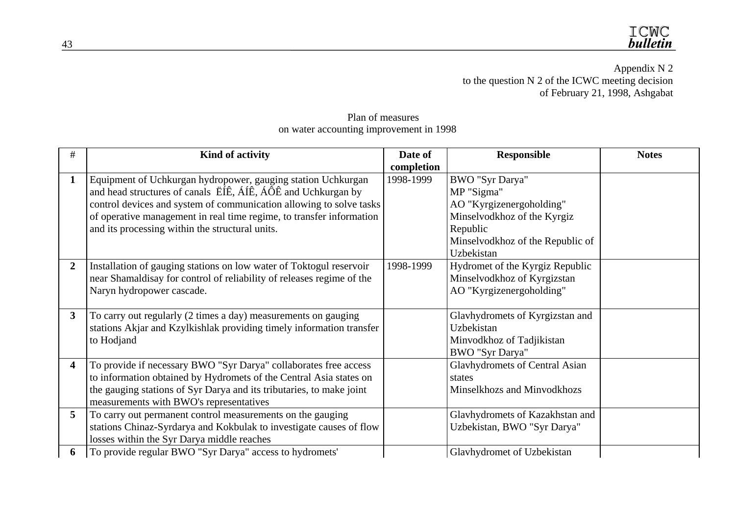Appendix N 2
to the question N 2 of the ICWC meeting decision
of February 21, 1998, Ashgabat

Plan of measures
on water accounting improvement in 1998

| # | Kind of activity | Date of completion | Responsible | Notes |
|---|---|---|---|---|
| **1** | Equipment of Uchkurgan hydropower, gauging station Uchkurgan and head structures of canals ËÍÊ, ÁÍÊ, ÁÔÊ and Uchkurgan by control devices and system of communication allowing to solve tasks of operative management in real time regime, to transfer information and its processing within the structural units. | 1998-1999 | BWO "Syr Darya"<br>MP "Sigma"<br>AO "Kyrgizenergoholding"<br>Minselvodkhoz of the Kyrgiz Republic<br>Minselvodkhoz of the Republic of Uzbekistan | |
| **2** | Installation of gauging stations on low water of Toktogul reservoir near Shamaldisay for control of reliability of releases regime of the Naryn hydropower cascade. | 1998-1999 | Hydromet of the Kyrgiz Republic<br>Minselvodkhoz of Kyrgizstan<br>AO "Kyrgizenergoholding" | |
| **3** | To carry out regularly (2 times a day) measurements on gauging stations Akjar and Kzylkishlak providing timely information transfer to Hodjand | | Glavhydromets of Kyrgizstan and Uzbekistan<br>Minvodkhoz of Tadjikistan<br>BWO "Syr Darya" | |
| **4** | To provide if necessary BWO "Syr Darya" collaborates free access to information obtained by Hydromets of the Central Asia states on the gauging stations of Syr Darya and its tributaries, to make joint measurements with BWO's representatives | | Glavhydromets of Central Asian states<br>Minselkhozs and Minvodkhozs | |
| **5** | To carry out permanent control measurements on the gauging stations Chinaz-Syrdarya and Kokbulak to investigate causes of flow losses within the Syr Darya middle reaches | | Glavhydromets of Kazakhstan and Uzbekistan, BWO "Syr Darya" | |
| **6** | To provide regular BWO "Syr Darya" access to hydromets' | | Glavhydromet of Uzbekistan | |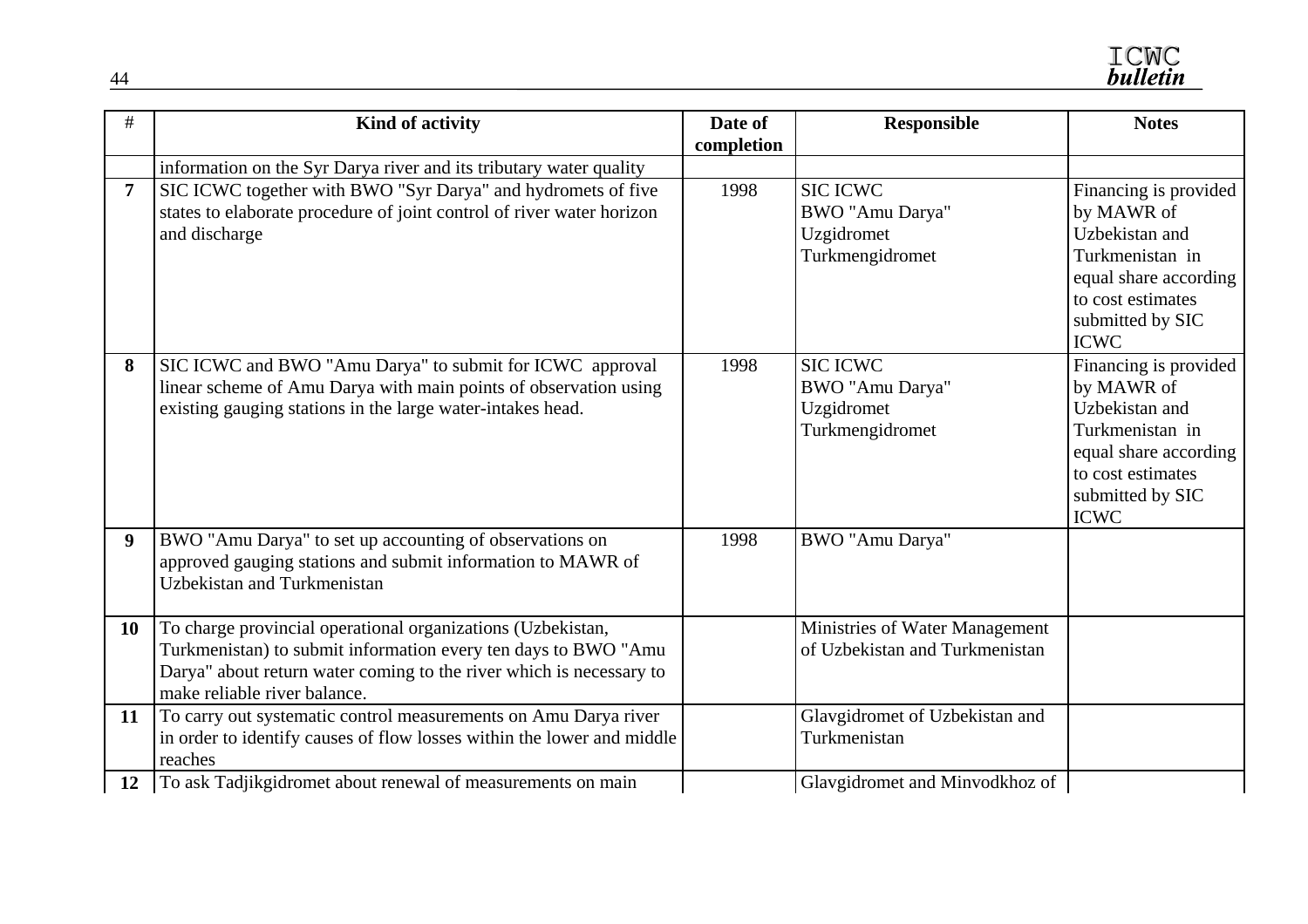| # | Kind of activity | Date of completion | Responsible | Notes |
|---|---|---|---|---|
| | information on the Syr Darya river and its tributary water quality | | | |
| **7** | SIC ICWC together with BWO "Syr Darya" and hydromets of five states to elaborate procedure of joint control of river water horizon and discharge | 1998 | SIC ICWC<br>BWO "Amu Darya"<br>Uzgidromet<br>Turkmengidromet | Financing is provided by MAWR of Uzbekistan and Turkmenistan in equal share according to cost estimates submitted by SIC ICWC |
| **8** | SIC ICWC and BWO "Amu Darya" to submit for ICWC approval linear scheme of Amu Darya with main points of observation using existing gauging stations in the large water-intakes head. | 1998 | SIC ICWC<br>BWO "Amu Darya"<br>Uzgidromet<br>Turkmengidromet | Financing is provided by MAWR of Uzbekistan and Turkmenistan in equal share according to cost estimates submitted by SIC ICWC |
| **9** | BWO "Amu Darya" to set up accounting of observations on approved gauging stations and submit information to MAWR of Uzbekistan and Turkmenistan | 1998 | BWO "Amu Darya" | |
| **10** | To charge provincial operational organizations (Uzbekistan, Turkmenistan) to submit information every ten days to BWO "Amu Darya" about return water coming to the river which is necessary to make reliable river balance. | | Ministries of Water Management of Uzbekistan and Turkmenistan | |
| **11** | To carry out systematic control measurements on Amu Darya river in order to identify causes of flow losses within the lower and middle reaches | | Glavgidromet of Uzbekistan and Turkmenistan | |
| **12** | To ask Tadjikgidromet about renewal of measurements on main | | Glavgidromet and Minvodkhoz of | |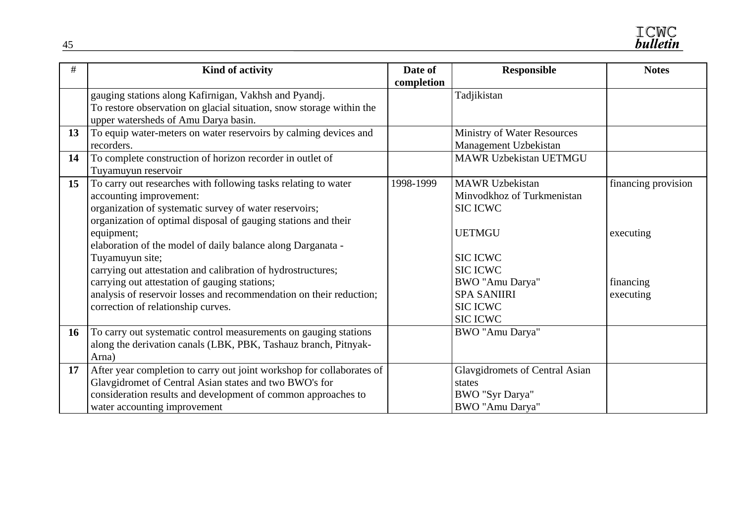| # | Kind of activity | Date of completion | Responsible | Notes |
|---|---|---|---|---|
| | gauging stations along Kafirnigan, Vakhsh and Pyandj.<br>To restore observation on glacial situation, snow storage within the upper watersheds of Amu Darya basin. | | Tadjikistan | |
| **13** | To equip water-meters on water reservoirs by calming devices and recorders. | | Ministry of Water Resources Management Uzbekistan | |
| **14** | To complete construction of horizon recorder in outlet of Tuyamuyun reservoir | | MAWR Uzbekistan UETMGU | |
| **15** | To carry out researches with following tasks relating to water accounting improvement:<br>organization of systematic survey of water reservoirs;<br>organization of optimal disposal of gauging stations and their equipment;<br>elaboration of the model of daily balance along Darganata - Tuyamuyun site;<br>carrying out attestation and calibration of hydrostructures;<br>carrying out attestation of gauging stations;<br>analysis of reservoir losses and recommendation on their reduction;<br>correction of relationship curves. | 1998-1999 | MAWR Uzbekistan<br>Minvodkhoz of Turkmenistan<br>SIC ICWC<br><br>UETMGU<br><br>SIC ICWC<br>SIC ICWC<br>BWO "Amu Darya"<br>SPA SANIIRI<br>SIC ICWC<br>SIC ICWC | financing provision<br><br><br><br>executing<br><br><br><br>financing<br>executing |
| **16** | To carry out systematic control measurements on gauging stations along the derivation canals (LBK, PBK, Tashauz branch, Pitnyak-Arna) | | BWO "Amu Darya" | |
| **17** | After year completion to carry out joint workshop for collaborates of Glavgidromet of Central Asian states and two BWO's for consideration results and development of common approaches to water accounting improvement | | Glavgidromets of Central Asian states<br>BWO "Syr Darya"<br>BWO "Amu Darya" | |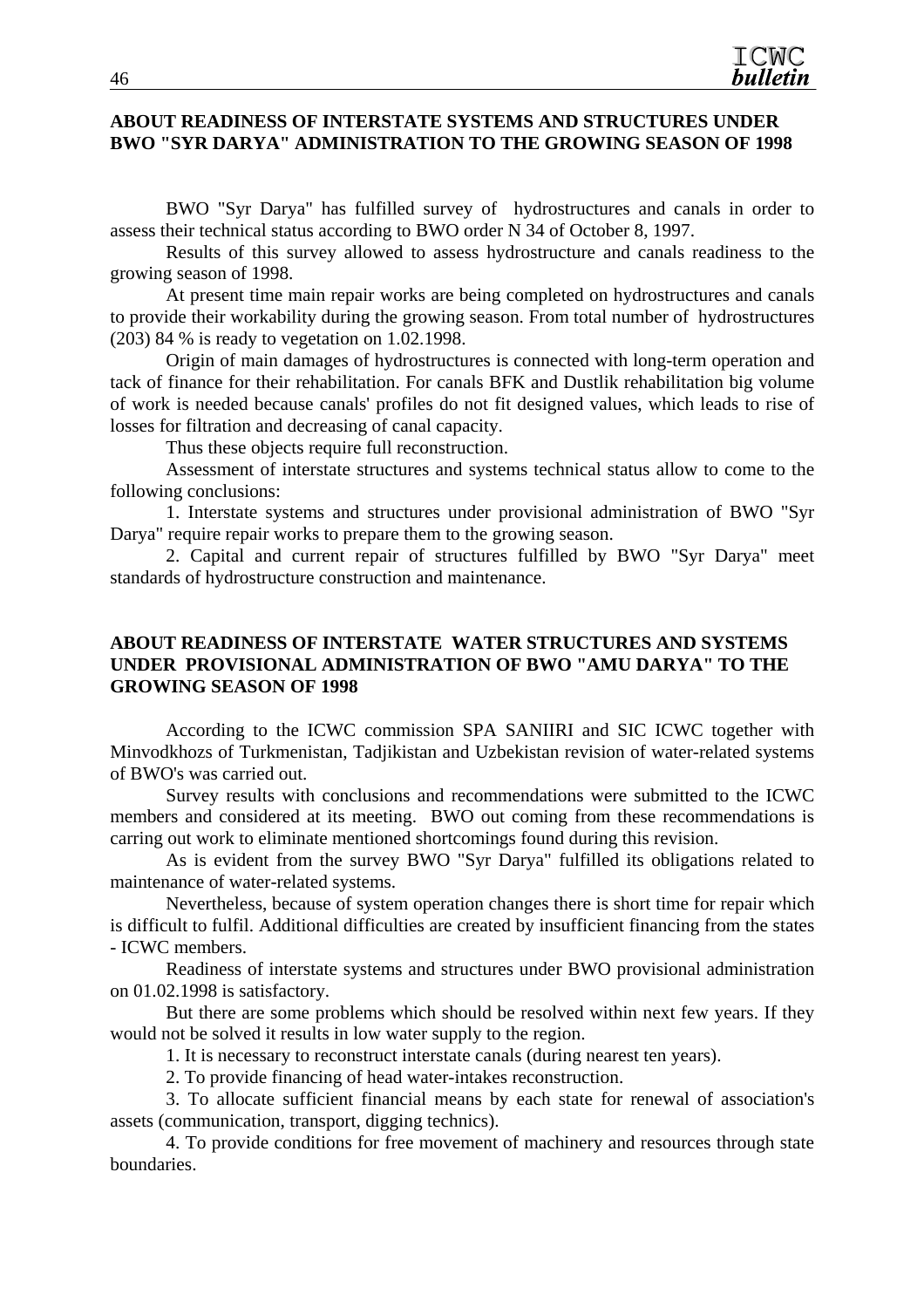## ABOUT READINESS OF INTERSTATE SYSTEMS AND STRUCTURES UNDER BWO "SYR DARYA" ADMINISTRATION TO THE GROWING SEASON OF 1998

BWO "Syr Darya" has fulfilled survey of hydrostructures and canals in order to assess their technical status according to BWO order N 34 of October 8, 1997.

Results of this survey allowed to assess hydrostructure and canals readiness to the growing season of 1998.

At present time main repair works are being completed on hydrostructures and canals to provide their workability during the growing season. From total number of hydrostructures (203) 84 % is ready to vegetation on 1.02.1998.

Origin of main damages of hydrostructures is connected with long-term operation and tack of finance for their rehabilitation. For canals BFK and Dustlik rehabilitation big volume of work is needed because canals' profiles do not fit designed values, which leads to rise of losses for filtration and decreasing of canal capacity.

Thus these objects require full reconstruction.

Assessment of interstate structures and systems technical status allow to come to the following conclusions:

1. Interstate systems and structures under provisional administration of BWO "Syr Darya" require repair works to prepare them to the growing season.
2. Capital and current repair of structures fulfilled by BWO "Syr Darya" meet standards of hydrostructure construction and maintenance.

## ABOUT READINESS OF INTERSTATE WATER STRUCTURES AND SYSTEMS UNDER PROVISIONAL ADMINISTRATION OF BWO "AMU DARYA" TO THE GROWING SEASON OF 1998

According to the ICWC commission SPA SANIIRI and SIC ICWC together with Minvodkhozs of Turkmenistan, Tadjikistan and Uzbekistan revision of water-related systems of BWO's was carried out.

Survey results with conclusions and recommendations were submitted to the ICWC members and considered at its meeting. BWO out coming from these recommendations is carring out work to eliminate mentioned shortcomings found during this revision.

As is evident from the survey BWO "Syr Darya" fulfilled its obligations related to maintenance of water-related systems.

Nevertheless, because of system operation changes there is short time for repair which is difficult to fulfil. Additional difficulties are created by insufficient financing from the states - ICWC members.

Readiness of interstate systems and structures under BWO provisional administration on 01.02.1998 is satisfactory.

But there are some problems which should be resolved within next few years. If they would not be solved it results in low water supply to the region.

1. It is necessary to reconstruct interstate canals (during nearest ten years).
2. To provide financing of head water-intakes reconstruction.
3. To allocate sufficient financial means by each state for renewal of association's assets (communication, transport, digging technics).
4. To provide conditions for free movement of machinery and resources through state boundaries.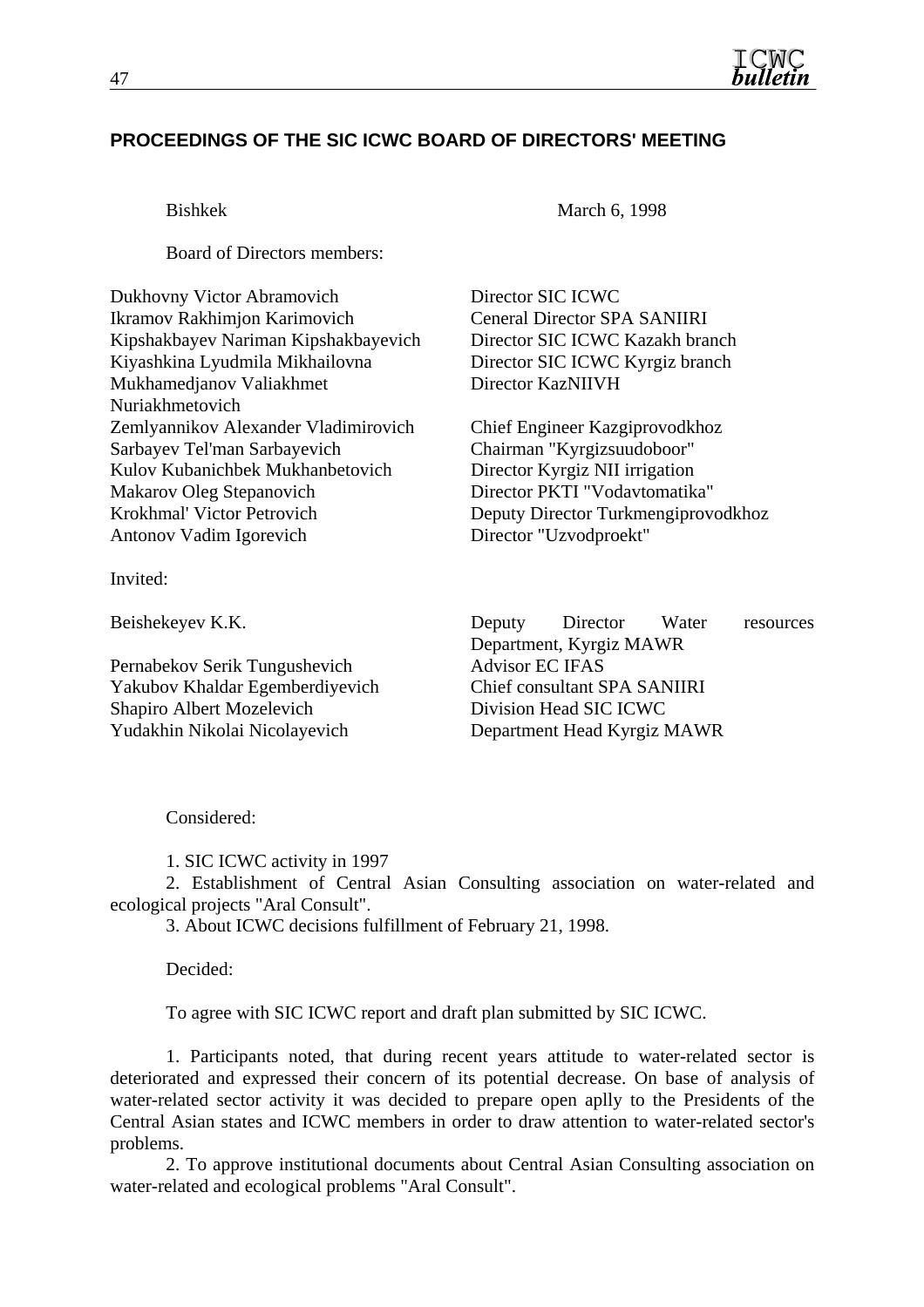## PROCEEDINGS OF THE SIC ICWC BOARD OF DIRECTORS' MEETING

Bishkek March 6, 1998

Board of Directors members:

| | |
|---|---|
| Dukhovny Victor Abramovich | Director SIC ICWC |
| Ikramov Rakhimjon Karimovich | Ceneral Director SPA SANIIRI |
| Kipshakbayev Nariman Kipshakbayevich | Director SIC ICWC Kazakh branch |
| Kiyashkina Lyudmila Mikhailovna | Director SIC ICWC Kyrgiz branch |
| Mukhamedjanov Valiakhmet Nuriakhmetovich | Director KazNIIVH |
| Zemlyannikov Alexander Vladimirovich | Chief Engineer Kazgiprovodkhoz |
| Sarbayev Tel'man Sarbayevich | Chairman "Kyrgizsuudoboor" |
| Kulov Kubanichbek Mukhanbetovich | Director Kyrgiz NII irrigation |
| Makarov Oleg Stepanovich | Director PKTI "Vodavtomatika" |
| Krokhmal' Victor Petrovich | Deputy Director Turkmengiprovodkhoz |
| Antonov Vadim Igorevich | Director "Uzvodproekt" |

Invited:

| | |
|---|---|
| Beishekeyev K.K. | Deputy Director Water resources Department, Kyrgiz MAWR |
| Pernabekov Serik Tungushevich | Advisor EC IFAS |
| Yakubov Khaldar Egemberdiyevich | Chief consultant SPA SANIIRI |
| Shapiro Albert Mozelevich | Division Head SIC ICWC |
| Yudakhin Nikolai Nicolayevich | Department Head Kyrgiz MAWR |

Considered:

1. SIC ICWC activity in 1997
2. Establishment of Central Asian Consulting association on water-related and ecological projects "Aral Consult".
3. About ICWC decisions fulfillment of February 21, 1998.

Decided:

To agree with SIC ICWC report and draft plan submitted by SIC ICWC.

1. Participants noted, that during recent years attitude to water-related sector is deteriorated and expressed their concern of its potential decrease. On base of analysis of water-related sector activity it was decided to prepare open aplly to the Presidents of the Central Asian states and ICWC members in order to draw attention to water-related sector's problems.

2. To approve institutional documents about Central Asian Consulting association on water-related and ecological problems "Aral Consult".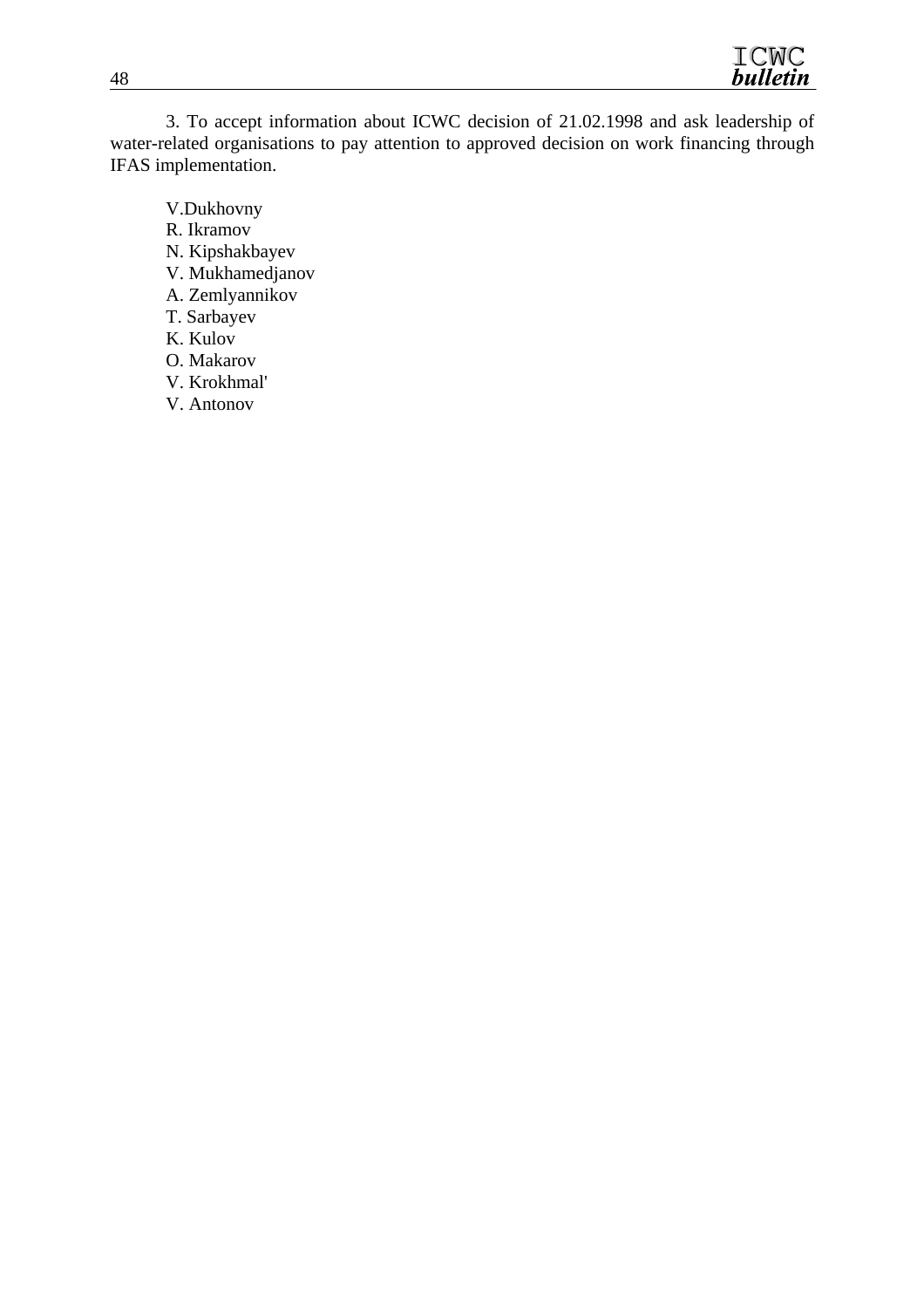3. To accept information about ICWC decision of 21.02.1998 and ask leadership of water-related organisations to pay attention to approved decision on work financing through IFAS implementation.

V.Dukhovny  
R. Ikramov  
N. Kipshakbayev  
V. Mukhamedjanov  
A. Zemlyannikov  
T. Sarbayev  
K. Kulov  
O. Makarov  
V. Krokhmal'  
V. Antonov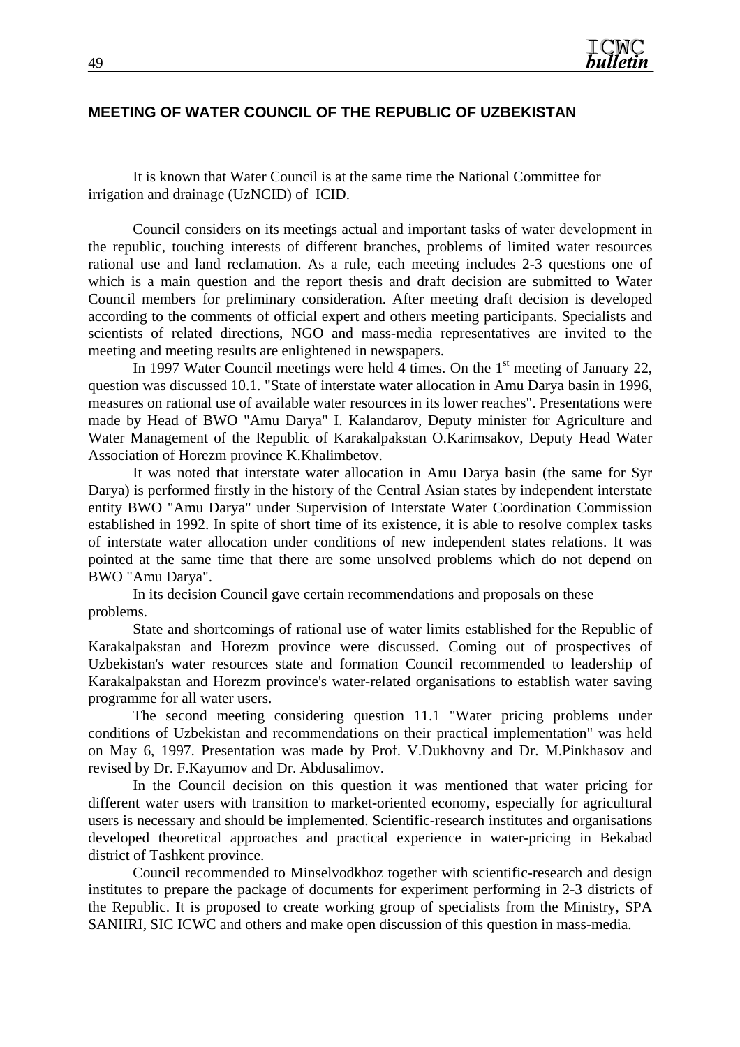## MEETING OF WATER COUNCIL OF THE REPUBLIC OF UZBEKISTAN

It is known that Water Council is at the same time the National Committee for irrigation and drainage (UzNCID) of ICID.

Council considers on its meetings actual and important tasks of water development in the republic, touching interests of different branches, problems of limited water resources rational use and land reclamation. As a rule, each meeting includes 2-3 questions one of which is a main question and the report thesis and draft decision are submitted to Water Council members for preliminary consideration. After meeting draft decision is developed according to the comments of official expert and others meeting participants. Specialists and scientists of related directions, NGO and mass-media representatives are invited to the meeting and meeting results are enlightened in newspapers.

In 1997 Water Council meetings were held 4 times. On the 1st meeting of January 22, question was discussed 10.1. "State of interstate water allocation in Amu Darya basin in 1996, measures on rational use of available water resources in its lower reaches". Presentations were made by Head of BWO "Amu Darya" I. Kalandarov, Deputy minister for Agriculture and Water Management of the Republic of Karakalpakstan O.Karimsakov, Deputy Head Water Association of Horezm province K.Khalimbetov.

It was noted that interstate water allocation in Amu Darya basin (the same for Syr Darya) is performed firstly in the history of the Central Asian states by independent interstate entity BWO "Amu Darya" under Supervision of Interstate Water Coordination Commission established in 1992. In spite of short time of its existence, it is able to resolve complex tasks of interstate water allocation under conditions of new independent states relations. It was pointed at the same time that there are some unsolved problems which do not depend on BWO "Amu Darya".

In its decision Council gave certain recommendations and proposals on these problems.

State and shortcomings of rational use of water limits established for the Republic of Karakalpakstan and Horezm province were discussed. Coming out of prospectives of Uzbekistan's water resources state and formation Council recommended to leadership of Karakalpakstan and Horezm province's water-related organisations to establish water saving programme for all water users.

The second meeting considering question 11.1 "Water pricing problems under conditions of Uzbekistan and recommendations on their practical implementation" was held on May 6, 1997. Presentation was made by Prof. V.Dukhovny and Dr. M.Pinkhasov and revised by Dr. F.Kayumov and Dr. Abdusalimov.

In the Council decision on this question it was mentioned that water pricing for different water users with transition to market-oriented economy, especially for agricultural users is necessary and should be implemented. Scientific-research institutes and organisations developed theoretical approaches and practical experience in water-pricing in Bekabad district of Tashkent province.

Council recommended to Minselvodkhoz together with scientific-research and design institutes to prepare the package of documents for experiment performing in 2-3 districts of the Republic. It is proposed to create working group of specialists from the Ministry, SPA SANIIRI, SIC ICWC and others and make open discussion of this question in mass-media.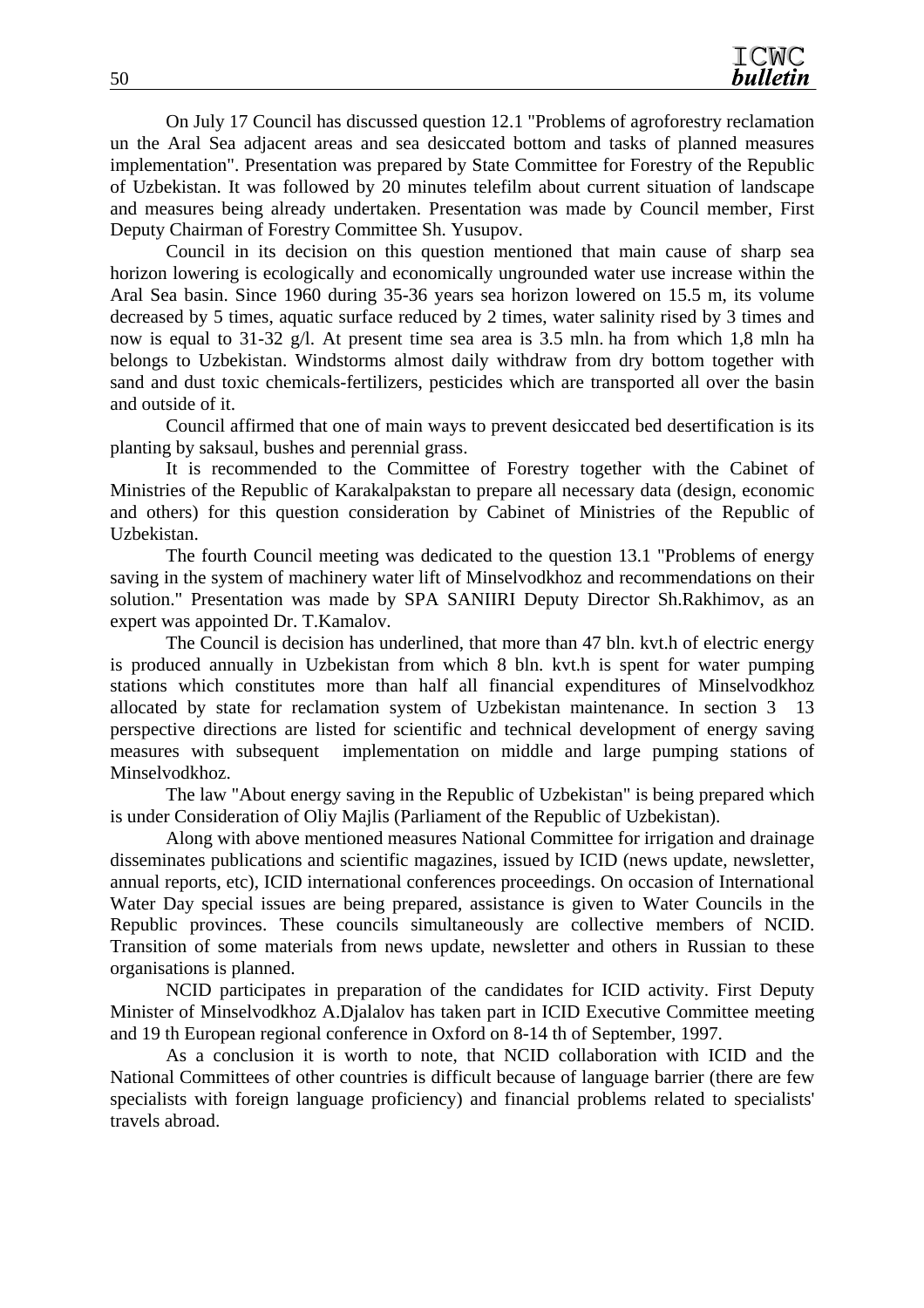On July 17 Council has discussed question 12.1 "Problems of agroforestry reclamation un the Aral Sea adjacent areas and sea desiccated bottom and tasks of planned measures implementation". Presentation was prepared by State Committee for Forestry of the Republic of Uzbekistan. It was followed by 20 minutes telefilm about current situation of landscape and measures being already undertaken. Presentation was made by Council member, First Deputy Chairman of Forestry Committee Sh. Yusupov.

Council in its decision on this question mentioned that main cause of sharp sea horizon lowering is ecologically and economically ungrounded water use increase within the Aral Sea basin. Since 1960 during 35-36 years sea horizon lowered on 15.5 m, its volume decreased by 5 times, aquatic surface reduced by 2 times, water salinity rised by 3 times and now is equal to 31-32 g/l. At present time sea area is 3.5 mln. ha from which 1,8 mln ha belongs to Uzbekistan. Windstorms almost daily withdraw from dry bottom together with sand and dust toxic chemicals-fertilizers, pesticides which are transported all over the basin and outside of it.

Council affirmed that one of main ways to prevent desiccated bed desertification is its planting by saksaul, bushes and perennial grass.

It is recommended to the Committee of Forestry together with the Cabinet of Ministries of the Republic of Karakalpakstan to prepare all necessary data (design, economic and others) for this question consideration by Cabinet of Ministries of the Republic of Uzbekistan.

The fourth Council meeting was dedicated to the question 13.1 "Problems of energy saving in the system of machinery water lift of Minselvodkhoz and recommendations on their solution." Presentation was made by SPA SANIIRI Deputy Director Sh.Rakhimov, as an expert was appointed Dr. T.Kamalov.

The Council is decision has underlined, that more than 47 bln. kvt.h of electric energy is produced annually in Uzbekistan from which 8 bln. kvt.h is spent for water pumping stations which constitutes more than half all financial expenditures of Minselvodkhoz allocated by state for reclamation system of Uzbekistan maintenance. In section 3 13 perspective directions are listed for scientific and technical development of energy saving measures with subsequent implementation on middle and large pumping stations of Minselvodkhoz.

The law "About energy saving in the Republic of Uzbekistan" is being prepared which is under Consideration of Oliy Majlis (Parliament of the Republic of Uzbekistan).

Along with above mentioned measures National Committee for irrigation and drainage disseminates publications and scientific magazines, issued by ICID (news update, newsletter, annual reports, etc), ICID international conferences proceedings. On occasion of International Water Day special issues are being prepared, assistance is given to Water Councils in the Republic provinces. These councils simultaneously are collective members of NCID. Transition of some materials from news update, newsletter and others in Russian to these organisations is planned.

NCID participates in preparation of the candidates for ICID activity. First Deputy Minister of Minselvodkhoz A.Djalalov has taken part in ICID Executive Committee meeting and 19 th European regional conference in Oxford on 8-14 th of September, 1997.

As a conclusion it is worth to note, that NCID collaboration with ICID and the National Committees of other countries is difficult because of language barrier (there are few specialists with foreign language proficiency) and financial problems related to specialists' travels abroad.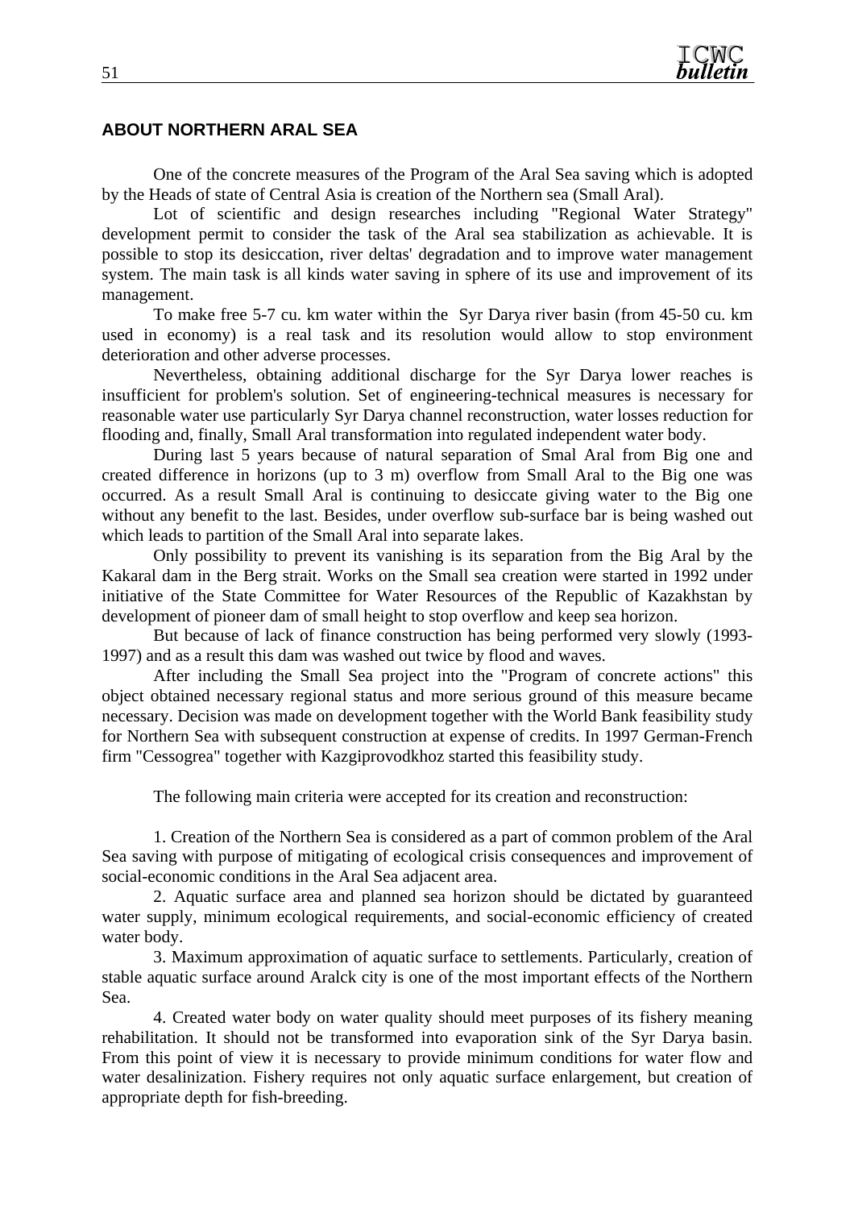## ABOUT NORTHERN ARAL SEA

One of the concrete measures of the Program of the Aral Sea saving which is adopted by the Heads of state of Central Asia is creation of the Northern sea (Small Aral).

Lot of scientific and design researches including "Regional Water Strategy" development permit to consider the task of the Aral sea stabilization as achievable. It is possible to stop its desiccation, river deltas' degradation and to improve water management system. The main task is all kinds water saving in sphere of its use and improvement of its management.

To make free 5-7 cu. km water within the Syr Darya river basin (from 45-50 cu. km used in economy) is a real task and its resolution would allow to stop environment deterioration and other adverse processes.

Nevertheless, obtaining additional discharge for the Syr Darya lower reaches is insufficient for problem's solution. Set of engineering-technical measures is necessary for reasonable water use particularly Syr Darya channel reconstruction, water losses reduction for flooding and, finally, Small Aral transformation into regulated independent water body.

During last 5 years because of natural separation of Smal Aral from Big one and created difference in horizons (up to 3 m) overflow from Small Aral to the Big one was occurred. As a result Small Aral is continuing to desiccate giving water to the Big one without any benefit to the last. Besides, under overflow sub-surface bar is being washed out which leads to partition of the Small Aral into separate lakes.

Only possibility to prevent its vanishing is its separation from the Big Aral by the Kakaral dam in the Berg strait. Works on the Small sea creation were started in 1992 under initiative of the State Committee for Water Resources of the Republic of Kazakhstan by development of pioneer dam of small height to stop overflow and keep sea horizon.

But because of lack of finance construction has being performed very slowly (1993-1997) and as a result this dam was washed out twice by flood and waves.

After including the Small Sea project into the "Program of concrete actions" this object obtained necessary regional status and more serious ground of this measure became necessary. Decision was made on development together with the World Bank feasibility study for Northern Sea with subsequent construction at expense of credits. In 1997 German-French firm "Cessogrea" together with Kazgiprovodkhoz started this feasibility study.

The following main criteria were accepted for its creation and reconstruction:

1. Creation of the Northern Sea is considered as a part of common problem of the Aral Sea saving with purpose of mitigating of ecological crisis consequences and improvement of social-economic conditions in the Aral Sea adjacent area.

2. Aquatic surface area and planned sea horizon should be dictated by guaranteed water supply, minimum ecological requirements, and social-economic efficiency of created water body.

3. Maximum approximation of aquatic surface to settlements. Particularly, creation of stable aquatic surface around Aralck city is one of the most important effects of the Northern Sea.

4. Created water body on water quality should meet purposes of its fishery meaning rehabilitation. It should not be transformed into evaporation sink of the Syr Darya basin. From this point of view it is necessary to provide minimum conditions for water flow and water desalinization. Fishery requires not only aquatic surface enlargement, but creation of appropriate depth for fish-breeding.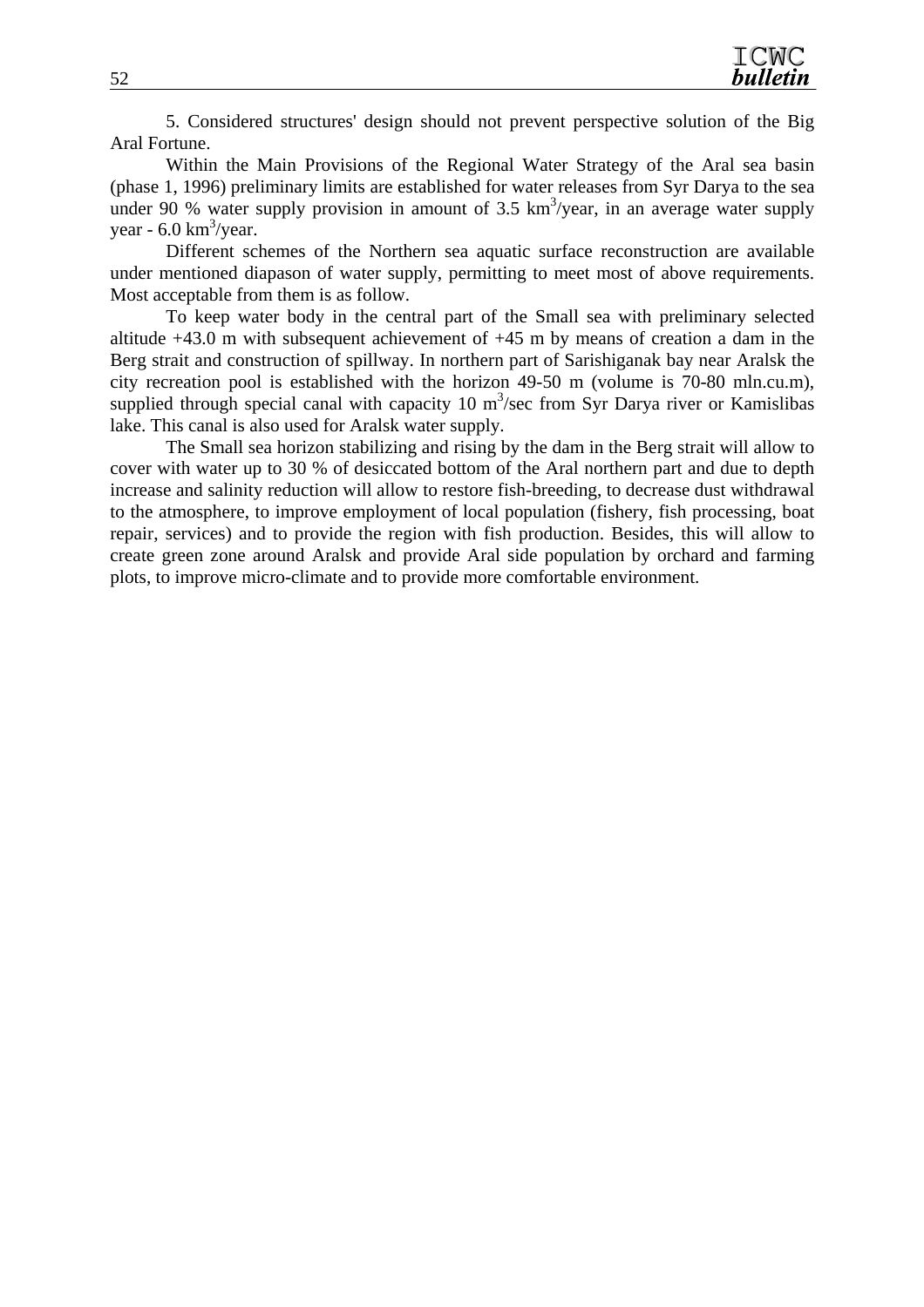5. Considered structures' design should not prevent perspective solution of the Big Aral Fortune.

Within the Main Provisions of the Regional Water Strategy of the Aral sea basin (phase 1, 1996) preliminary limits are established for water releases from Syr Darya to the sea under 90 % water supply provision in amount of 3.5 $km^3$/year, in an average water supply year - 6.0 $km^3$/year.

Different schemes of the Northern sea aquatic surface reconstruction are available under mentioned diapason of water supply, permitting to meet most of above requirements. Most acceptable from them is as follow.

To keep water body in the central part of the Small sea with preliminary selected altitude +43.0 m with subsequent achievement of +45 m by means of creation a dam in the Berg strait and construction of spillway. In northern part of Sarishiganak bay near Aralsk the city recreation pool is established with the horizon 49-50 m (volume is 70-80 mln.cu.m), supplied through special canal with capacity 10 $m^3$/sec from Syr Darya river or Kamislibas lake. This canal is also used for Aralsk water supply.

The Small sea horizon stabilizing and rising by the dam in the Berg strait will allow to cover with water up to 30 % of desiccated bottom of the Aral northern part and due to depth increase and salinity reduction will allow to restore fish-breeding, to decrease dust withdrawal to the atmosphere, to improve employment of local population (fishery, fish processing, boat repair, services) and to provide the region with fish production. Besides, this will allow to create green zone around Aralsk and provide Aral side population by orchard and farming plots, to improve micro-climate and to provide more comfortable environment.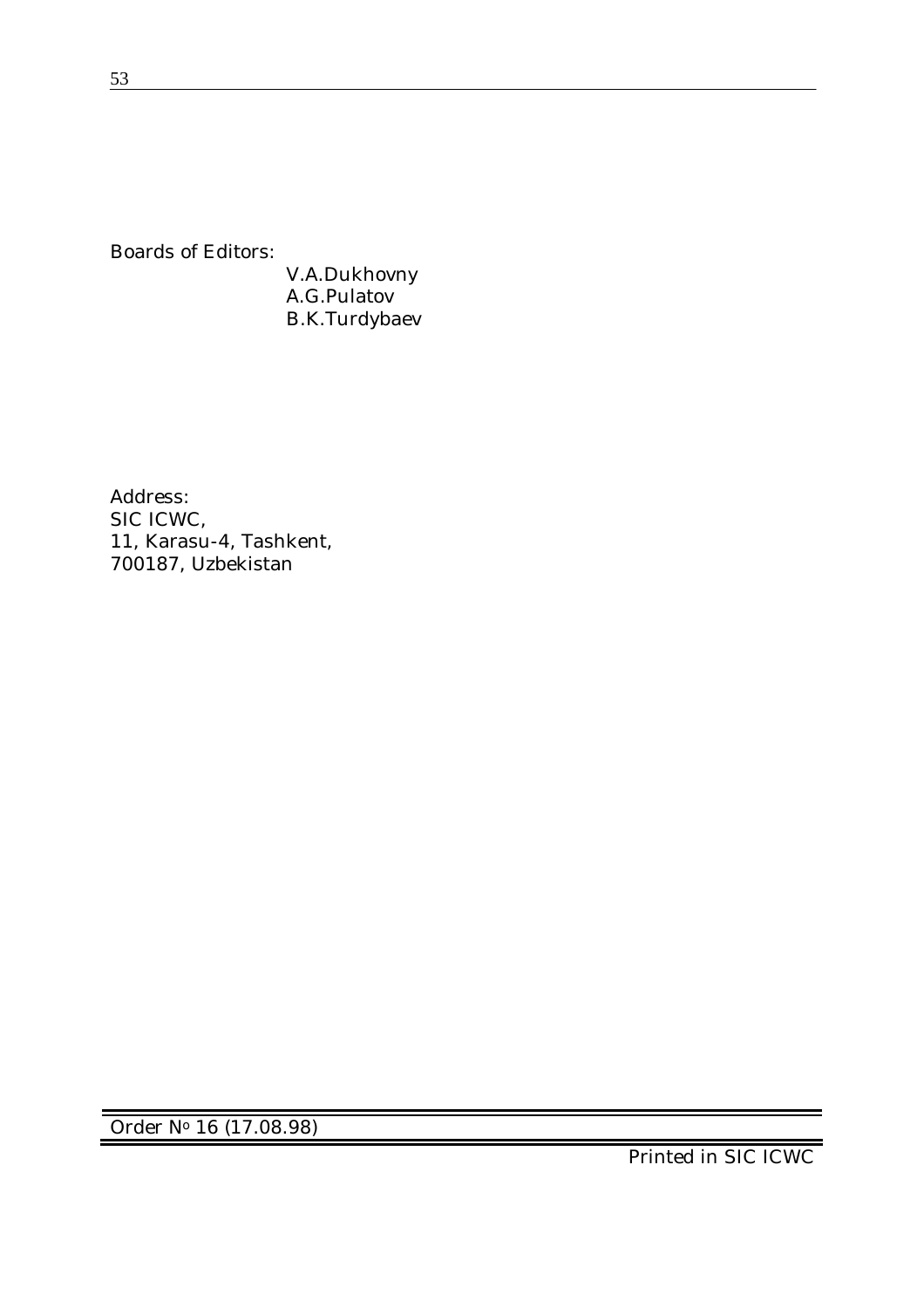Boards of Editors:

V.A.Dukhovny
A.G.Pulatov
B.K.Turdybaev

Address:
SIC ICWC,
11, Karasu-4, Tashkent,
700187, Uzbekistan

Order No 16 (17.08.98)

Printed in SIC ICWC